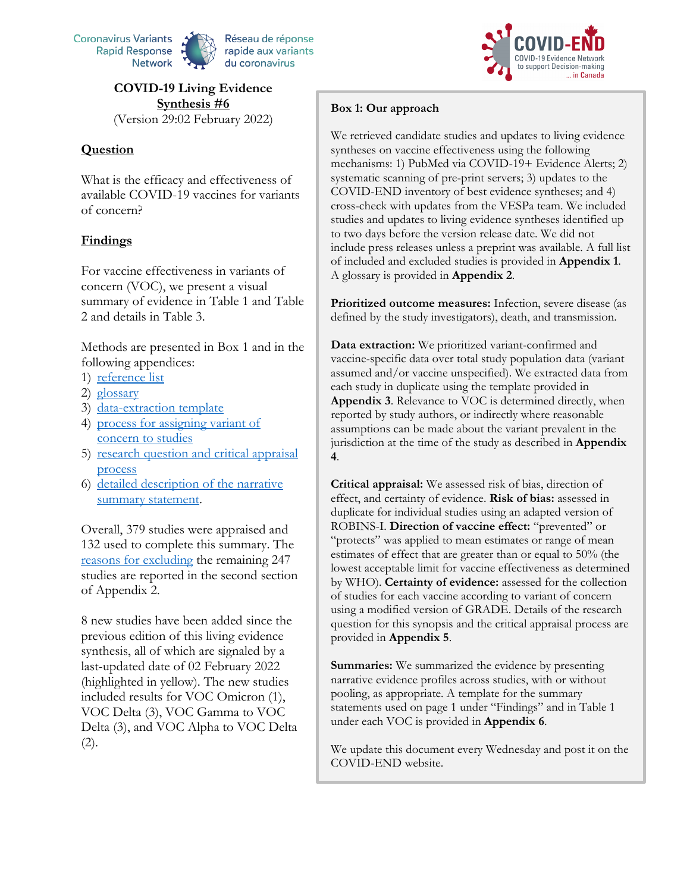Coronavirus Variants Rapid Response Network | Réseau de réponse rapide aux variants du coronavirus

COVID-END — COVID-19 Evidence Network to support Decision-making ... in Canada

# COVID-19 Living Evidence Synthesis #6

(Version 29:02 February 2022)

## Question

What is the efficacy and effectiveness of available COVID-19 vaccines for variants of concern?

## Findings

For vaccine effectiveness in variants of concern (VOC), we present a visual summary of evidence in Table 1 and Table 2 and details in Table 3.

Methods are presented in Box 1 and in the following appendices:

1) reference list
2) glossary
3) data-extraction template
4) process for assigning variant of concern to studies
5) research question and critical appraisal process
6) detailed description of the narrative summary statement.

Overall, 379 studies were appraised and 132 used to complete this summary. The reasons for excluding the remaining 247 studies are reported in the second section of Appendix 2.

8 new studies have been added since the previous edition of this living evidence synthesis, all of which are signaled by a last-updated date of 02 February 2022 (highlighted in yellow). The new studies included results for VOC Omicron (1), VOC Delta (3), VOC Gamma to VOC Delta (3), and VOC Alpha to VOC Delta (2).

### Box 1: Our approach

We retrieved candidate studies and updates to living evidence syntheses on vaccine effectiveness using the following mechanisms: 1) PubMed via COVID-19+ Evidence Alerts; 2) systematic scanning of pre-print servers; 3) updates to the COVID-END inventory of best evidence syntheses; and 4) cross-check with updates from the VESPa team. We included studies and updates to living evidence syntheses identified up to two days before the version release date. We did not include press releases unless a preprint was available. A full list of included and excluded studies is provided in **Appendix 1**. A glossary is provided in **Appendix 2**.

**Prioritized outcome measures:** Infection, severe disease (as defined by the study investigators), death, and transmission.

**Data extraction:** We prioritized variant-confirmed and vaccine-specific data over total study population data (variant assumed and/or vaccine unspecified). We extracted data from each study in duplicate using the template provided in **Appendix 3**. Relevance to VOC is determined directly, when reported by study authors, or indirectly where reasonable assumptions can be made about the variant prevalent in the jurisdiction at the time of the study as described in **Appendix 4**.

**Critical appraisal:** We assessed risk of bias, direction of effect, and certainty of evidence. **Risk of bias:** assessed in duplicate for individual studies using an adapted version of ROBINS-I. **Direction of vaccine effect:** "prevented" or "protects" was applied to mean estimates or range of mean estimates of effect that are greater than or equal to 50% (the lowest acceptable limit for vaccine effectiveness as determined by WHO). **Certainty of evidence:** assessed for the collection of studies for each vaccine according to variant of concern using a modified version of GRADE. Details of the research question for this synopsis and the critical appraisal process are provided in **Appendix 5**.

**Summaries:** We summarized the evidence by presenting narrative evidence profiles across studies, with or without pooling, as appropriate. A template for the summary statements used on page 1 under "Findings" and in Table 1 under each VOC is provided in **Appendix 6**.

We update this document every Wednesday and post it on the COVID-END website.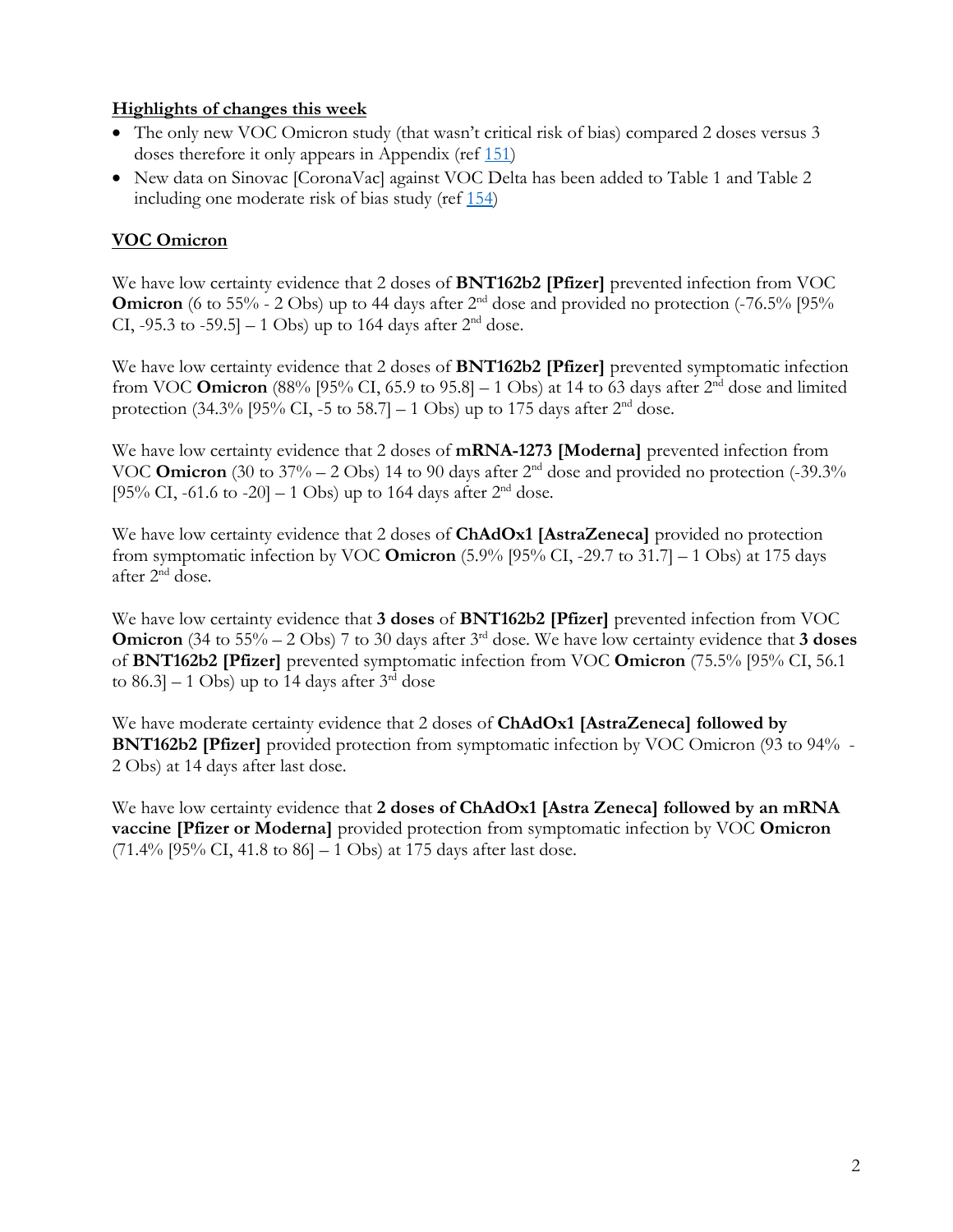**Highlights of changes this week**

- The only new VOC Omicron study (that wasn't critical risk of bias) compared 2 doses versus 3 doses therefore it only appears in Appendix (ref 151)
- New data on Sinovac [CoronaVac] against VOC Delta has been added to Table 1 and Table 2 including one moderate risk of bias study (ref 154)

**VOC Omicron**

We have low certainty evidence that 2 doses of **BNT162b2 [Pfizer]** prevented infection from VOC **Omicron** (6 to 55% - 2 Obs) up to 44 days after 2nd dose and provided no protection (-76.5% [95% CI, -95.3 to -59.5] – 1 Obs) up to 164 days after 2nd dose.

We have low certainty evidence that 2 doses of **BNT162b2 [Pfizer]** prevented symptomatic infection from VOC **Omicron** (88% [95% CI, 65.9 to 95.8] – 1 Obs) at 14 to 63 days after 2nd dose and limited protection (34.3% [95% CI, -5 to 58.7] – 1 Obs) up to 175 days after 2nd dose.

We have low certainty evidence that 2 doses of **mRNA-1273 [Moderna]** prevented infection from VOC **Omicron** (30 to 37% – 2 Obs) 14 to 90 days after 2nd dose and provided no protection (-39.3% [95% CI, -61.6 to -20] – 1 Obs) up to 164 days after 2nd dose.

We have low certainty evidence that 2 doses of **ChAdOx1 [AstraZeneca]** provided no protection from symptomatic infection by VOC **Omicron** (5.9% [95% CI, -29.7 to 31.7] – 1 Obs) at 175 days after 2nd dose.

We have low certainty evidence that **3 doses** of **BNT162b2 [Pfizer]** prevented infection from VOC **Omicron** (34 to 55% – 2 Obs) 7 to 30 days after 3rd dose. We have low certainty evidence that **3 doses** of **BNT162b2 [Pfizer]** prevented symptomatic infection from VOC **Omicron** (75.5% [95% CI, 56.1 to 86.3] – 1 Obs) up to 14 days after 3rd dose

We have moderate certainty evidence that 2 doses of **ChAdOx1 [AstraZeneca] followed by BNT162b2 [Pfizer]** provided protection from symptomatic infection by VOC Omicron (93 to 94% - 2 Obs) at 14 days after last dose.

We have low certainty evidence that **2 doses of ChAdOx1 [Astra Zeneca] followed by an mRNA vaccine [Pfizer or Moderna]** provided protection from symptomatic infection by VOC **Omicron** (71.4% [95% CI, 41.8 to 86] – 1 Obs) at 175 days after last dose.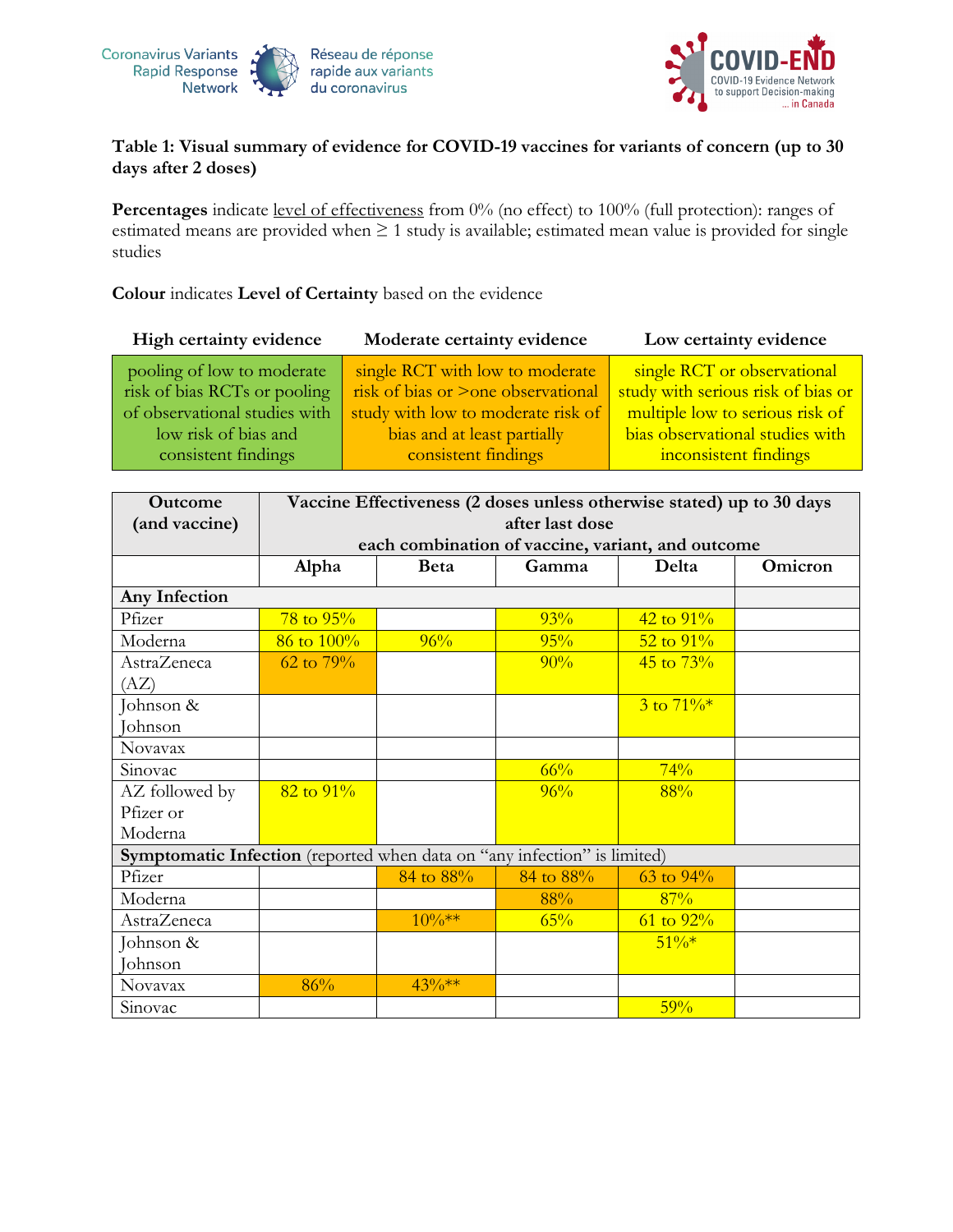**Table 1: Visual summary of evidence for COVID-19 vaccines for variants of concern (up to 30 days after 2 doses)**

**Percentages** indicate level of effectiveness from 0% (no effect) to 100% (full protection): ranges of estimated means are provided when ≥ 1 study is available; estimated mean value is provided for single studies

**Colour** indicates **Level of Certainty** based on the evidence

| High certainty evidence | Moderate certainty evidence | Low certainty evidence |
|---|---|---|
| pooling of low to moderate risk of bias RCTs or pooling of observational studies with low risk of bias and consistent findings | single RCT with low to moderate risk of bias or >one observational study with low to moderate risk of bias and at least partially consistent findings | single RCT or observational study with serious risk of bias or multiple low to serious risk of bias observational studies with inconsistent findings |

| Outcome (and vaccine) | Vaccine Effectiveness (2 doses unless otherwise stated) up to 30 days after last dose each combination of vaccine, variant, and outcome | | | | |
|---|---|---|---|---|---|
| | Alpha | Beta | Gamma | Delta | Omicron |
| **Any Infection** | | | | | |
| Pfizer | 78 to 95% | | 93% | 42 to 91% | |
| Moderna | 86 to 100% | 96% | 95% | 52 to 91% | |
| AstraZeneca (AZ) | 62 to 79% | | 90% | 45 to 73% | |
| Johnson & Johnson | | | | 3 to 71%* | |
| Novavax | | | | | |
| Sinovac | | | 66% | 74% | |
| AZ followed by Pfizer or Moderna | 82 to 91% | | 96% | 88% | |
| **Symptomatic Infection** (reported when data on "any infection" is limited) | | | | | |
| Pfizer | | 84 to 88% | 84 to 88% | 63 to 94% | |
| Moderna | | | 88% | 87% | |
| AstraZeneca | | 10%** | 65% | 61 to 92% | |
| Johnson & Johnson | | | | 51%* | |
| Novavax | 86% | 43%** | | | |
| Sinovac | | | | 59% | |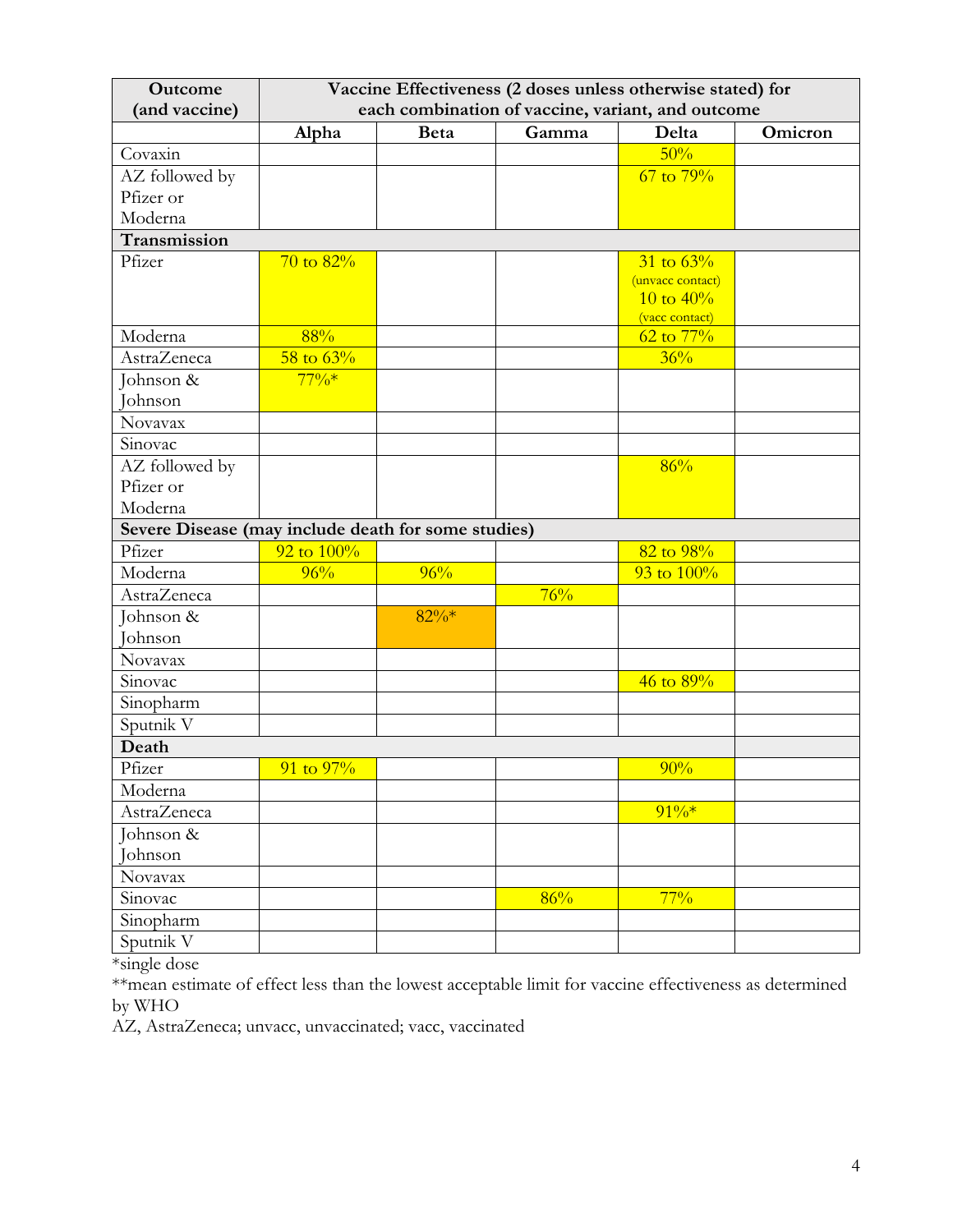| Outcome (and vaccine) | Vaccine Effectiveness (2 doses unless otherwise stated) for each combination of vaccine, variant, and outcome | | | | |
|---|---|---|---|---|---|
| | Alpha | Beta | Gamma | Delta | Omicron |
| Covaxin | | | | 50% | |
| AZ followed by Pfizer or Moderna | | | | 67 to 79% | |
| **Transmission** | | | | | |
| Pfizer | 70 to 82% | | | 31 to 63% (unvacc contact) 10 to 40% (vacc contact) | |
| Moderna | 88% | | | 62 to 77% | |
| AstraZeneca | 58 to 63% | | | 36% | |
| Johnson & Johnson | 77%* | | | | |
| Novavax | | | | | |
| Sinovac | | | | | |
| AZ followed by Pfizer or Moderna | | | | 86% | |
| **Severe Disease (may include death for some studies)** | | | | | |
| Pfizer | 92 to 100% | | | 82 to 98% | |
| Moderna | 96% | 96% | | 93 to 100% | |
| AstraZeneca | | | 76% | | |
| Johnson & Johnson | | 82%* | | | |
| Novavax | | | | | |
| Sinovac | | | | 46 to 89% | |
| Sinopharm | | | | | |
| Sputnik V | | | | | |
| **Death** | | | | | |
| Pfizer | 91 to 97% | | | 90% | |
| Moderna | | | | | |
| AstraZeneca | | | | 91%* | |
| Johnson & Johnson | | | | | |
| Novavax | | | | | |
| Sinovac | | | 86% | 77% | |
| Sinopharm | | | | | |
| Sputnik V | | | | | |

*single dose

**mean estimate of effect less than the lowest acceptable limit for vaccine effectiveness as determined by WHO

AZ, AstraZeneca; unvacc, unvaccinated; vacc, vaccinated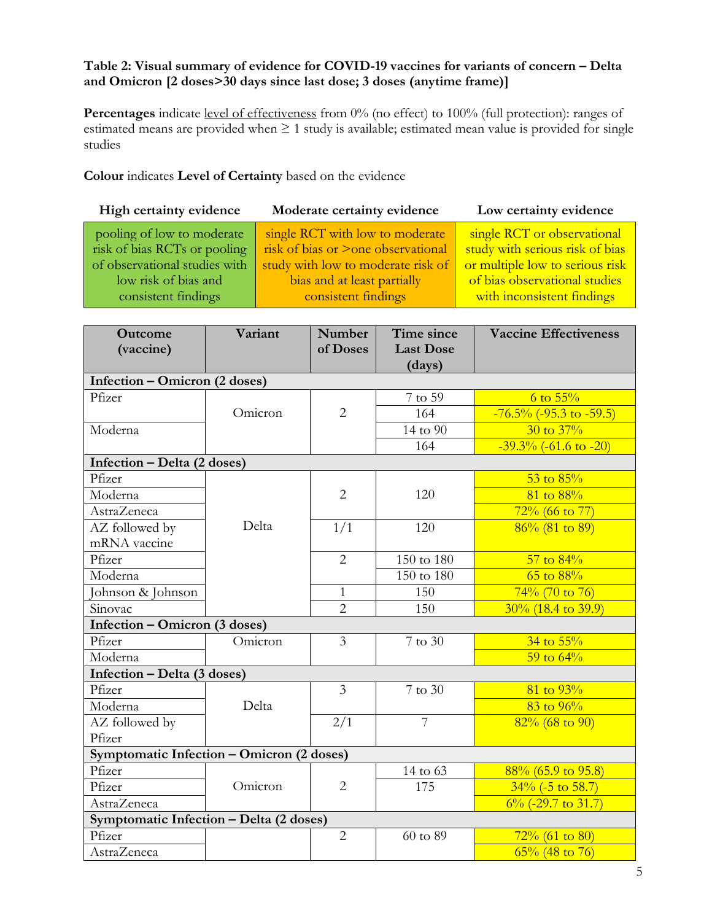**Table 2: Visual summary of evidence for COVID-19 vaccines for variants of concern – Delta and Omicron [2 doses>30 days since last dose; 3 doses (anytime frame)]**

**Percentages** indicate level of effectiveness from 0% (no effect) to 100% (full protection): ranges of estimated means are provided when ≥ 1 study is available; estimated mean value is provided for single studies

**Colour** indicates **Level of Certainty** based on the evidence

| High certainty evidence | Moderate certainty evidence | Low certainty evidence |
|---|---|---|
| pooling of low to moderate risk of bias RCTs or pooling of observational studies with low risk of bias and consistent findings | single RCT with low to moderate risk of bias or >one observational study with low to moderate risk of bias and at least partially consistent findings | single RCT or observational study with serious risk of bias or multiple low to serious risk of bias observational studies with inconsistent findings |

| Outcome (vaccine) | Variant | Number of Doses | Time since Last Dose (days) | Vaccine Effectiveness |
|---|---|---|---|---|
| **Infection – Omicron (2 doses)** | | | | |
| Pfizer | Omicron | 2 | 7 to 59 | 6 to 55% |
| | | | 164 | -76.5% (-95.3 to -59.5) |
| Moderna | | | 14 to 90 | 30 to 37% |
| | | | 164 | -39.3% (-61.6 to -20) |
| **Infection – Delta (2 doses)** | | | | |
| Pfizer | Delta | 2 | 120 | 53 to 85% |
| Moderna | | | | 81 to 88% |
| AstraZeneca | | | | 72% (66 to 77) |
| AZ followed by mRNA vaccine | | 1/1 | 120 | 86% (81 to 89) |
| Pfizer | | 2 | 150 to 180 | 57 to 84% |
| Moderna | | | 150 to 180 | 65 to 88% |
| Johnson & Johnson | | 1 | 150 | 74% (70 to 76) |
| Sinovac | | 2 | 150 | 30% (18.4 to 39.9) |
| **Infection – Omicron (3 doses)** | | | | |
| Pfizer | Omicron | 3 | 7 to 30 | 34 to 55% |
| Moderna | | | | 59 to 64% |
| **Infection – Delta (3 doses)** | | | | |
| Pfizer | Delta | 3 | 7 to 30 | 81 to 93% |
| Moderna | | | | 83 to 96% |
| AZ followed by Pfizer | | 2/1 | 7 | 82% (68 to 90) |
| **Symptomatic Infection – Omicron (2 doses)** | | | | |
| Pfizer | Omicron | 2 | 14 to 63 | 88% (65.9 to 95.8) |
| Pfizer | | | 175 | 34% (-5 to 58.7) |
| AstraZeneca | | | | 6% (-29.7 to 31.7) |
| **Symptomatic Infection – Delta (2 doses)** | | | | |
| Pfizer | | 2 | 60 to 89 | 72% (61 to 80) |
| AstraZeneca | | | | 65% (48 to 76) |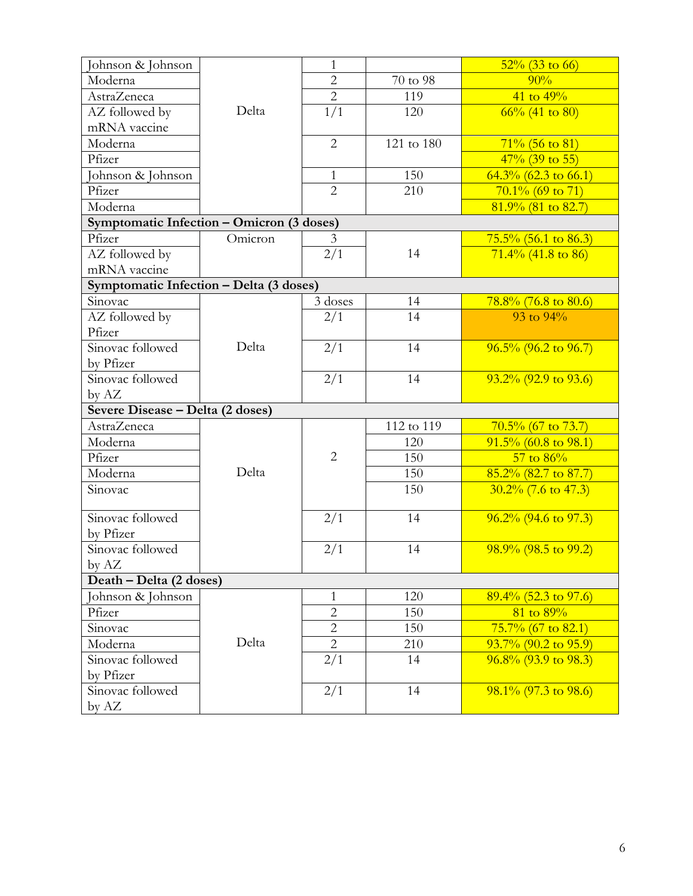| | | | | |
|---|---|---|---|---|
| Johnson & Johnson | Delta | 1 | | 52% (33 to 66) |
| Moderna | | 2 | 70 to 98 | 90% |
| AstraZeneca | | 2 | 119 | 41 to 49% |
| AZ followed by mRNA vaccine | | 1/1 | 120 | 66% (41 to 80) |
| Moderna | | 2 | 121 to 180 | 71% (56 to 81) |
| Pfizer | | | | 47% (39 to 55) |
| Johnson & Johnson | | 1 | 150 | 64.3% (62.3 to 66.1) |
| Pfizer | | 2 | 210 | 70.1% (69 to 71) |
| Moderna | | | | 81.9% (81 to 82.7) |
| **Symptomatic Infection – Omicron (3 doses)** | | | | |
| Pfizer | Omicron | 3 | 14 | 75.5% (56.1 to 86.3) |
| AZ followed by mRNA vaccine | | 2/1 | | 71.4% (41.8 to 86) |
| **Symptomatic Infection – Delta (3 doses)** | | | | |
| Sinovac | Delta | 3 doses | 14 | 78.8% (76.8 to 80.6) |
| AZ followed by Pfizer | | 2/1 | 14 | 93 to 94% |
| Sinovac followed by Pfizer | | 2/1 | 14 | 96.5% (96.2 to 96.7) |
| Sinovac followed by AZ | | 2/1 | 14 | 93.2% (92.9 to 93.6) |
| **Severe Disease – Delta (2 doses)** | | | | |
| AstraZeneca | Delta | 2 | 112 to 119 | 70.5% (67 to 73.7) |
| Moderna | | | 120 | 91.5% (60.8 to 98.1) |
| Pfizer | | | 150 | 57 to 86% |
| Moderna | | | 150 | 85.2% (82.7 to 87.7) |
| Sinovac | | | 150 | 30.2% (7.6 to 47.3) |
| Sinovac followed by Pfizer | | 2/1 | 14 | 96.2% (94.6 to 97.3) |
| Sinovac followed by AZ | | 2/1 | 14 | 98.9% (98.5 to 99.2) |
| **Death – Delta (2 doses)** | | | | |
| Johnson & Johnson | Delta | 1 | 120 | 89.4% (52.3 to 97.6) |
| Pfizer | | 2 | 150 | 81 to 89% |
| Sinovac | | 2 | 150 | 75.7% (67 to 82.1) |
| Moderna | | 2 | 210 | 93.7% (90.2 to 95.9) |
| Sinovac followed by Pfizer | | 2/1 | 14 | 96.8% (93.9 to 98.3) |
| Sinovac followed by AZ | | 2/1 | 14 | 98.1% (97.3 to 98.6) |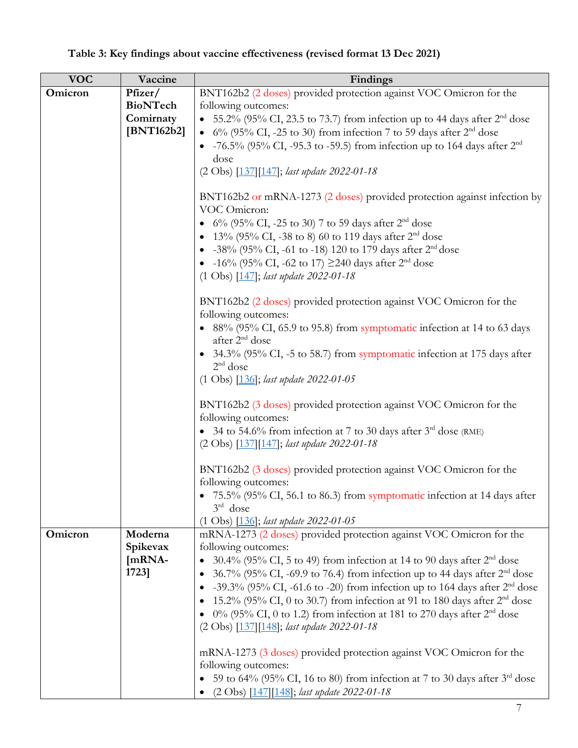**Table 3: Key findings about vaccine effectiveness (revised format 13 Dec 2021)**

| VOC | Vaccine | Findings |
|---|---|---|
| **Omicron** | **Pfizer/ BioNTech Comirnaty [BNT162b2]** | BNT162b2 (2 doses) provided protection against VOC Omicron for the following outcomes:<br>• 55.2% (95% CI, 23.5 to 73.7) from infection up to 44 days after 2nd dose<br>• 6% (95% CI, -25 to 30) from infection 7 to 59 days after 2nd dose<br>• -76.5% (95% CI, -95.3 to -59.5) from infection up to 164 days after 2nd dose<br>(2 Obs) [137][147]; *last update 2022-01-18*<br><br>BNT162b2 or mRNA-1273 (2 doses) provided protection against infection by VOC Omicron:<br>• 6% (95% CI, -25 to 30) 7 to 59 days after 2nd dose<br>• 13% (95% CI, -38 to 8) 60 to 119 days after 2nd dose<br>• -38% (95% CI, -61 to -18) 120 to 179 days after 2nd dose<br>• -16% (95% CI, -62 to 17) ≥240 days after 2nd dose<br>(1 Obs) [147]; *last update 2022-01-18*<br><br>BNT162b2 (2 doses) provided protection against VOC Omicron for the following outcomes:<br>• 88% (95% CI, 65.9 to 95.8) from symptomatic infection at 14 to 63 days after 2nd dose<br>• 34.3% (95% CI, -5 to 58.7) from symptomatic infection at 175 days after 2nd dose<br>(1 Obs) [136]; *last update 2022-01-05*<br><br>BNT162b2 (3 doses) provided protection against VOC Omicron for the following outcomes:<br>• 34 to 54.6% from infection at 7 to 30 days after 3rd dose (RME)<br>(2 Obs) [137][147]; *last update 2022-01-18*<br><br>BNT162b2 (3 doses) provided protection against VOC Omicron for the following outcomes:<br>• 75.5% (95% CI, 56.1 to 86.3) from symptomatic infection at 14 days after 3rd dose<br>(1 Obs) [136]; *last update 2022-01-05* |
| **Omicron** | **Moderna Spikevax [mRNA-1723]** | mRNA-1273 (2 doses) provided protection against VOC Omicron for the following outcomes:<br>• 30.4% (95% CI, 5 to 49) from infection at 14 to 90 days after 2nd dose<br>• 36.7% (95% CI, -69.9 to 76.4) from infection up to 44 days after 2nd dose<br>• -39.3% (95% CI, -61.6 to -20) from infection up to 164 days after 2nd dose<br>• 15.2% (95% CI, 0 to 30.7) from infection at 91 to 180 days after 2nd dose<br>• 0% (95% CI, 0 to 1.2) from infection at 181 to 270 days after 2nd dose<br>(2 Obs) [137][148]; *last update 2022-01-18*<br><br>mRNA-1273 (3 doses) provided protection against VOC Omicron for the following outcomes:<br>• 59 to 64% (95% CI, 16 to 80) from infection at 7 to 30 days after 3rd dose<br>• (2 Obs) [147][148]; *last update 2022-01-18* |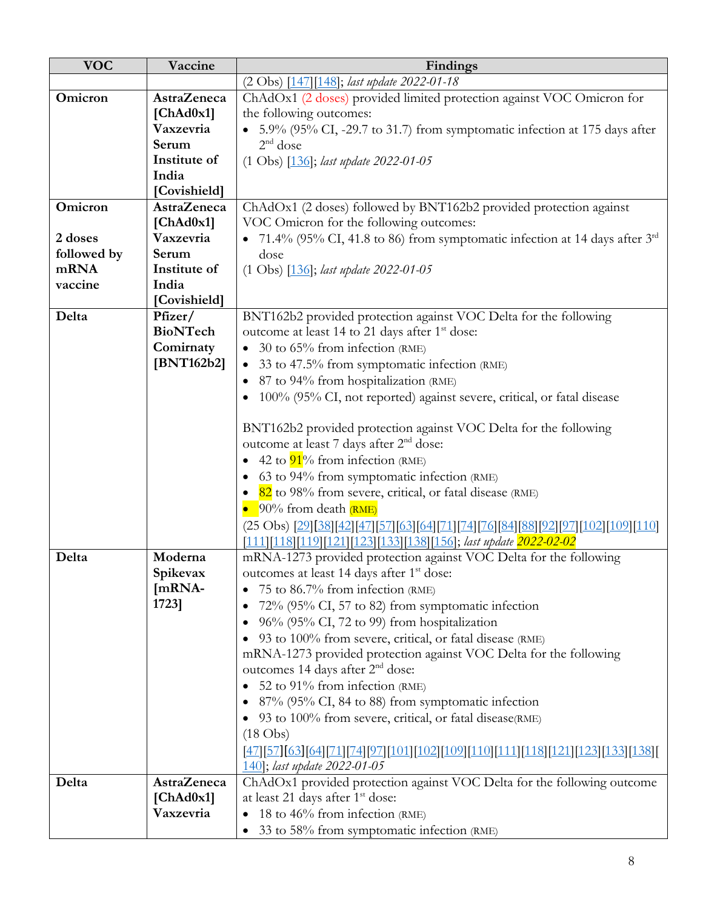| VOC | Vaccine | Findings |
|---|---|---|
| | | (2 Obs) [147][148]; *last update 2022-01-18* |
| **Omicron** | **AstraZeneca [ChAd0x1] Vaxzevria Serum Institute of India [Covishield]** | ChAdOx1 (2 doses) provided limited protection against VOC Omicron for the following outcomes:<br>• 5.9% (95% CI, -29.7 to 31.7) from symptomatic infection at 175 days after 2nd dose<br>(1 Obs) [136]; *last update 2022-01-05* |
| **Omicron**<br><br>**2 doses followed by mRNA vaccine** | **AstraZeneca [ChAd0x1] Vaxzevria Serum Institute of India [Covishield]** | ChAdOx1 (2 doses) followed by BNT162b2 provided protection against VOC Omicron for the following outcomes:<br>• 71.4% (95% CI, 41.8 to 86) from symptomatic infection at 14 days after 3rd dose<br>(1 Obs) [136]; *last update 2022-01-05* |
| **Delta** | **Pfizer/ BioNTech Comirnaty [BNT162b2]** | BNT162b2 provided protection against VOC Delta for the following outcome at least 14 to 21 days after 1st dose:<br>• 30 to 65% from infection (RME)<br>• 33 to 47.5% from symptomatic infection (RME)<br>• 87 to 94% from hospitalization (RME)<br>• 100% (95% CI, not reported) against severe, critical, or fatal disease<br><br>BNT162b2 provided protection against VOC Delta for the following outcome at least 7 days after 2nd dose:<br>• 42 to 91% from infection (RME)<br>• 63 to 94% from symptomatic infection (RME)<br>• 82 to 98% from severe, critical, or fatal disease (RME)<br>• 90% from death (RME)<br>(25 Obs) [29][38][42][47][57][63][64][71][74][76][84][88][92][97][102][109][110][111][118][119][121][123][133][138][156]; *last update **2022-02-02*** |
| **Delta** | **Moderna Spikevax [mRNA-1723]** | mRNA-1273 provided protection against VOC Delta for the following outcomes at least 14 days after 1st dose:<br>• 75 to 86.7% from infection (RME)<br>• 72% (95% CI, 57 to 82) from symptomatic infection<br>• 96% (95% CI, 72 to 99) from hospitalization<br>• 93 to 100% from severe, critical, or fatal disease (RME)<br>mRNA-1273 provided protection against VOC Delta for the following outcomes 14 days after 2nd dose:<br>• 52 to 91% from infection (RME)<br>• 87% (95% CI, 84 to 88) from symptomatic infection<br>• 93 to 100% from severe, critical, or fatal disease(RME)<br>(18 Obs)<br>[47][57][63][64][71][74][97][101][102][109][110][111][118][121][123][133][138][140]; *last update 2022-01-05* |
| **Delta** | **AstraZeneca [ChAd0x1] Vaxzevria** | ChAdOx1 provided protection against VOC Delta for the following outcome at least 21 days after 1st dose:<br>• 18 to 46% from infection (RME)<br>• 33 to 58% from symptomatic infection (RME) |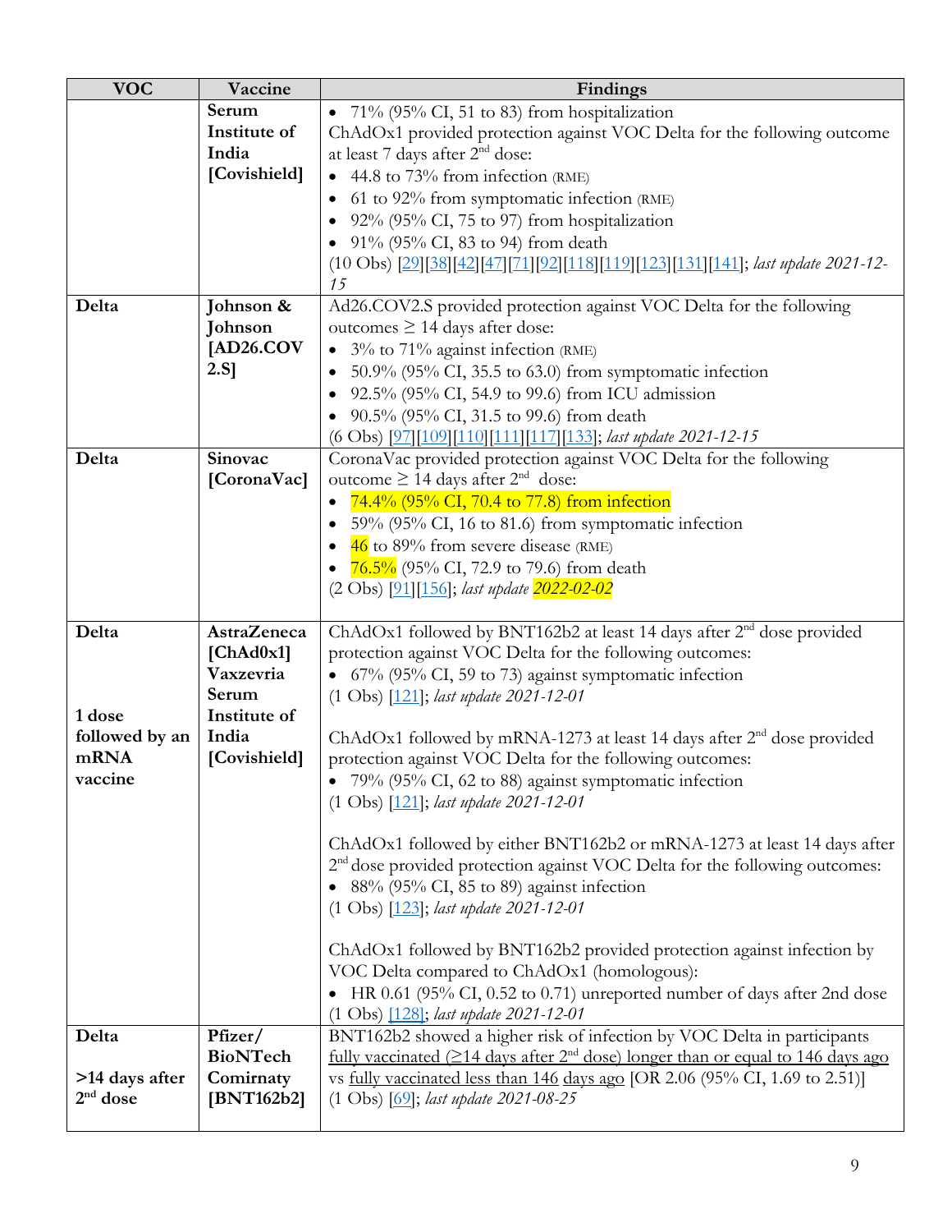| VOC | Vaccine | Findings |
|---|---|---|
| | **Serum Institute of India [Covishield]** | • 71% (95% CI, 51 to 83) from hospitalization<br>ChAdOx1 provided protection against VOC Delta for the following outcome at least 7 days after 2nd dose:<br>• 44.8 to 73% from infection (RME)<br>• 61 to 92% from symptomatic infection (RME)<br>• 92% (95% CI, 75 to 97) from hospitalization<br>• 91% (95% CI, 83 to 94) from death<br>(10 Obs) [29][38][42][47][71][92][118][119][123][131][141]; *last update 2021-12-15* |
| **Delta** | **Johnson & Johnson [AD26.COV2.S]** | Ad26.COV2.S provided protection against VOC Delta for the following outcomes ≥ 14 days after dose:<br>• 3% to 71% against infection (RME)<br>• 50.9% (95% CI, 35.5 to 63.0) from symptomatic infection<br>• 92.5% (95% CI, 54.9 to 99.6) from ICU admission<br>• 90.5% (95% CI, 31.5 to 99.6) from death<br>(6 Obs) [97][109][110][111][117][133]; *last update 2021-12-15* |
| **Delta** | **Sinovac [CoronaVac]** | CoronaVac provided protection against VOC Delta for the following outcome ≥ 14 days after 2nd dose:<br>• 74.4% (95% CI, 70.4 to 77.8) from infection<br>• 59% (95% CI, 16 to 81.6) from symptomatic infection<br>• 46 to 89% from severe disease (RME)<br>• 76.5% (95% CI, 72.9 to 79.6) from death<br>(2 Obs) [91][156]; *last update 2022-02-02* |
| **Delta**<br><br>**1 dose followed by an mRNA vaccine** | **AstraZeneca [ChAd0x1] Vaxzevria Serum Institute of India [Covishield]** | ChAdOx1 followed by BNT162b2 at least 14 days after 2nd dose provided protection against VOC Delta for the following outcomes:<br>• 67% (95% CI, 59 to 73) against symptomatic infection<br>(1 Obs) [121]; *last update 2021-12-01*<br><br>ChAdOx1 followed by mRNA-1273 at least 14 days after 2nd dose provided protection against VOC Delta for the following outcomes:<br>• 79% (95% CI, 62 to 88) against symptomatic infection<br>(1 Obs) [121]; *last update 2021-12-01*<br><br>ChAdOx1 followed by either BNT162b2 or mRNA-1273 at least 14 days after 2nd dose provided protection against VOC Delta for the following outcomes:<br>• 88% (95% CI, 85 to 89) against infection<br>(1 Obs) [123]; *last update 2021-12-01*<br><br>ChAdOx1 followed by BNT162b2 provided protection against infection by VOC Delta compared to ChAdOx1 (homologous):<br>• HR 0.61 (95% CI, 0.52 to 0.71) unreported number of days after 2nd dose<br>(1 Obs) [128]; *last update 2021-12-01* |
| **Delta**<br><br>**>14 days after 2nd dose** | **Pfizer/ BioNTech Comirnaty [BNT162b2]** | BNT162b2 showed a higher risk of infection by VOC Delta in participants fully vaccinated (≥14 days after 2nd dose) longer than or equal to 146 days ago vs fully vaccinated less than 146 days ago [OR 2.06 (95% CI, 1.69 to 2.51)]<br>(1 Obs) [69]; *last update 2021-08-25* |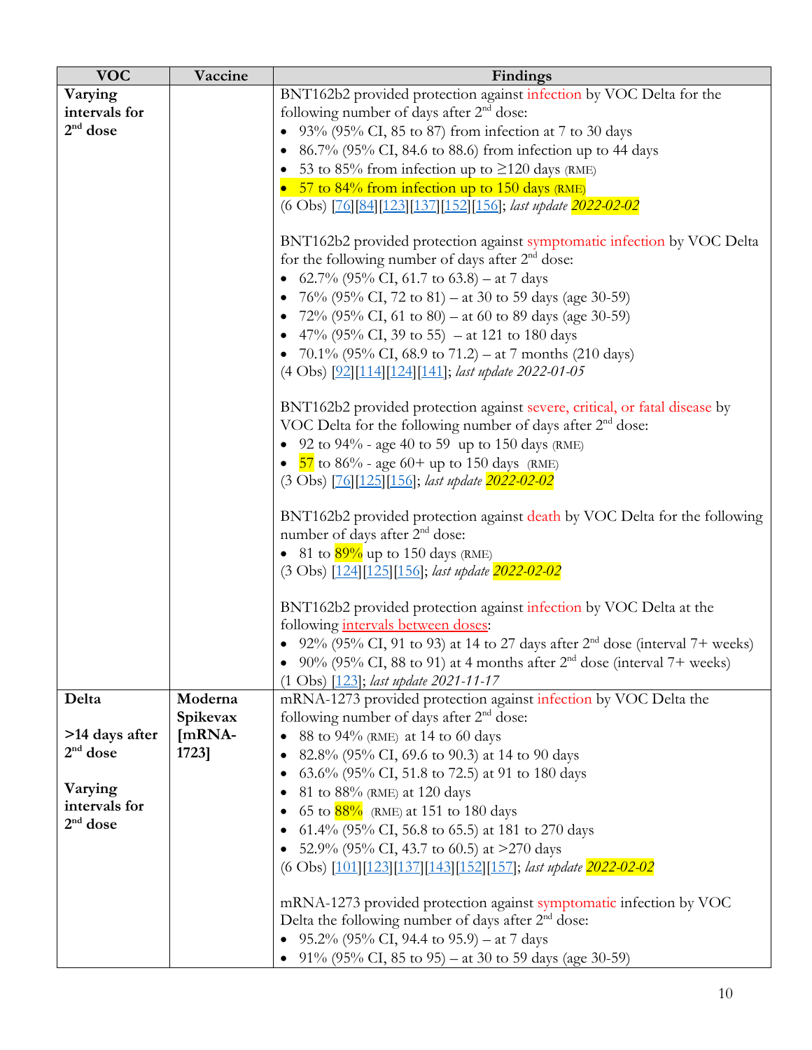| VOC | Vaccine | Findings |
| --- | --- | --- |
| **Varying intervals for 2nd dose** | | BNT162b2 provided protection against infection by VOC Delta for the following number of days after 2nd dose:<br>• 93% (95% CI, 85 to 87) from infection at 7 to 30 days<br>• 86.7% (95% CI, 84.6 to 88.6) from infection up to 44 days<br>• 53 to 85% from infection up to ≥120 days (RME)<br>• 57 to 84% from infection up to 150 days (RME)<br>(6 Obs) [76][84][123][137][152][156]; *last update 2022-02-02*<br><br>BNT162b2 provided protection against symptomatic infection by VOC Delta for the following number of days after 2nd dose:<br>• 62.7% (95% CI, 61.7 to 63.8) – at 7 days<br>• 76% (95% CI, 72 to 81) – at 30 to 59 days (age 30-59)<br>• 72% (95% CI, 61 to 80) – at 60 to 89 days (age 30-59)<br>• 47% (95% CI, 39 to 55) – at 121 to 180 days<br>• 70.1% (95% CI, 68.9 to 71.2) – at 7 months (210 days)<br>(4 Obs) [92][114][124][141]; *last update 2022-01-05*<br><br>BNT162b2 provided protection against severe, critical, or fatal disease by VOC Delta for the following number of days after 2nd dose:<br>• 92 to 94% - age 40 to 59 up to 150 days (RME)<br>• 57 to 86% - age 60+ up to 150 days (RME)<br>(3 Obs) [76][125][156]; *last update 2022-02-02*<br><br>BNT162b2 provided protection against death by VOC Delta for the following number of days after 2nd dose:<br>• 81 to 89% up to 150 days (RME)<br>(3 Obs) [124][125][156]; *last update 2022-02-02*<br><br>BNT162b2 provided protection against infection by VOC Delta at the following intervals between doses:<br>• 92% (95% CI, 91 to 93) at 14 to 27 days after 2nd dose (interval 7+ weeks)<br>• 90% (95% CI, 88 to 91) at 4 months after 2nd dose (interval 7+ weeks)<br>(1 Obs) [123]; *last update 2021-11-17* |
| **Delta**<br><br>**>14 days after 2nd dose**<br><br>**Varying intervals for 2nd dose** | **Moderna Spikevax [mRNA-1723]** | mRNA-1273 provided protection against infection by VOC Delta the following number of days after 2nd dose:<br>• 88 to 94% (RME) at 14 to 60 days<br>• 82.8% (95% CI, 69.6 to 90.3) at 14 to 90 days<br>• 63.6% (95% CI, 51.8 to 72.5) at 91 to 180 days<br>• 81 to 88% (RME) at 120 days<br>• 65 to 88% (RME) at 151 to 180 days<br>• 61.4% (95% CI, 56.8 to 65.5) at 181 to 270 days<br>• 52.9% (95% CI, 43.7 to 60.5) at >270 days<br>(6 Obs) [101][123][137][143][152][157]; *last update 2022-02-02*<br><br>mRNA-1273 provided protection against symptomatic infection by VOC Delta the following number of days after 2nd dose:<br>• 95.2% (95% CI, 94.4 to 95.9) – at 7 days<br>• 91% (95% CI, 85 to 95) – at 30 to 59 days (age 30-59) |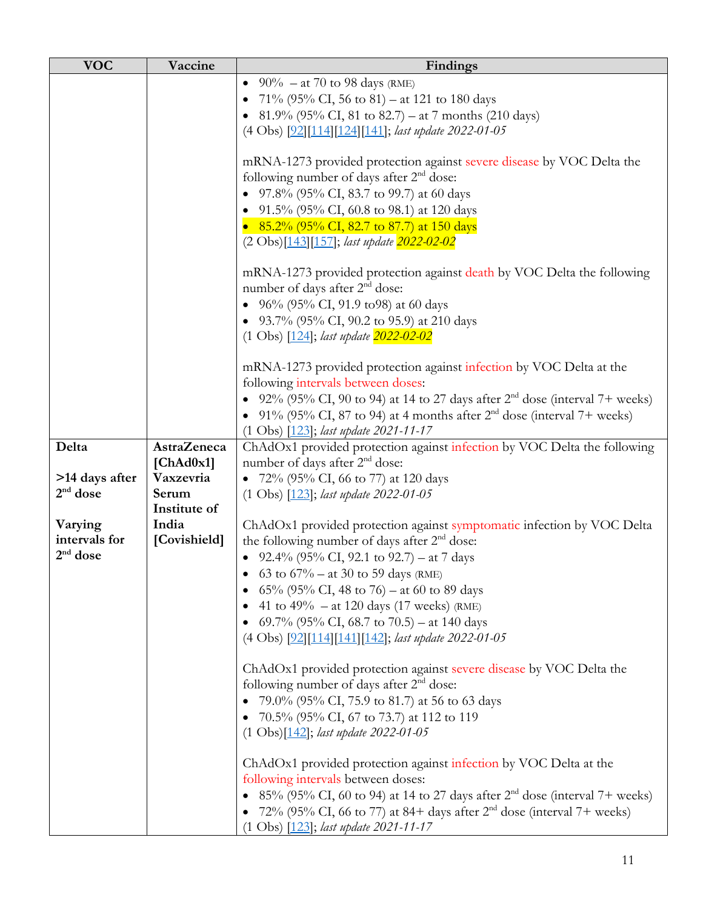| VOC | Vaccine | Findings |
|---|---|---|
| | | • 90% – at 70 to 98 days (RME)<br>• 71% (95% CI, 56 to 81) – at 121 to 180 days<br>• 81.9% (95% CI, 81 to 82.7) – at 7 months (210 days)<br>(4 Obs) [92][114][124][141]; *last update 2022-01-05*<br><br>mRNA-1273 provided protection against severe disease by VOC Delta the following number of days after 2nd dose:<br>• 97.8% (95% CI, 83.7 to 99.7) at 60 days<br>• 91.5% (95% CI, 60.8 to 98.1) at 120 days<br>• 85.2% (95% CI, 82.7 to 87.7) at 150 days<br>(2 Obs)[143][157]; *last update 2022-02-02*<br><br>mRNA-1273 provided protection against death by VOC Delta the following number of days after 2nd dose:<br>• 96% (95% CI, 91.9 to98) at 60 days<br>• 93.7% (95% CI, 90.2 to 95.9) at 210 days<br>(1 Obs) [124]; *last update 2022-02-02*<br><br>mRNA-1273 provided protection against infection by VOC Delta at the following intervals between doses:<br>• 92% (95% CI, 90 to 94) at 14 to 27 days after 2nd dose (interval 7+ weeks)<br>• 91% (95% CI, 87 to 94) at 4 months after 2nd dose (interval 7+ weeks)<br>(1 Obs) [123]; *last update 2021-11-17* |
| **Delta**<br><br>**>14 days after 2nd dose**<br><br>**Varying intervals for 2nd dose** | **AstraZeneca [ChAd0x1] Vaxzevria Serum Institute of India [Covishield]** | ChAdOx1 provided protection against infection by VOC Delta the following number of days after 2nd dose:<br>• 72% (95% CI, 66 to 77) at 120 days<br>(1 Obs) [123]; *last update 2022-01-05*<br><br>ChAdOx1 provided protection against symptomatic infection by VOC Delta the following number of days after 2nd dose:<br>• 92.4% (95% CI, 92.1 to 92.7) – at 7 days<br>• 63 to 67% – at 30 to 59 days (RME)<br>• 65% (95% CI, 48 to 76) – at 60 to 89 days<br>• 41 to 49% – at 120 days (17 weeks) (RME)<br>• 69.7% (95% CI, 68.7 to 70.5) – at 140 days<br>(4 Obs) [92][114][141][142]; *last update 2022-01-05*<br><br>ChAdOx1 provided protection against severe disease by VOC Delta the following number of days after 2nd dose:<br>• 79.0% (95% CI, 75.9 to 81.7) at 56 to 63 days<br>• 70.5% (95% CI, 67 to 73.7) at 112 to 119<br>(1 Obs)[142]; *last update 2022-01-05*<br><br>ChAdOx1 provided protection against infection by VOC Delta at the following intervals between doses:<br>• 85% (95% CI, 60 to 94) at 14 to 27 days after 2nd dose (interval 7+ weeks)<br>• 72% (95% CI, 66 to 77) at 84+ days after 2nd dose (interval 7+ weeks)<br>(1 Obs) [123]; *last update 2021-11-17* |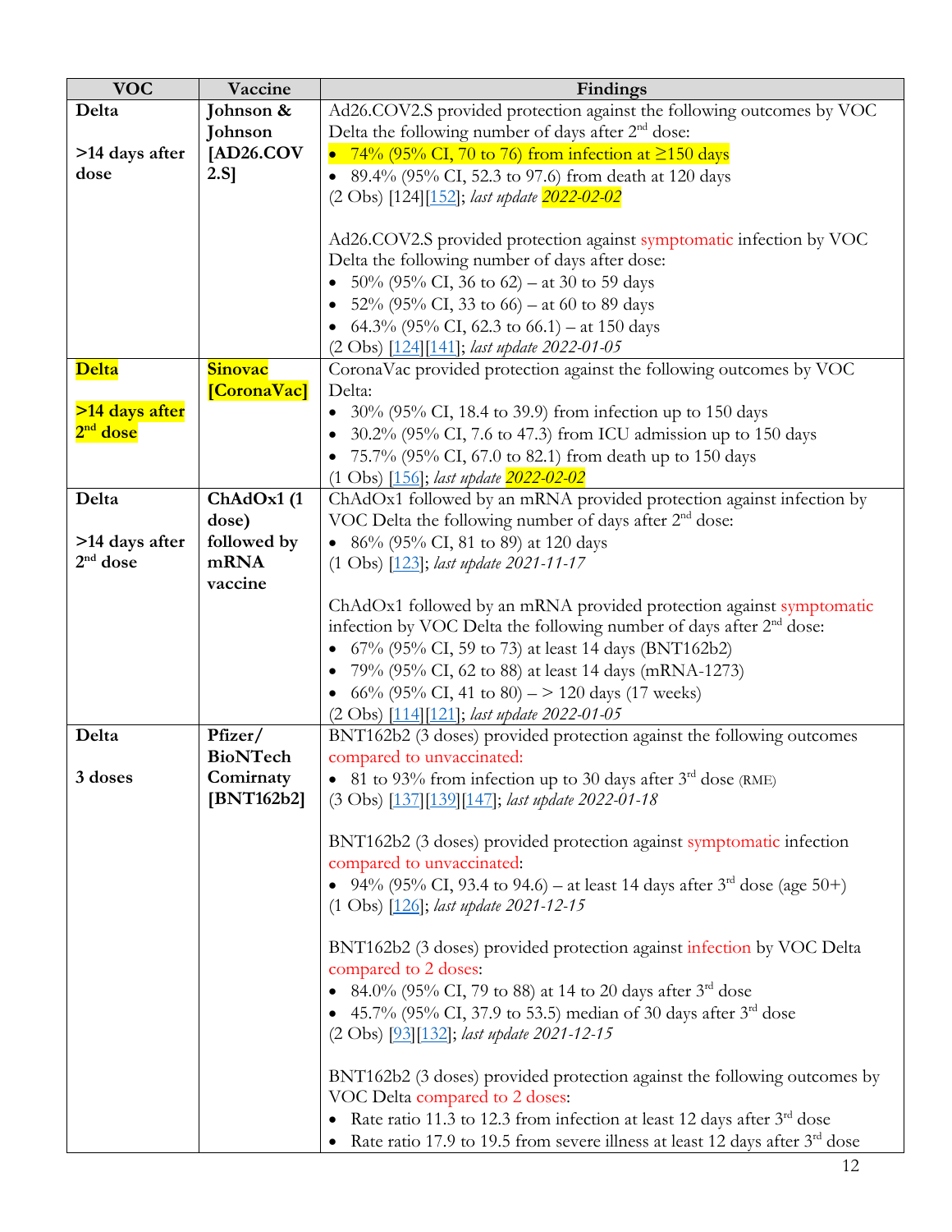| VOC | Vaccine | Findings |
|---|---|---|
| **Delta**<br><br>**>14 days after dose** | **Johnson & Johnson [AD26.COV 2.S]** | Ad26.COV2.S provided protection against the following outcomes by VOC Delta the following number of days after 2nd dose:<br>• 74% (95% CI, 70 to 76) from infection at ≥150 days<br>• 89.4% (95% CI, 52.3 to 97.6) from death at 120 days<br>(2 Obs) [124][152]; *last update 2022-02-02*<br><br>Ad26.COV2.S provided protection against symptomatic infection by VOC Delta the following number of days after dose:<br>• 50% (95% CI, 36 to 62) – at 30 to 59 days<br>• 52% (95% CI, 33 to 66) – at 60 to 89 days<br>• 64.3% (95% CI, 62.3 to 66.1) – at 150 days<br>(2 Obs) [124][141]; *last update 2022-01-05* |
| **Delta**<br><br>**>14 days after 2nd dose** | **Sinovac [CoronaVac]** | CoronaVac provided protection against the following outcomes by VOC Delta:<br>• 30% (95% CI, 18.4 to 39.9) from infection up to 150 days<br>• 30.2% (95% CI, 7.6 to 47.3) from ICU admission up to 150 days<br>• 75.7% (95% CI, 67.0 to 82.1) from death up to 150 days<br>(1 Obs) [156]; *last update 2022-02-02* |
| **Delta**<br><br>**>14 days after 2nd dose** | **ChAdOx1 (1 dose) followed by mRNA vaccine** | ChAdOx1 followed by an mRNA provided protection against infection by VOC Delta the following number of days after 2nd dose:<br>• 86% (95% CI, 81 to 89) at 120 days<br>(1 Obs) [123]; *last update 2021-11-17*<br><br>ChAdOx1 followed by an mRNA provided protection against symptomatic infection by VOC Delta the following number of days after 2nd dose:<br>• 67% (95% CI, 59 to 73) at least 14 days (BNT162b2)<br>• 79% (95% CI, 62 to 88) at least 14 days (mRNA-1273)<br>• 66% (95% CI, 41 to 80) – > 120 days (17 weeks)<br>(2 Obs) [114][121]; *last update 2022-01-05* |
| **Delta**<br><br>**3 doses** | **Pfizer/ BioNTech Comirnaty [BNT162b2]** | BNT162b2 (3 doses) provided protection against the following outcomes compared to unvaccinated:<br>• 81 to 93% from infection up to 30 days after 3rd dose (RME)<br>(3 Obs) [137][139][147]; *last update 2022-01-18*<br><br>BNT162b2 (3 doses) provided protection against symptomatic infection compared to unvaccinated:<br>• 94% (95% CI, 93.4 to 94.6) – at least 14 days after 3rd dose (age 50+)<br>(1 Obs) [126]; *last update 2021-12-15*<br><br>BNT162b2 (3 doses) provided protection against infection by VOC Delta compared to 2 doses:<br>• 84.0% (95% CI, 79 to 88) at 14 to 20 days after 3rd dose<br>• 45.7% (95% CI, 37.9 to 53.5) median of 30 days after 3rd dose<br>(2 Obs) [93][132]; *last update 2021-12-15*<br><br>BNT162b2 (3 doses) provided protection against the following outcomes by VOC Delta compared to 2 doses:<br>• Rate ratio 11.3 to 12.3 from infection at least 12 days after 3rd dose<br>• Rate ratio 17.9 to 19.5 from severe illness at least 12 days after 3rd dose |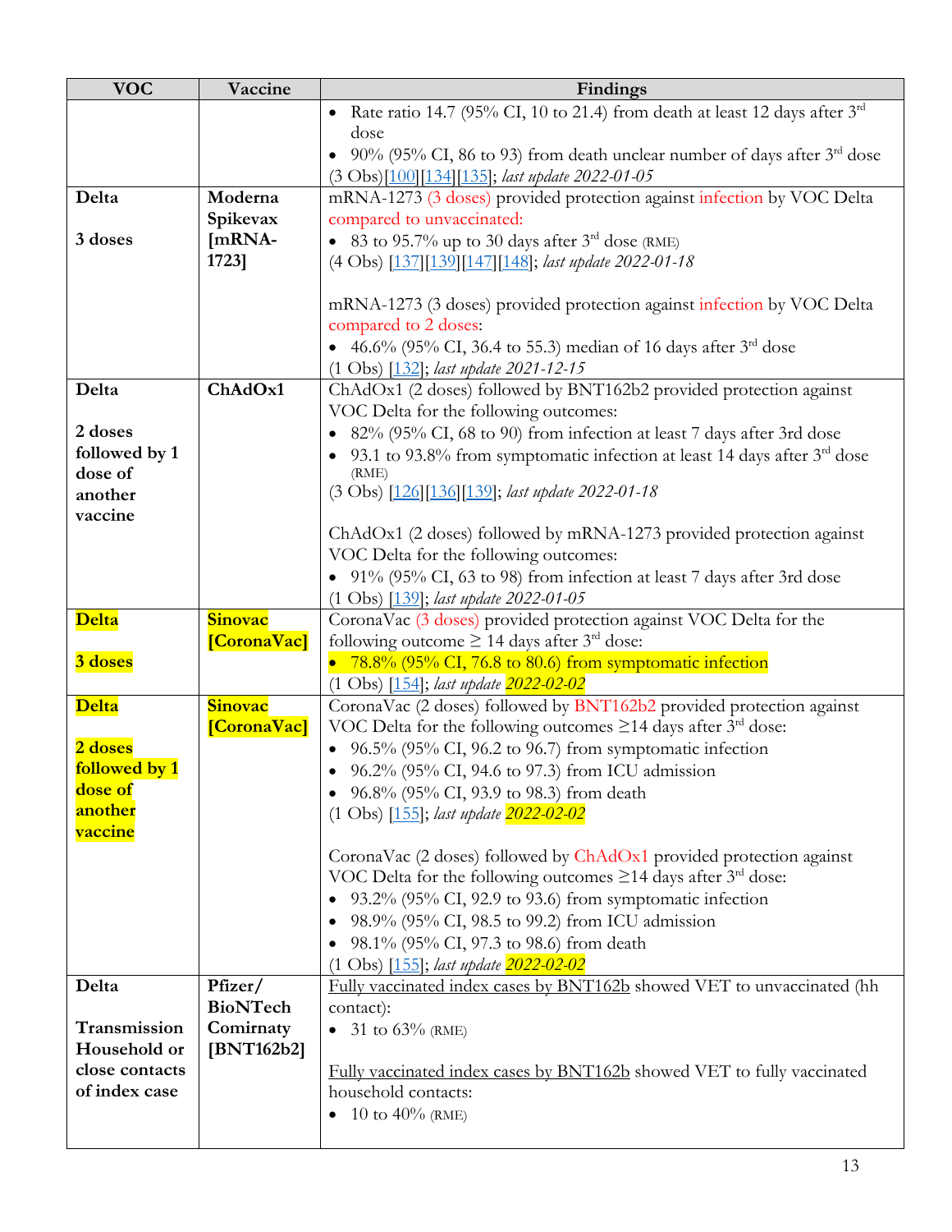| VOC | Vaccine | Findings |
|---|---|---|
| | | • Rate ratio 14.7 (95% CI, 10 to 21.4) from death at least 12 days after 3rd dose<br>• 90% (95% CI, 86 to 93) from death unclear number of days after 3rd dose<br>(3 Obs)[100][134][135]; *last update 2022-01-05* |
| **Delta**<br><br>**3 doses** | **Moderna Spikevax [mRNA-1723]** | mRNA-1273 (3 doses) provided protection against infection by VOC Delta compared to unvaccinated:<br>• 83 to 95.7% up to 30 days after 3rd dose (RME)<br>(4 Obs) [137][139][147][148]; *last update 2022-01-18*<br><br>mRNA-1273 (3 doses) provided protection against infection by VOC Delta compared to 2 doses:<br>• 46.6% (95% CI, 36.4 to 55.3) median of 16 days after 3rd dose<br>(1 Obs) [132]; *last update 2021-12-15* |
| **Delta**<br><br>**2 doses followed by 1 dose of another vaccine** | **ChAdOx1** | ChAdOx1 (2 doses) followed by BNT162b2 provided protection against VOC Delta for the following outcomes:<br>• 82% (95% CI, 68 to 90) from infection at least 7 days after 3rd dose<br>• 93.1 to 93.8% from symptomatic infection at least 14 days after 3rd dose (RME)<br>(3 Obs) [126][136][139]; *last update 2022-01-18*<br><br>ChAdOx1 (2 doses) followed by mRNA-1273 provided protection against VOC Delta for the following outcomes:<br>• 91% (95% CI, 63 to 98) from infection at least 7 days after 3rd dose<br>(1 Obs) [139]; *last update 2022-01-05* |
| **Delta**<br><br>**3 doses** | **Sinovac [CoronaVac]** | CoronaVac (3 doses) provided protection against VOC Delta for the following outcome ≥ 14 days after 3rd dose:<br>• 78.8% (95% CI, 76.8 to 80.6) from symptomatic infection<br>(1 Obs) [154]; *last update 2022-02-02* |
| **Delta**<br><br>**2 doses followed by 1 dose of another vaccine** | **Sinovac [CoronaVac]** | CoronaVac (2 doses) followed by BNT162b2 provided protection against VOC Delta for the following outcomes ≥14 days after 3rd dose:<br>• 96.5% (95% CI, 96.2 to 96.7) from symptomatic infection<br>• 96.2% (95% CI, 94.6 to 97.3) from ICU admission<br>• 96.8% (95% CI, 93.9 to 98.3) from death<br>(1 Obs) [155]; *last update 2022-02-02*<br><br>CoronaVac (2 doses) followed by ChAdOx1 provided protection against VOC Delta for the following outcomes ≥14 days after 3rd dose:<br>• 93.2% (95% CI, 92.9 to 93.6) from symptomatic infection<br>• 98.9% (95% CI, 98.5 to 99.2) from ICU admission<br>• 98.1% (95% CI, 97.3 to 98.6) from death<br>(1 Obs) [155]; *last update 2022-02-02* |
| **Delta**<br><br>**Transmission Household or close contacts of index case** | **Pfizer/ BioNTech Comirnaty [BNT162b2]** | Fully vaccinated index cases by BNT162b showed VET to unvaccinated (hh contact):<br>• 31 to 63% (RME)<br><br>Fully vaccinated index cases by BNT162b showed VET to fully vaccinated household contacts:<br>• 10 to 40% (RME) |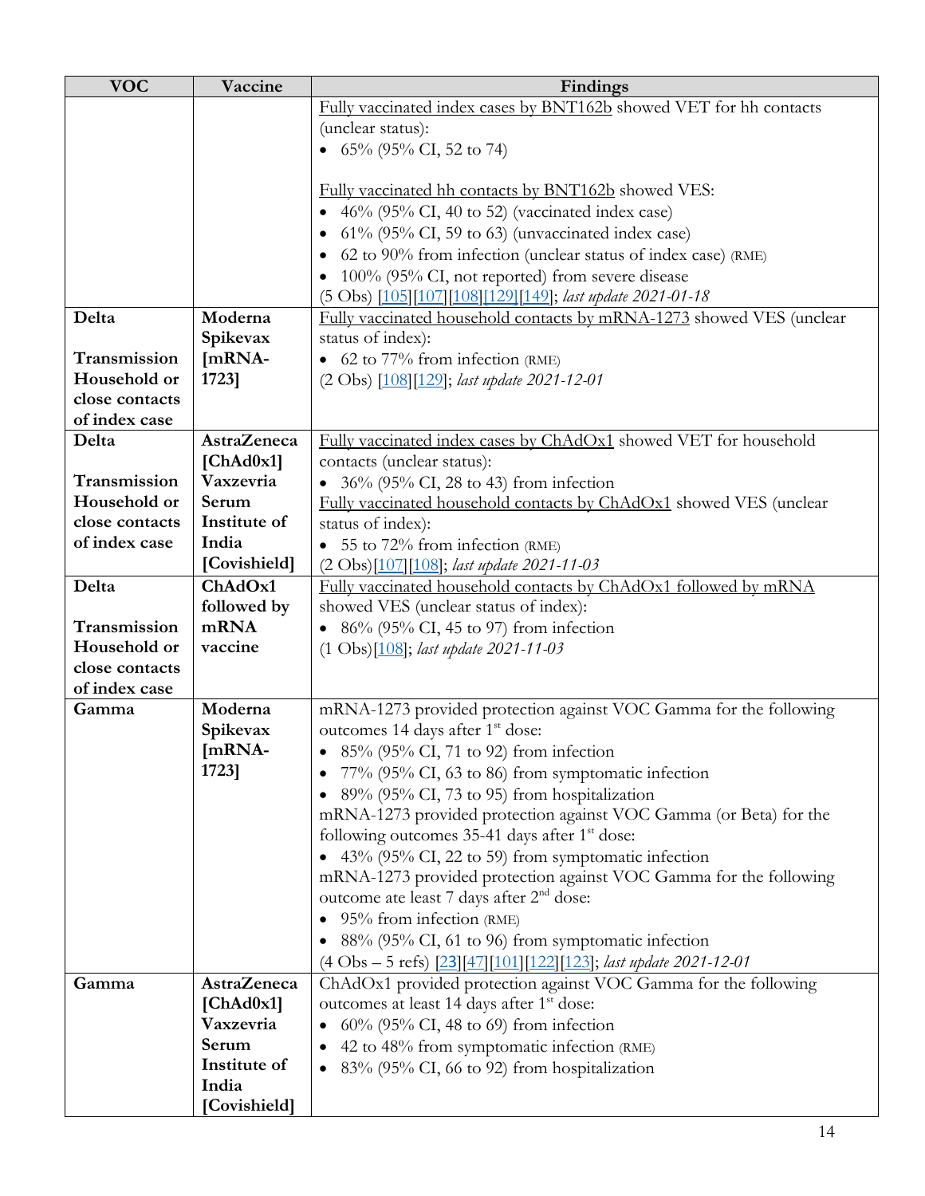| VOC | Vaccine | Findings |
|---|---|---|
| | | Fully vaccinated index cases by BNT162b showed VET for hh contacts (unclear status):<br>• 65% (95% CI, 52 to 74)<br><br>Fully vaccinated hh contacts by BNT162b showed VES:<br>• 46% (95% CI, 40 to 52) (vaccinated index case)<br>• 61% (95% CI, 59 to 63) (unvaccinated index case)<br>• 62 to 90% from infection (unclear status of index case) (RME)<br>• 100% (95% CI, not reported) from severe disease<br>(5 Obs) [105][107][108][129][149]; *last update 2021-01-18* |
| **Delta**<br><br>**Transmission Household or close contacts of index case** | **Moderna Spikevax [mRNA-1723]** | Fully vaccinated household contacts by mRNA-1273 showed VES (unclear status of index):<br>• 62 to 77% from infection (RME)<br>(2 Obs) [108][129]; *last update 2021-12-01* |
| **Delta**<br><br>**Transmission Household or close contacts of index case** | **AstraZeneca [ChAd0x1] Vaxzevria Serum Institute of India [Covishield]** | Fully vaccinated index cases by ChAdOx1 showed VET for household contacts (unclear status):<br>• 36% (95% CI, 28 to 43) from infection<br>Fully vaccinated household contacts by ChAdOx1 showed VES (unclear status of index):<br>• 55 to 72% from infection (RME)<br>(2 Obs)[107][108]; *last update 2021-11-03* |
| **Delta**<br><br>**Transmission Household or close contacts of index case** | **ChAdOx1 followed by mRNA vaccine** | Fully vaccinated household contacts by ChAdOx1 followed by mRNA showed VES (unclear status of index):<br>• 86% (95% CI, 45 to 97) from infection<br>(1 Obs)[108]; *last update 2021-11-03* |
| **Gamma** | **Moderna Spikevax [mRNA-1723]** | mRNA-1273 provided protection against VOC Gamma for the following outcomes 14 days after 1st dose:<br>• 85% (95% CI, 71 to 92) from infection<br>• 77% (95% CI, 63 to 86) from symptomatic infection<br>• 89% (95% CI, 73 to 95) from hospitalization<br>mRNA-1273 provided protection against VOC Gamma (or Beta) for the following outcomes 35-41 days after 1st dose:<br>• 43% (95% CI, 22 to 59) from symptomatic infection<br>mRNA-1273 provided protection against VOC Gamma for the following outcome ate least 7 days after 2nd dose:<br>• 95% from infection (RME)<br>• 88% (95% CI, 61 to 96) from symptomatic infection<br>(4 Obs – 5 refs) [23][47][101][122][123]; *last update 2021-12-01* |
| **Gamma** | **AstraZeneca [ChAd0x1] Vaxzevria Serum Institute of India [Covishield]** | ChAdOx1 provided protection against VOC Gamma for the following outcomes at least 14 days after 1st dose:<br>• 60% (95% CI, 48 to 69) from infection<br>• 42 to 48% from symptomatic infection (RME)<br>• 83% (95% CI, 66 to 92) from hospitalization |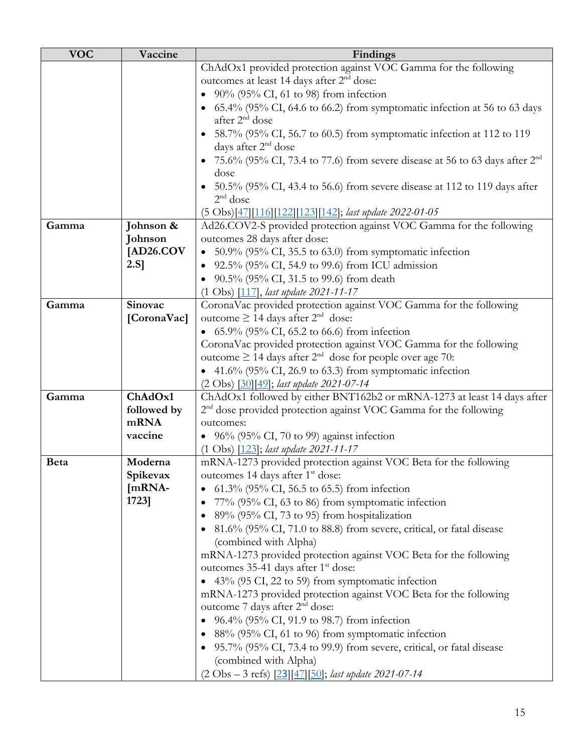| VOC | Vaccine | Findings |
|---|---|---|
| | | ChAdOx1 provided protection against VOC Gamma for the following outcomes at least 14 days after 2nd dose:<br>• 90% (95% CI, 61 to 98) from infection<br>• 65.4% (95% CI, 64.6 to 66.2) from symptomatic infection at 56 to 63 days after 2nd dose<br>• 58.7% (95% CI, 56.7 to 60.5) from symptomatic infection at 112 to 119 days after 2nd dose<br>• 75.6% (95% CI, 73.4 to 77.6) from severe disease at 56 to 63 days after 2nd dose<br>• 50.5% (95% CI, 43.4 to 56.6) from severe disease at 112 to 119 days after 2nd dose<br>(5 Obs)[47][116][122][123][142]; *last update 2022-01-05* |
| **Gamma** | **Johnson & Johnson [AD26.COV2.S]** | Ad26.COV2-S provided protection against VOC Gamma for the following outcomes 28 days after dose:<br>• 50.9% (95% CI, 35.5 to 63.0) from symptomatic infection<br>• 92.5% (95% CI, 54.9 to 99.6) from ICU admission<br>• 90.5% (95% CI, 31.5 to 99.6) from death<br>(1 Obs) [117], *last update 2021-11-17* |
| **Gamma** | **Sinovac [CoronaVac]** | CoronaVac provided protection against VOC Gamma for the following outcome ≥ 14 days after 2nd dose:<br>• 65.9% (95% CI, 65.2 to 66.6) from infection<br>CoronaVac provided protection against VOC Gamma for the following outcome ≥ 14 days after 2nd dose for people over age 70:<br>• 41.6% (95% CI, 26.9 to 63.3) from symptomatic infection<br>(2 Obs) [30][49]; *last update 2021-07-14* |
| **Gamma** | **ChAdOx1 followed by mRNA vaccine** | ChAdOx1 followed by either BNT162b2 or mRNA-1273 at least 14 days after 2nd dose provided protection against VOC Gamma for the following outcomes:<br>• 96% (95% CI, 70 to 99) against infection<br>(1 Obs) [123]; *last update 2021-11-17* |
| **Beta** | **Moderna Spikevax [mRNA-1723]** | mRNA-1273 provided protection against VOC Beta for the following outcomes 14 days after 1st dose:<br>• 61.3% (95% CI, 56.5 to 65.5) from infection<br>• 77% (95% CI, 63 to 86) from symptomatic infection<br>• 89% (95% CI, 73 to 95) from hospitalization<br>• 81.6% (95% CI, 71.0 to 88.8) from severe, critical, or fatal disease (combined with Alpha)<br>mRNA-1273 provided protection against VOC Beta for the following outcomes 35-41 days after 1st dose:<br>• 43% (95 CI, 22 to 59) from symptomatic infection<br>mRNA-1273 provided protection against VOC Beta for the following outcome 7 days after 2nd dose:<br>• 96.4% (95% CI, 91.9 to 98.7) from infection<br>• 88% (95% CI, 61 to 96) from symptomatic infection<br>• 95.7% (95% CI, 73.4 to 99.9) from severe, critical, or fatal disease (combined with Alpha)<br>(2 Obs – 3 refs) [23][47][50]; *last update 2021-07-14* |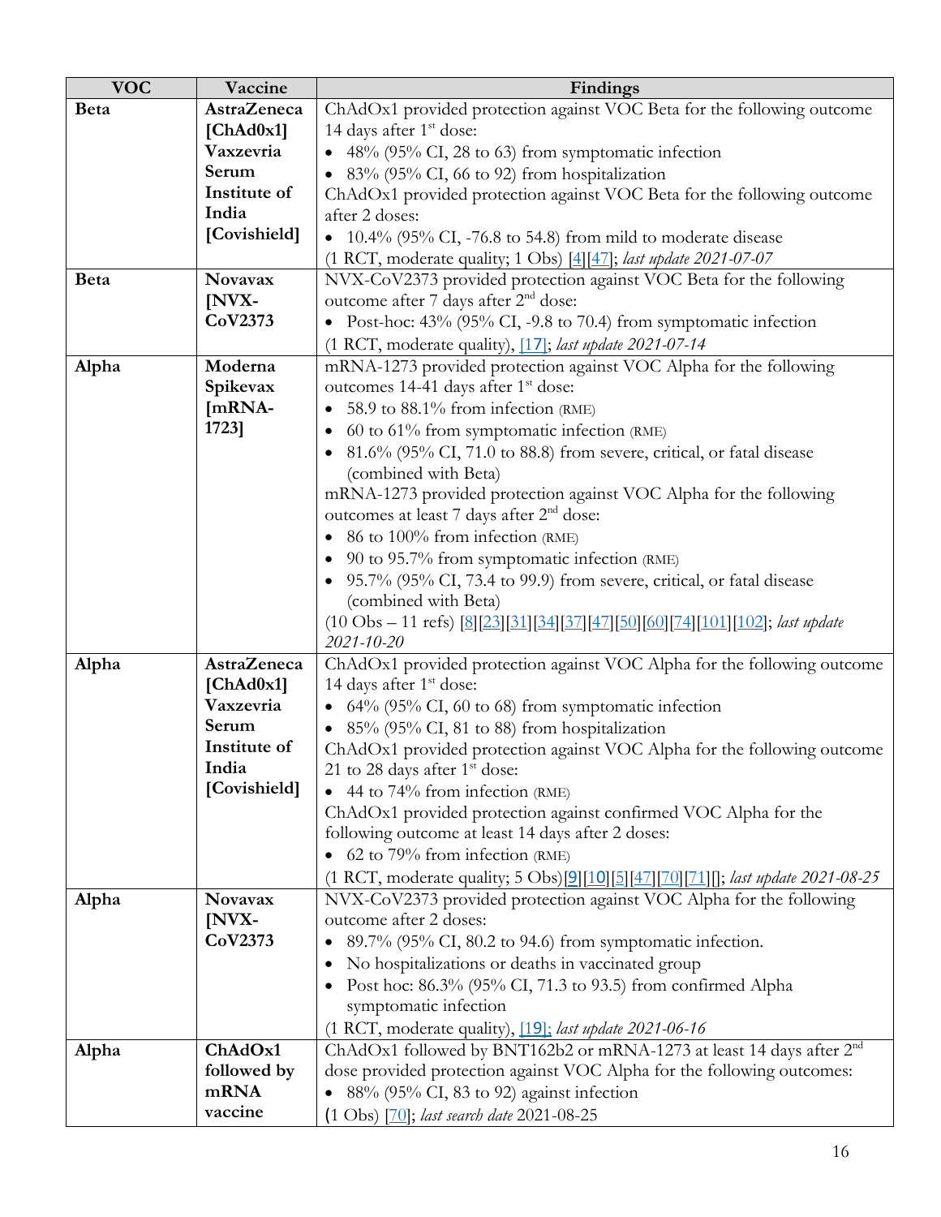| VOC | Vaccine | Findings |
|---|---|---|
| **Beta** | **AstraZeneca [ChAd0x1] Vaxzevria Serum Institute of India [Covishield]** | ChAdOx1 provided protection against VOC Beta for the following outcome 14 days after 1st dose:<br>• 48% (95% CI, 28 to 63) from symptomatic infection<br>• 83% (95% CI, 66 to 92) from hospitalization<br>ChAdOx1 provided protection against VOC Beta for the following outcome after 2 doses:<br>• 10.4% (95% CI, -76.8 to 54.8) from mild to moderate disease<br>(1 RCT, moderate quality; 1 Obs) [4][47]; *last update 2021-07-07* |
| **Beta** | **Novavax [NVX-CoV2373** | NVX-CoV2373 provided protection against VOC Beta for the following outcome after 7 days after 2nd dose:<br>• Post-hoc: 43% (95% CI, -9.8 to 70.4) from symptomatic infection<br>(1 RCT, moderate quality), [17]; *last update 2021-07-14* |
| **Alpha** | **Moderna Spikevax [mRNA-1723]** | mRNA-1273 provided protection against VOC Alpha for the following outcomes 14-41 days after 1st dose:<br>• 58.9 to 88.1% from infection (RME)<br>• 60 to 61% from symptomatic infection (RME)<br>• 81.6% (95% CI, 71.0 to 88.8) from severe, critical, or fatal disease (combined with Beta)<br>mRNA-1273 provided protection against VOC Alpha for the following outcomes at least 7 days after 2nd dose:<br>• 86 to 100% from infection (RME)<br>• 90 to 95.7% from symptomatic infection (RME)<br>• 95.7% (95% CI, 73.4 to 99.9) from severe, critical, or fatal disease (combined with Beta)<br>(10 Obs – 11 refs) [8][23][31][34][37][47][50][60][74][101][102]; *last update 2021-10-20* |
| **Alpha** | **AstraZeneca [ChAd0x1] Vaxzevria Serum Institute of India [Covishield]** | ChAdOx1 provided protection against VOC Alpha for the following outcome 14 days after 1st dose:<br>• 64% (95% CI, 60 to 68) from symptomatic infection<br>• 85% (95% CI, 81 to 88) from hospitalization<br>ChAdOx1 provided protection against VOC Alpha for the following outcome 21 to 28 days after 1st dose:<br>• 44 to 74% from infection (RME)<br>ChAdOx1 provided protection against confirmed VOC Alpha for the following outcome at least 14 days after 2 doses:<br>• 62 to 79% from infection (RME)<br>(1 RCT, moderate quality; 5 Obs)[9][10][5][47][70][71][]; *last update 2021-08-25* |
| **Alpha** | **Novavax [NVX-CoV2373** | NVX-CoV2373 provided protection against VOC Alpha for the following outcome after 2 doses:<br>• 89.7% (95% CI, 80.2 to 94.6) from symptomatic infection.<br>• No hospitalizations or deaths in vaccinated group<br>• Post hoc: 86.3% (95% CI, 71.3 to 93.5) from confirmed Alpha symptomatic infection<br>(1 RCT, moderate quality), [19]; *last update 2021-06-16* |
| **Alpha** | **ChAdOx1 followed by mRNA vaccine** | ChAdOx1 followed by BNT162b2 or mRNA-1273 at least 14 days after 2nd dose provided protection against VOC Alpha for the following outcomes:<br>• 88% (95% CI, 83 to 92) against infection<br>(1 Obs) [70]; *last search date* 2021-08-25 |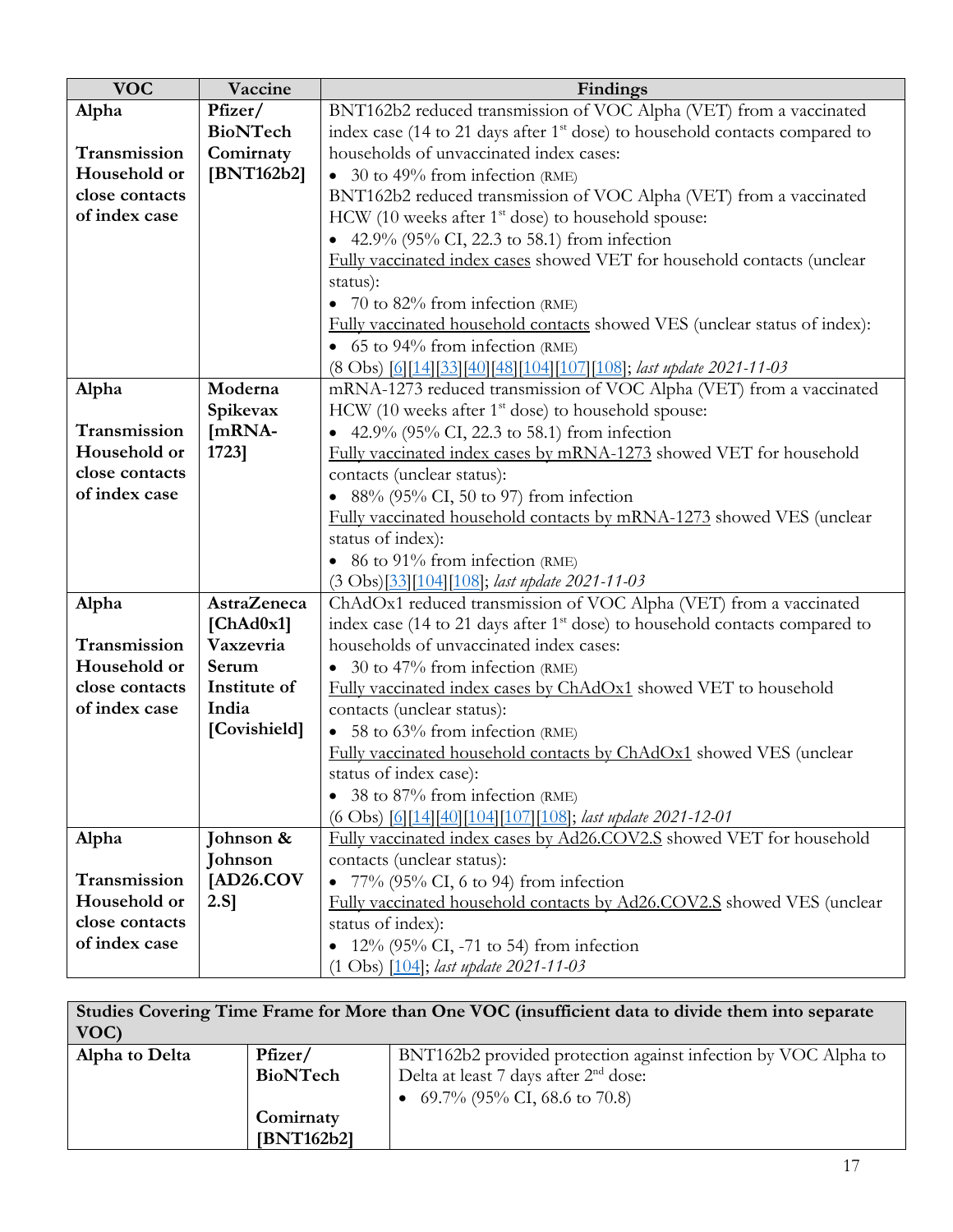| VOC | Vaccine | Findings |
|---|---|---|
| **Alpha**<br><br>**Transmission Household or close contacts of index case** | **Pfizer/ BioNTech Comirnaty [BNT162b2]** | BNT162b2 reduced transmission of VOC Alpha (VET) from a vaccinated index case (14 to 21 days after 1st dose) to household contacts compared to households of unvaccinated index cases:<br>• 30 to 49% from infection (RME)<br>BNT162b2 reduced transmission of VOC Alpha (VET) from a vaccinated HCW (10 weeks after 1st dose) to household spouse:<br>• 42.9% (95% CI, 22.3 to 58.1) from infection<br>Fully vaccinated index cases showed VET for household contacts (unclear status):<br>• 70 to 82% from infection (RME)<br>Fully vaccinated household contacts showed VES (unclear status of index):<br>• 65 to 94% from infection (RME)<br>(8 Obs) [6][14][33][40][48][104][107][108]; *last update 2021-11-03* |
| **Alpha**<br><br>**Transmission Household or close contacts of index case** | **Moderna Spikevax [mRNA-1723]** | mRNA-1273 reduced transmission of VOC Alpha (VET) from a vaccinated HCW (10 weeks after 1st dose) to household spouse:<br>• 42.9% (95% CI, 22.3 to 58.1) from infection<br>Fully vaccinated index cases by mRNA-1273 showed VET for household contacts (unclear status):<br>• 88% (95% CI, 50 to 97) from infection<br>Fully vaccinated household contacts by mRNA-1273 showed VES (unclear status of index):<br>• 86 to 91% from infection (RME)<br>(3 Obs)[33][104][108]; *last update 2021-11-03* |
| **Alpha**<br><br>**Transmission Household or close contacts of index case** | **AstraZeneca [ChAd0x1] Vaxzevria Serum Institute of India [Covishield]** | ChAdOx1 reduced transmission of VOC Alpha (VET) from a vaccinated index case (14 to 21 days after 1st dose) to household contacts compared to households of unvaccinated index cases:<br>• 30 to 47% from infection (RME)<br>Fully vaccinated index cases by ChAdOx1 showed VET to household contacts (unclear status):<br>• 58 to 63% from infection (RME)<br>Fully vaccinated household contacts by ChAdOx1 showed VES (unclear status of index case):<br>• 38 to 87% from infection (RME)<br>(6 Obs) [6][14][40][104][107][108]; *last update 2021-12-01* |
| **Alpha**<br><br>**Transmission Household or close contacts of index case** | **Johnson & Johnson [AD26.COV 2.S]** | Fully vaccinated index cases by Ad26.COV2.S showed VET for household contacts (unclear status):<br>• 77% (95% CI, 6 to 94) from infection<br>Fully vaccinated household contacts by Ad26.COV2.S showed VES (unclear status of index):<br>• 12% (95% CI, -71 to 54) from infection<br>(1 Obs) [104]; *last update 2021-11-03* |

| **Studies Covering Time Frame for More than One VOC (insufficient data to divide them into separate VOC)** | | |
|---|---|---|
| **Alpha to Delta** | **Pfizer/ BioNTech**<br><br>**Comirnaty [BNT162b2]** | BNT162b2 provided protection against infection by VOC Alpha to Delta at least 7 days after 2nd dose:<br>• 69.7% (95% CI, 68.6 to 70.8) |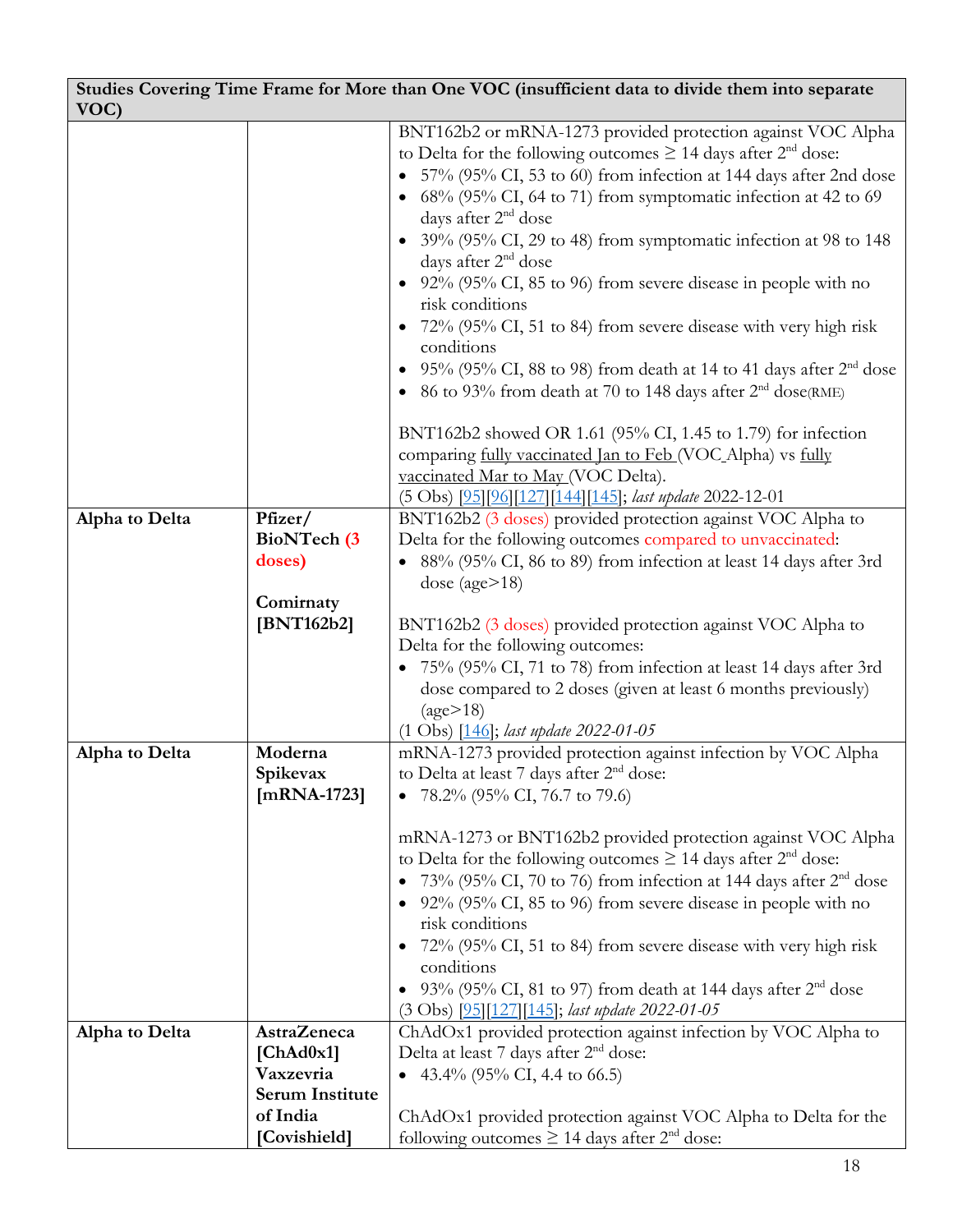| Studies Covering Time Frame for More than One VOC (insufficient data to divide them into separate VOC) | | |
|---|---|---|
| | | BNT162b2 or mRNA-1273 provided protection against VOC Alpha to Delta for the following outcomes ≥ 14 days after 2nd dose:<br>• 57% (95% CI, 53 to 60) from infection at 144 days after 2nd dose<br>• 68% (95% CI, 64 to 71) from symptomatic infection at 42 to 69 days after 2nd dose<br>• 39% (95% CI, 29 to 48) from symptomatic infection at 98 to 148 days after 2nd dose<br>• 92% (95% CI, 85 to 96) from severe disease in people with no risk conditions<br>• 72% (95% CI, 51 to 84) from severe disease with very high risk conditions<br>• 95% (95% CI, 88 to 98) from death at 14 to 41 days after 2nd dose<br>• 86 to 93% from death at 70 to 148 days after 2nd dose(RME)<br><br>BNT162b2 showed OR 1.61 (95% CI, 1.45 to 1.79) for infection comparing fully vaccinated Jan to Feb (VOC Alpha) vs fully vaccinated Mar to May (VOC Delta).<br>(5 Obs) [95][96][127][144][145]; *last update* 2022-12-01 |
| **Alpha to Delta** | **Pfizer/ BioNTech (3 doses)**<br><br>**Comirnaty [BNT162b2]** | BNT162b2 (3 doses) provided protection against VOC Alpha to Delta for the following outcomes compared to unvaccinated:<br>• 88% (95% CI, 86 to 89) from infection at least 14 days after 3rd dose (age>18)<br><br>BNT162b2 (3 doses) provided protection against VOC Alpha to Delta for the following outcomes:<br>• 75% (95% CI, 71 to 78) from infection at least 14 days after 3rd dose compared to 2 doses (given at least 6 months previously) (age>18)<br>(1 Obs) [146]; *last update 2022-01-05* |
| **Alpha to Delta** | **Moderna Spikevax [mRNA-1723]** | mRNA-1273 provided protection against infection by VOC Alpha to Delta at least 7 days after 2nd dose:<br>• 78.2% (95% CI, 76.7 to 79.6)<br><br>mRNA-1273 or BNT162b2 provided protection against VOC Alpha to Delta for the following outcomes ≥ 14 days after 2nd dose:<br>• 73% (95% CI, 70 to 76) from infection at 144 days after 2nd dose<br>• 92% (95% CI, 85 to 96) from severe disease in people with no risk conditions<br>• 72% (95% CI, 51 to 84) from severe disease with very high risk conditions<br>• 93% (95% CI, 81 to 97) from death at 144 days after 2nd dose<br>(3 Obs) [95][127][145]; *last update 2022-01-05* |
| **Alpha to Delta** | **AstraZeneca [ChAd0x1] Vaxzevria Serum Institute of India [Covishield]** | ChAdOx1 provided protection against infection by VOC Alpha to Delta at least 7 days after 2nd dose:<br>• 43.4% (95% CI, 4.4 to 66.5)<br><br>ChAdOx1 provided protection against VOC Alpha to Delta for the following outcomes ≥ 14 days after 2nd dose: |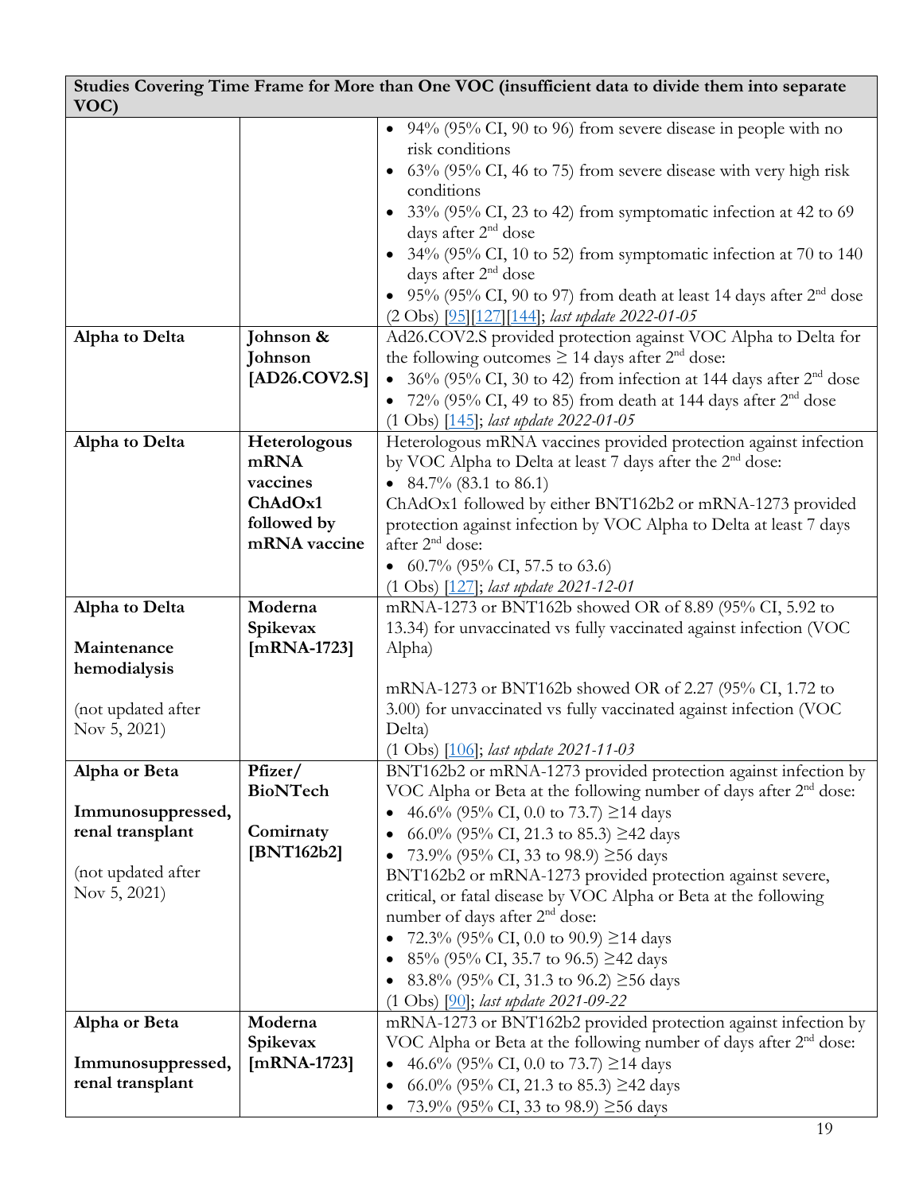| Studies Covering Time Frame for More than One VOC (insufficient data to divide them into separate VOC) | | |
|---|---|---|
| | | • 94% (95% CI, 90 to 96) from severe disease in people with no risk conditions<br>• 63% (95% CI, 46 to 75) from severe disease with very high risk conditions<br>• 33% (95% CI, 23 to 42) from symptomatic infection at 42 to 69 days after 2nd dose<br>• 34% (95% CI, 10 to 52) from symptomatic infection at 70 to 140 days after 2nd dose<br>• 95% (95% CI, 90 to 97) from death at least 14 days after 2nd dose<br>(2 Obs) [95][127][144]; *last update 2022-01-05* |
| **Alpha to Delta** | **Johnson & Johnson [AD26.COV2.S]** | Ad26.COV2.S provided protection against VOC Alpha to Delta for the following outcomes ≥ 14 days after 2nd dose:<br>• 36% (95% CI, 30 to 42) from infection at 144 days after 2nd dose<br>• 72% (95% CI, 49 to 85) from death at 144 days after 2nd dose<br>(1 Obs) [145]; *last update 2022-01-05* |
| **Alpha to Delta** | **Heterologous mRNA vaccines ChAdOx1 followed by mRNA vaccine** | Heterologous mRNA vaccines provided protection against infection by VOC Alpha to Delta at least 7 days after the 2nd dose:<br>• 84.7% (83.1 to 86.1)<br>ChAdOx1 followed by either BNT162b2 or mRNA-1273 provided protection against infection by VOC Alpha to Delta at least 7 days after 2nd dose:<br>• 60.7% (95% CI, 57.5 to 63.6)<br>(1 Obs) [127]; *last update 2021-12-01* |
| **Alpha to Delta**<br><br>**Maintenance hemodialysis**<br><br>(not updated after Nov 5, 2021) | **Moderna Spikevax [mRNA-1723]** | mRNA-1273 or BNT162b showed OR of 8.89 (95% CI, 5.92 to 13.34) for unvaccinated vs fully vaccinated against infection (VOC Alpha)<br><br>mRNA-1273 or BNT162b showed OR of 2.27 (95% CI, 1.72 to 3.00) for unvaccinated vs fully vaccinated against infection (VOC Delta)<br>(1 Obs) [106]; *last update 2021-11-03* |
| **Alpha or Beta**<br><br>**Immunosuppressed, renal transplant**<br><br>(not updated after Nov 5, 2021) | **Pfizer/ BioNTech**<br><br>**Comirnaty [BNT162b2]** | BNT162b2 or mRNA-1273 provided protection against infection by VOC Alpha or Beta at the following number of days after 2nd dose:<br>• 46.6% (95% CI, 0.0 to 73.7) ≥14 days<br>• 66.0% (95% CI, 21.3 to 85.3) ≥42 days<br>• 73.9% (95% CI, 33 to 98.9) ≥56 days<br>BNT162b2 or mRNA-1273 provided protection against severe, critical, or fatal disease by VOC Alpha or Beta at the following number of days after 2nd dose:<br>• 72.3% (95% CI, 0.0 to 90.9) ≥14 days<br>• 85% (95% CI, 35.7 to 96.5) ≥42 days<br>• 83.8% (95% CI, 31.3 to 96.2) ≥56 days<br>(1 Obs) [90]; *last update 2021-09-22* |
| **Alpha or Beta**<br><br>**Immunosuppressed, renal transplant** | **Moderna Spikevax [mRNA-1723]** | mRNA-1273 or BNT162b2 provided protection against infection by VOC Alpha or Beta at the following number of days after 2nd dose:<br>• 46.6% (95% CI, 0.0 to 73.7) ≥14 days<br>• 66.0% (95% CI, 21.3 to 85.3) ≥42 days<br>• 73.9% (95% CI, 33 to 98.9) ≥56 days |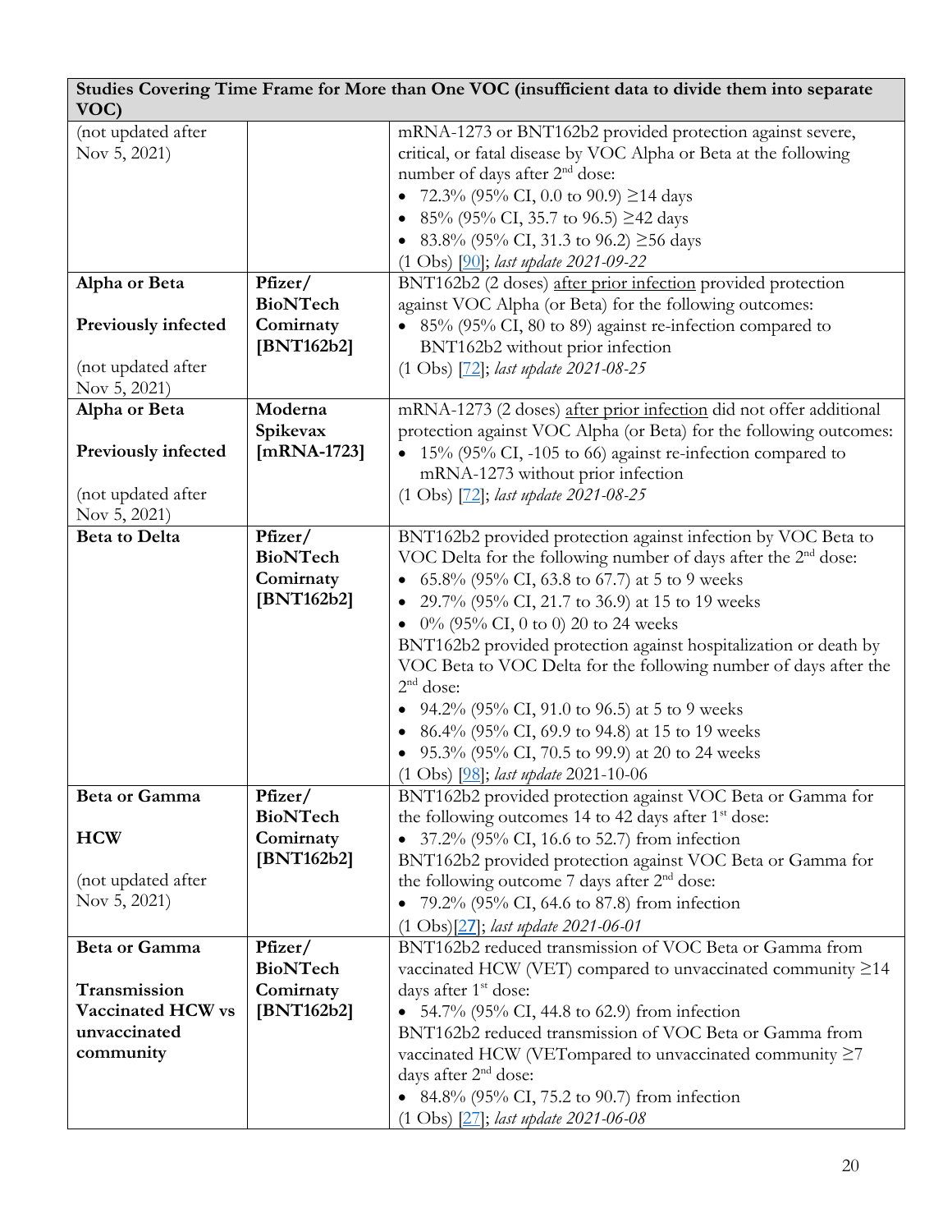| Studies Covering Time Frame for More than One VOC (insufficient data to divide them into separate VOC) | | |
|---|---|---|
| (not updated after Nov 5, 2021) | | mRNA-1273 or BNT162b2 provided protection against severe, critical, or fatal disease by VOC Alpha or Beta at the following number of days after 2nd dose:<br>• 72.3% (95% CI, 0.0 to 90.9) ≥14 days<br>• 85% (95% CI, 35.7 to 96.5) ≥42 days<br>• 83.8% (95% CI, 31.3 to 96.2) ≥56 days<br>(1 Obs) [90]; *last update 2021-09-22* |
| **Alpha or Beta**<br><br>**Previously infected**<br><br>(not updated after Nov 5, 2021) | **Pfizer/ BioNTech Comirnaty [BNT162b2]** | BNT162b2 (2 doses) <u>after prior infection</u> provided protection against VOC Alpha (or Beta) for the following outcomes:<br>• 85% (95% CI, 80 to 89) against re-infection compared to BNT162b2 without prior infection<br>(1 Obs) [72]; *last update 2021-08-25* |
| **Alpha or Beta**<br><br>**Previously infected**<br><br>(not updated after Nov 5, 2021) | **Moderna Spikevax [mRNA-1723]** | mRNA-1273 (2 doses) <u>after prior infection</u> did not offer additional protection against VOC Alpha (or Beta) for the following outcomes:<br>• 15% (95% CI, -105 to 66) against re-infection compared to mRNA-1273 without prior infection<br>(1 Obs) [72]; *last update 2021-08-25* |
| **Beta to Delta** | **Pfizer/ BioNTech Comirnaty [BNT162b2]** | BNT162b2 provided protection against infection by VOC Beta to VOC Delta for the following number of days after the 2nd dose:<br>• 65.8% (95% CI, 63.8 to 67.7) at 5 to 9 weeks<br>• 29.7% (95% CI, 21.7 to 36.9) at 15 to 19 weeks<br>• 0% (95% CI, 0 to 0) 20 to 24 weeks<br>BNT162b2 provided protection against hospitalization or death by VOC Beta to VOC Delta for the following number of days after the 2nd dose:<br>• 94.2% (95% CI, 91.0 to 96.5) at 5 to 9 weeks<br>• 86.4% (95% CI, 69.9 to 94.8) at 15 to 19 weeks<br>• 95.3% (95% CI, 70.5 to 99.9) at 20 to 24 weeks<br>(1 Obs) [98]; *last update* 2021-10-06 |
| **Beta or Gamma**<br><br>**HCW**<br><br>(not updated after Nov 5, 2021) | **Pfizer/ BioNTech Comirnaty [BNT162b2]** | BNT162b2 provided protection against VOC Beta or Gamma for the following outcomes 14 to 42 days after 1st dose:<br>• 37.2% (95% CI, 16.6 to 52.7) from infection<br>BNT162b2 provided protection against VOC Beta or Gamma for the following outcome 7 days after 2nd dose:<br>• 79.2% (95% CI, 64.6 to 87.8) from infection<br>(1 Obs)[27]; *last update 2021-06-01* |
| **Beta or Gamma**<br><br>**Transmission Vaccinated HCW vs unvaccinated community** | **Pfizer/ BioNTech Comirnaty [BNT162b2]** | BNT162b2 reduced transmission of VOC Beta or Gamma from vaccinated HCW (VET) compared to unvaccinated community ≥14 days after 1st dose:<br>• 54.7% (95% CI, 44.8 to 62.9) from infection<br>BNT162b2 reduced transmission of VOC Beta or Gamma from vaccinated HCW (VETompared to unvaccinated community ≥7 days after 2nd dose:<br>• 84.8% (95% CI, 75.2 to 90.7) from infection<br>(1 Obs) [27]; *last update 2021-06-08* |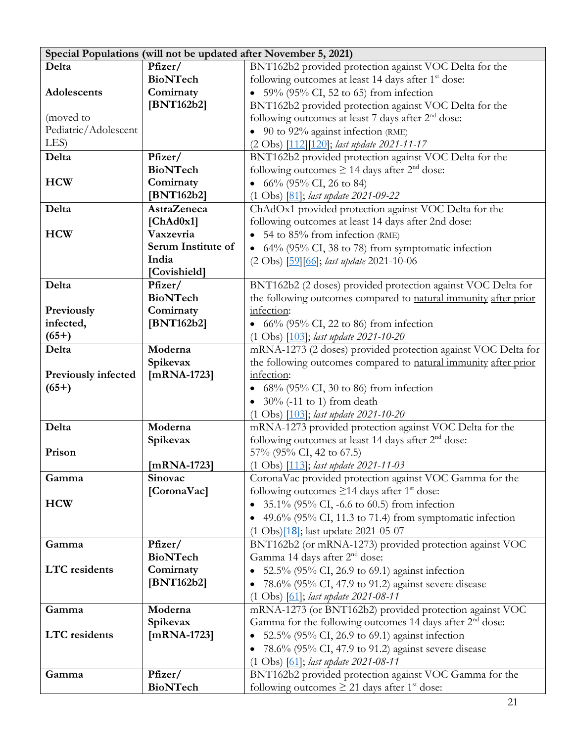| Special Populations (will not be updated after November 5, 2021) | | |
|---|---|---|
| **Delta**<br><br>**Adolescents**<br><br>(moved to Pediatric/Adolescent LES) | **Pfizer/ BioNTech Comirnaty [BNT162b2]** | BNT162b2 provided protection against VOC Delta for the following outcomes at least 14 days after 1st dose:<br>• 59% (95% CI, 52 to 65) from infection<br>BNT162b2 provided protection against VOC Delta for the following outcomes at least 7 days after 2nd dose:<br>• 90 to 92% against infection (RME)<br>(2 Obs) [112][120]; *last update 2021-11-17* |
| **Delta**<br><br>**HCW** | **Pfizer/ BioNTech Comirnaty [BNT162b2]** | BNT162b2 provided protection against VOC Delta for the following outcomes ≥ 14 days after 2nd dose:<br>• 66% (95% CI, 26 to 84)<br>(1 Obs) [81]; *last update 2021-09-22* |
| **Delta**<br><br>**HCW** | **AstraZeneca [ChAd0x1] Vaxzevria Serum Institute of India [Covishield]** | ChAdOx1 provided protection against VOC Delta for the following outcomes at least 14 days after 2nd dose:<br>• 54 to 85% from infection (RME)<br>• 64% (95% CI, 38 to 78) from symptomatic infection<br>(2 Obs) [59][66]; *last update* 2021-10-06 |
| **Delta**<br><br>**Previously infected, (65+)** | **Pfizer/ BioNTech Comirnaty [BNT162b2]** | BNT162b2 (2 doses) provided protection against VOC Delta for the following outcomes compared to natural immunity after prior infection:<br>• 66% (95% CI, 22 to 86) from infection<br>(1 Obs) [103]; *last update 2021-10-20* |
| **Delta**<br><br>**Previously infected (65+)** | **Moderna Spikevax [mRNA-1723]** | mRNA-1273 (2 doses) provided protection against VOC Delta for the following outcomes compared to natural immunity after prior infection:<br>• 68% (95% CI, 30 to 86) from infection<br>• 30% (-11 to 1) from death<br>(1 Obs) [103]; *last update 2021-10-20* |
| **Delta**<br><br>**Prison** | **Moderna Spikevax**<br><br>**[mRNA-1723]** | mRNA-1273 provided protection against VOC Delta for the following outcomes at least 14 days after 2nd dose:<br>57% (95% CI, 42 to 67.5)<br>(1 Obs) [113]; *last update 2021-11-03* |
| **Gamma**<br><br>**HCW** | **Sinovac [CoronaVac]** | CoronaVac provided protection against VOC Gamma for the following outcomes ≥14 days after 1st dose:<br>• 35.1% (95% CI, -6.6 to 60.5) from infection<br>• 49.6% (95% CI, 11.3 to 71.4) from symptomatic infection<br>(1 Obs)[18]; last update 2021-05-07 |
| **Gamma**<br><br>**LTC residents** | **Pfizer/ BioNTech Comirnaty [BNT162b2]** | BNT162b2 (or mRNA-1273) provided protection against VOC Gamma 14 days after 2nd dose:<br>• 52.5% (95% CI, 26.9 to 69.1) against infection<br>• 78.6% (95% CI, 47.9 to 91.2) against severe disease<br>(1 Obs) [61]; *last update 2021-08-11* |
| **Gamma**<br><br>**LTC residents** | **Moderna Spikevax [mRNA-1723]** | mRNA-1273 (or BNT162b2) provided protection against VOC Gamma for the following outcomes 14 days after 2nd dose:<br>• 52.5% (95% CI, 26.9 to 69.1) against infection<br>• 78.6% (95% CI, 47.9 to 91.2) against severe disease<br>(1 Obs) [61]; *last update 2021-08-11* |
| **Gamma** | **Pfizer/ BioNTech** | BNT162b2 provided protection against VOC Gamma for the following outcomes ≥ 21 days after 1st dose: |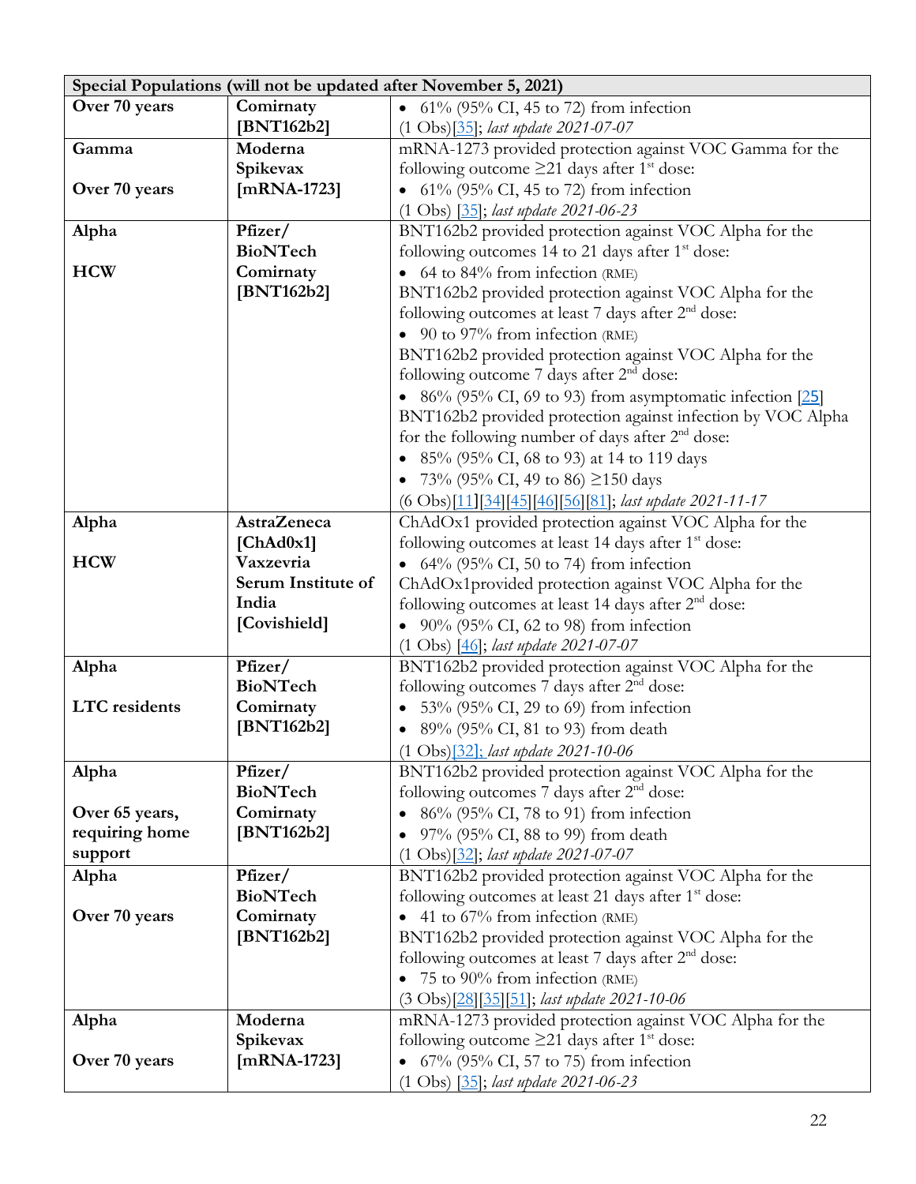| Special Populations (will not be updated after November 5, 2021) | | |
|---|---|---|
| **Over 70 years** | **Comirnaty [BNT162b2]** | • 61% (95% CI, 45 to 72) from infection<br>(1 Obs)[35]; *last update 2021-07-07* |
| **Gamma**<br><br>**Over 70 years** | **Moderna Spikevax [mRNA-1723]** | mRNA-1273 provided protection against VOC Gamma for the following outcome ≥21 days after 1st dose:<br>• 61% (95% CI, 45 to 72) from infection<br>(1 Obs) [35]; *last update 2021-06-23* |
| **Alpha**<br><br>**HCW** | **Pfizer/ BioNTech Comirnaty [BNT162b2]** | BNT162b2 provided protection against VOC Alpha for the following outcomes 14 to 21 days after 1st dose:<br>• 64 to 84% from infection (RME)<br>BNT162b2 provided protection against VOC Alpha for the following outcomes at least 7 days after 2nd dose:<br>• 90 to 97% from infection (RME)<br>BNT162b2 provided protection against VOC Alpha for the following outcome 7 days after 2nd dose:<br>• 86% (95% CI, 69 to 93) from asymptomatic infection [25]<br>BNT162b2 provided protection against infection by VOC Alpha for the following number of days after 2nd dose:<br>• 85% (95% CI, 68 to 93) at 14 to 119 days<br>• 73% (95% CI, 49 to 86) ≥150 days<br>(6 Obs)[11][34][45][46][56][81]; *last update 2021-11-17* |
| **Alpha**<br><br>**HCW** | **AstraZeneca [ChAd0x1] Vaxzevria Serum Institute of India [Covishield]** | ChAdOx1 provided protection against VOC Alpha for the following outcomes at least 14 days after 1st dose:<br>• 64% (95% CI, 50 to 74) from infection<br>ChAdOx1provided protection against VOC Alpha for the following outcomes at least 14 days after 2nd dose:<br>• 90% (95% CI, 62 to 98) from infection<br>(1 Obs) [46]; *last update 2021-07-07* |
| **Alpha**<br><br>**LTC residents** | **Pfizer/ BioNTech Comirnaty [BNT162b2]** | BNT162b2 provided protection against VOC Alpha for the following outcomes 7 days after 2nd dose:<br>• 53% (95% CI, 29 to 69) from infection<br>• 89% (95% CI, 81 to 93) from death<br>(1 Obs)[32]; *last update 2021-10-06* |
| **Alpha**<br><br>**Over 65 years, requiring home support** | **Pfizer/ BioNTech Comirnaty [BNT162b2]** | BNT162b2 provided protection against VOC Alpha for the following outcomes 7 days after 2nd dose:<br>• 86% (95% CI, 78 to 91) from infection<br>• 97% (95% CI, 88 to 99) from death<br>(1 Obs)[32]; *last update 2021-07-07* |
| **Alpha**<br><br>**Over 70 years** | **Pfizer/ BioNTech Comirnaty [BNT162b2]** | BNT162b2 provided protection against VOC Alpha for the following outcomes at least 21 days after 1st dose:<br>• 41 to 67% from infection (RME)<br>BNT162b2 provided protection against VOC Alpha for the following outcomes at least 7 days after 2nd dose:<br>• 75 to 90% from infection (RME)<br>(3 Obs)[28][35][51]; *last update 2021-10-06* |
| **Alpha**<br><br>**Over 70 years** | **Moderna Spikevax [mRNA-1723]** | mRNA-1273 provided protection against VOC Alpha for the following outcome ≥21 days after 1st dose:<br>• 67% (95% CI, 57 to 75) from infection<br>(1 Obs) [35]; *last update 2021-06-23* |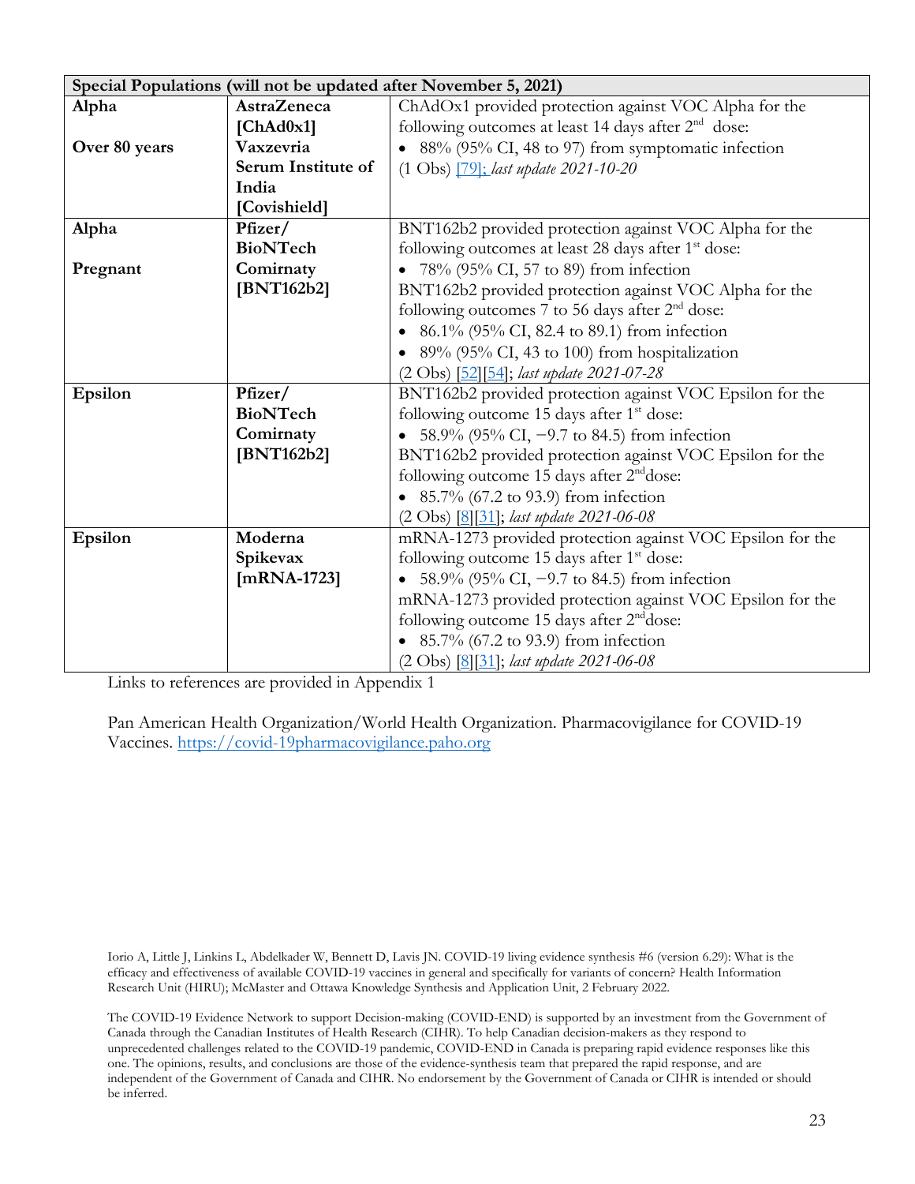| Special Populations (will not be updated after November 5, 2021) | | |
|---|---|---|
| **Alpha**<br><br>**Over 80 years** | **AstraZeneca [ChAd0x1] Vaxzevria Serum Institute of India [Covishield]** | ChAdOx1 provided protection against VOC Alpha for the following outcomes at least 14 days after 2nd dose:<br>• 88% (95% CI, 48 to 97) from symptomatic infection<br>(1 Obs) [79]; *last update 2021-10-20* |
| **Alpha**<br><br>**Pregnant** | **Pfizer/ BioNTech Comirnaty [BNT162b2]** | BNT162b2 provided protection against VOC Alpha for the following outcomes at least 28 days after 1st dose:<br>• 78% (95% CI, 57 to 89) from infection<br>BNT162b2 provided protection against VOC Alpha for the following outcomes 7 to 56 days after 2nd dose:<br>• 86.1% (95% CI, 82.4 to 89.1) from infection<br>• 89% (95% CI, 43 to 100) from hospitalization<br>(2 Obs) [52][54]; *last update 2021-07-28* |
| **Epsilon** | **Pfizer/ BioNTech Comirnaty [BNT162b2]** | BNT162b2 provided protection against VOC Epsilon for the following outcome 15 days after 1st dose:<br>• 58.9% (95% CI, −9.7 to 84.5) from infection<br>BNT162b2 provided protection against VOC Epsilon for the following outcome 15 days after 2nd dose:<br>• 85.7% (67.2 to 93.9) from infection<br>(2 Obs) [8][31]; *last update 2021-06-08* |
| **Epsilon** | **Moderna Spikevax [mRNA-1723]** | mRNA-1273 provided protection against VOC Epsilon for the following outcome 15 days after 1st dose:<br>• 58.9% (95% CI, −9.7 to 84.5) from infection<br>mRNA-1273 provided protection against VOC Epsilon for the following outcome 15 days after 2nd dose:<br>• 85.7% (67.2 to 93.9) from infection<br>(2 Obs) [8][31]; *last update 2021-06-08* |

Links to references are provided in Appendix 1

Pan American Health Organization/World Health Organization. Pharmacovigilance for COVID-19 Vaccines. https://covid-19pharmacovigilance.paho.org

Iorio A, Little J, Linkins L, Abdelkader W, Bennett D, Lavis JN. COVID-19 living evidence synthesis #6 (version 6.29): What is the efficacy and effectiveness of available COVID-19 vaccines in general and specifically for variants of concern? Health Information Research Unit (HIRU); McMaster and Ottawa Knowledge Synthesis and Application Unit, 2 February 2022.

The COVID-19 Evidence Network to support Decision-making (COVID-END) is supported by an investment from the Government of Canada through the Canadian Institutes of Health Research (CIHR). To help Canadian decision-makers as they respond to unprecedented challenges related to the COVID-19 pandemic, COVID-END in Canada is preparing rapid evidence responses like this one. The opinions, results, and conclusions are those of the evidence-synthesis team that prepared the rapid response, and are independent of the Government of Canada and CIHR. No endorsement by the Government of Canada or CIHR is intended or should be inferred.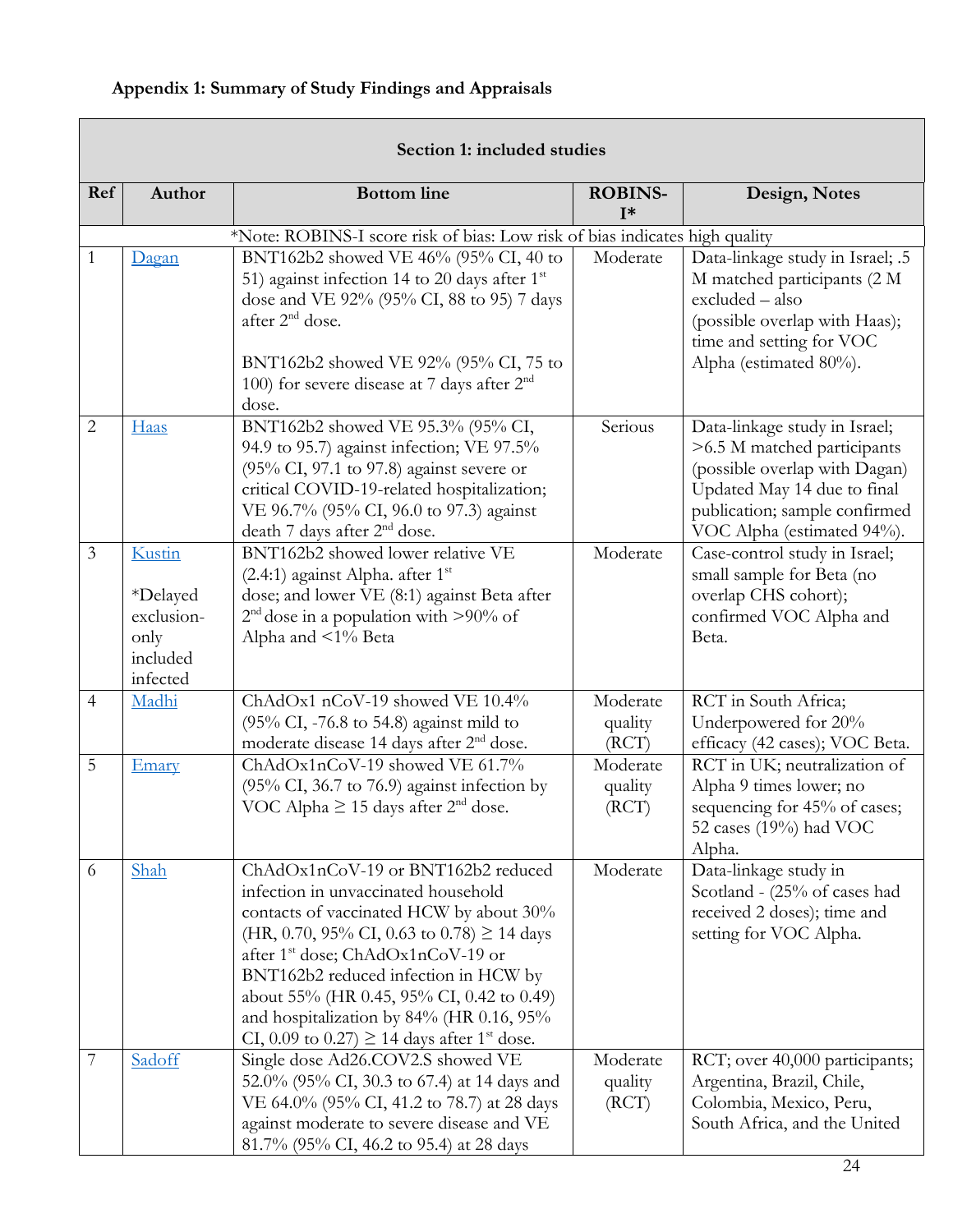**Appendix 1: Summary of Study Findings and Appraisals**

| Section 1: included studies | | | | |
|---|---|---|---|---|
| **Ref** | **Author** | **Bottom line** | **ROBINS-I*** | **Design, Notes** |
| | | *Note: ROBINS-I score risk of bias: Low risk of bias indicates high quality | | |
| 1 | Dagan | BNT162b2 showed VE 46% (95% CI, 40 to 51) against infection 14 to 20 days after 1st dose and VE 92% (95% CI, 88 to 95) 7 days after 2nd dose.<br><br>BNT162b2 showed VE 92% (95% CI, 75 to 100) for severe disease at 7 days after 2nd dose. | Moderate | Data-linkage study in Israel; .5 M matched participants (2 M excluded – also (possible overlap with Haas); time and setting for VOC Alpha (estimated 80%). |
| 2 | Haas | BNT162b2 showed VE 95.3% (95% CI, 94.9 to 95.7) against infection; VE 97.5% (95% CI, 97.1 to 97.8) against severe or critical COVID-19-related hospitalization; VE 96.7% (95% CI, 96.0 to 97.3) against death 7 days after 2nd dose. | Serious | Data-linkage study in Israel; >6.5 M matched participants (possible overlap with Dagan) Updated May 14 due to final publication; sample confirmed VOC Alpha (estimated 94%). |
| 3 | Kustin<br><br>*Delayed exclusion-only included infected | BNT162b2 showed lower relative VE (2.4:1) against Alpha. after 1st dose; and lower VE (8:1) against Beta after 2nd dose in a population with >90% of Alpha and <1% Beta | Moderate | Case-control study in Israel; small sample for Beta (no overlap CHS cohort); confirmed VOC Alpha and Beta. |
| 4 | Madhi | ChAdOx1 nCoV-19 showed VE 10.4% (95% CI, -76.8 to 54.8) against mild to moderate disease 14 days after 2nd dose. | Moderate quality (RCT) | RCT in South Africa; Underpowered for 20% efficacy (42 cases); VOC Beta. |
| 5 | Emary | ChAdOx1nCoV-19 showed VE 61.7% (95% CI, 36.7 to 76.9) against infection by VOC Alpha ≥ 15 days after 2nd dose. | Moderate quality (RCT) | RCT in UK; neutralization of Alpha 9 times lower; no sequencing for 45% of cases; 52 cases (19%) had VOC Alpha. |
| 6 | Shah | ChAdOx1nCoV-19 or BNT162b2 reduced infection in unvaccinated household contacts of vaccinated HCW by about 30% (HR, 0.70, 95% CI, 0.63 to 0.78) ≥ 14 days after 1st dose; ChAdOx1nCoV-19 or BNT162b2 reduced infection in HCW by about 55% (HR 0.45, 95% CI, 0.42 to 0.49) and hospitalization by 84% (HR 0.16, 95% CI, 0.09 to 0.27) ≥ 14 days after 1st dose. | Moderate | Data-linkage study in Scotland - (25% of cases had received 2 doses); time and setting for VOC Alpha. |
| 7 | Sadoff | Single dose Ad26.COV2.S showed VE 52.0% (95% CI, 30.3 to 67.4) at 14 days and VE 64.0% (95% CI, 41.2 to 78.7) at 28 days against moderate to severe disease and VE 81.7% (95% CI, 46.2 to 95.4) at 28 days | Moderate quality (RCT) | RCT; over 40,000 participants; Argentina, Brazil, Chile, Colombia, Mexico, Peru, South Africa, and the United |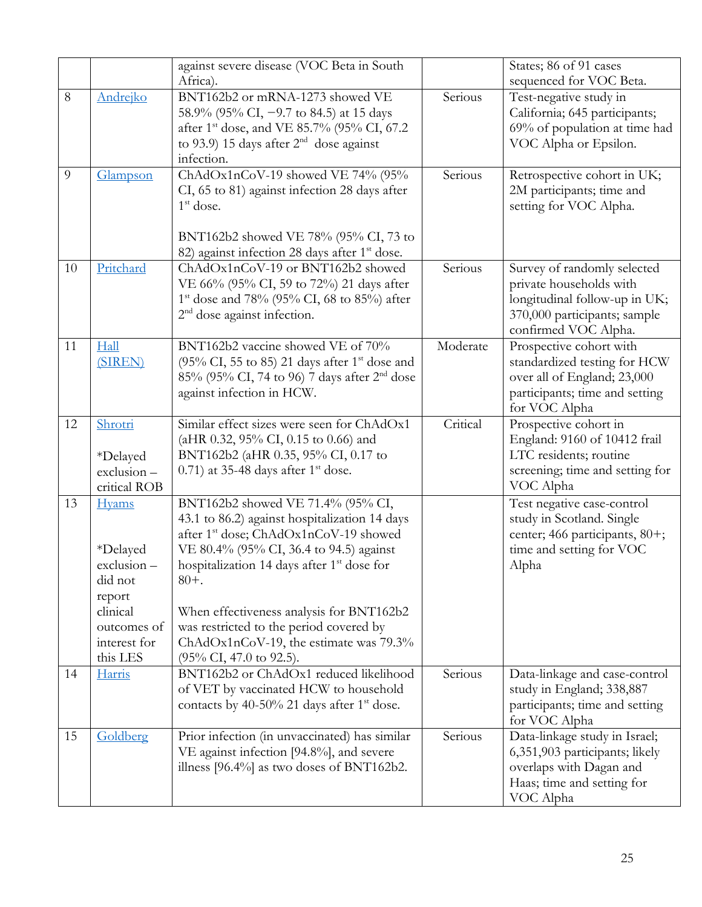| | | against severe disease (VOC Beta in South Africa). | | States; 86 of 91 cases sequenced for VOC Beta. |
|---|---|---|---|---|
| 8 | Andrejko | BNT162b2 or mRNA-1273 showed VE 58.9% (95% CI, −9.7 to 84.5) at 15 days after 1st dose, and VE 85.7% (95% CI, 67.2 to 93.9) 15 days after 2nd dose against infection. | Serious | Test-negative study in California; 645 participants; 69% of population at time had VOC Alpha or Epsilon. |
| 9 | Glampson | ChAdOx1nCoV-19 showed VE 74% (95% CI, 65 to 81) against infection 28 days after 1st dose.<br><br>BNT162b2 showed VE 78% (95% CI, 73 to 82) against infection 28 days after 1st dose. | Serious | Retrospective cohort in UK; 2M participants; time and setting for VOC Alpha. |
| 10 | Pritchard | ChAdOx1nCoV-19 or BNT162b2 showed VE 66% (95% CI, 59 to 72%) 21 days after 1st dose and 78% (95% CI, 68 to 85%) after 2nd dose against infection. | Serious | Survey of randomly selected private households with longitudinal follow-up in UK; 370,000 participants; sample confirmed VOC Alpha. |
| 11 | Hall (SIREN) | BNT162b2 vaccine showed VE of 70% (95% CI, 55 to 85) 21 days after 1st dose and 85% (95% CI, 74 to 96) 7 days after 2nd dose against infection in HCW. | Moderate | Prospective cohort with standardized testing for HCW over all of England; 23,000 participants; time and setting for VOC Alpha |
| 12 | Shrotri<br><br>*Delayed exclusion – critical ROB | Similar effect sizes were seen for ChAdOx1 (aHR 0.32, 95% CI, 0.15 to 0.66) and BNT162b2 (aHR 0.35, 95% CI, 0.17 to 0.71) at 35-48 days after 1st dose. | Critical | Prospective cohort in England: 9160 of 10412 frail LTC residents; routine screening; time and setting for VOC Alpha |
| 13 | Hyams<br><br>*Delayed exclusion – did not report clinical outcomes of interest for this LES | BNT162b2 showed VE 71.4% (95% CI, 43.1 to 86.2) against hospitalization 14 days after 1st dose; ChAdOx1nCoV-19 showed VE 80.4% (95% CI, 36.4 to 94.5) against hospitalization 14 days after 1st dose for 80+.<br><br>When effectiveness analysis for BNT162b2 was restricted to the period covered by ChAdOx1nCoV-19, the estimate was 79.3% (95% CI, 47.0 to 92.5). | | Test negative case-control study in Scotland. Single center; 466 participants, 80+; time and setting for VOC Alpha |
| 14 | Harris | BNT162b2 or ChAdOx1 reduced likelihood of VET by vaccinated HCW to household contacts by 40-50% 21 days after 1st dose. | Serious | Data-linkage and case-control study in England; 338,887 participants; time and setting for VOC Alpha |
| 15 | Goldberg | Prior infection (in unvaccinated) has similar VE against infection [94.8%], and severe illness [96.4%] as two doses of BNT162b2. | Serious | Data-linkage study in Israel; 6,351,903 participants; likely overlaps with Dagan and Haas; time and setting for VOC Alpha |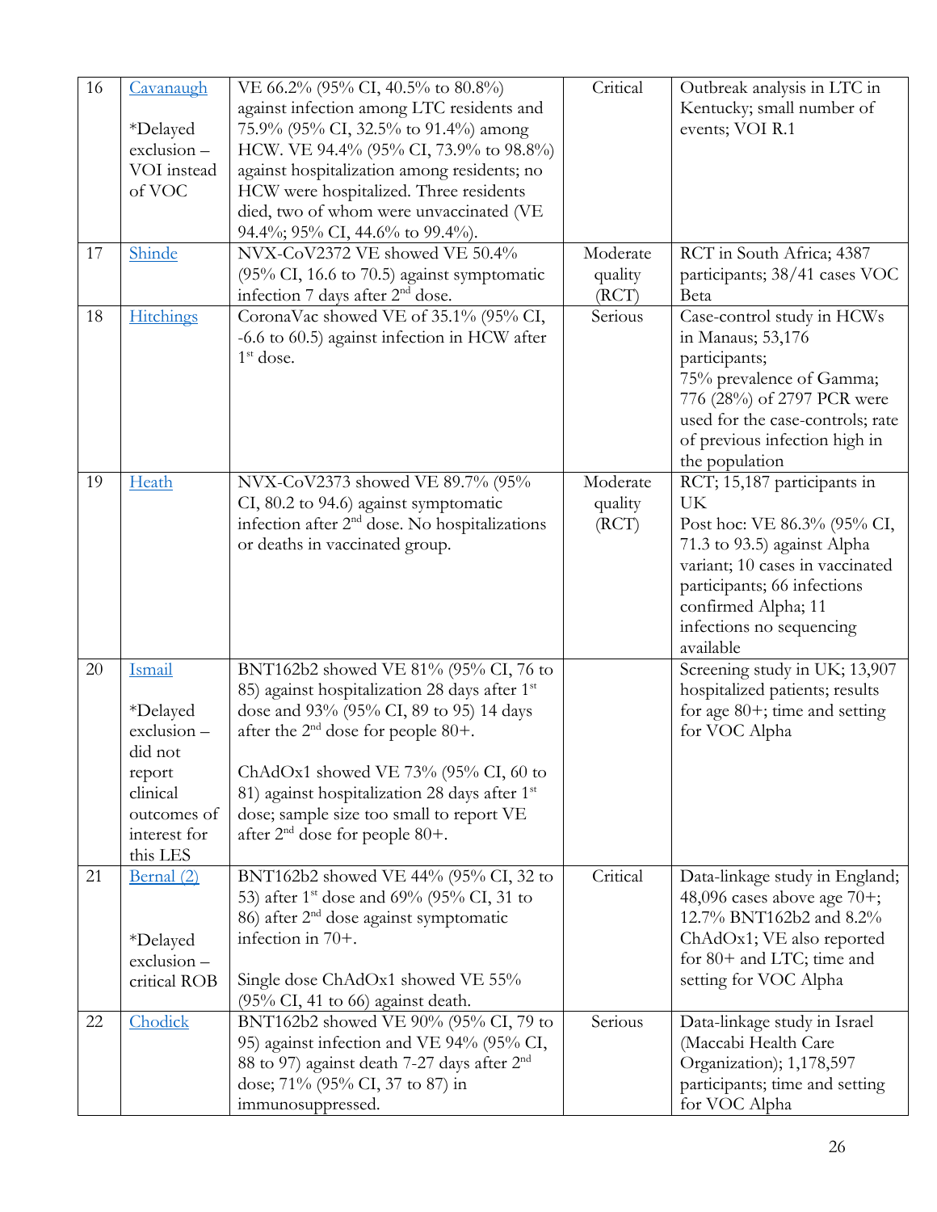| | | | | |
|---|---|---|---|---|
| 16 | Cavanaugh<br><br>*Delayed exclusion – VOI instead of VOC | VE 66.2% (95% CI, 40.5% to 80.8%) against infection among LTC residents and 75.9% (95% CI, 32.5% to 91.4%) among HCW. VE 94.4% (95% CI, 73.9% to 98.8%) against hospitalization among residents; no HCW were hospitalized. Three residents died, two of whom were unvaccinated (VE 94.4%; 95% CI, 44.6% to 99.4%). | Critical | Outbreak analysis in LTC in Kentucky; small number of events; VOI R.1 |
| 17 | Shinde | NVX-CoV2372 VE showed VE 50.4% (95% CI, 16.6 to 70.5) against symptomatic infection 7 days after 2nd dose. | Moderate quality (RCT) | RCT in South Africa; 4387 participants; 38/41 cases VOC Beta |
| 18 | Hitchings | CoronaVac showed VE of 35.1% (95% CI, -6.6 to 60.5) against infection in HCW after 1st dose. | Serious | Case-control study in HCWs in Manaus; 53,176 participants;<br>75% prevalence of Gamma; 776 (28%) of 2797 PCR were used for the case-controls; rate of previous infection high in the population |
| 19 | Heath | NVX-CoV2373 showed VE 89.7% (95% CI, 80.2 to 94.6) against symptomatic infection after 2nd dose. No hospitalizations or deaths in vaccinated group. | Moderate quality (RCT) | RCT; 15,187 participants in UK<br>Post hoc: VE 86.3% (95% CI, 71.3 to 93.5) against Alpha variant; 10 cases in vaccinated participants; 66 infections confirmed Alpha; 11 infections no sequencing available |
| 20 | Ismail<br><br>*Delayed exclusion – did not report clinical outcomes of interest for this LES | BNT162b2 showed VE 81% (95% CI, 76 to 85) against hospitalization 28 days after 1st dose and 93% (95% CI, 89 to 95) 14 days after the 2nd dose for people 80+.<br><br>ChAdOx1 showed VE 73% (95% CI, 60 to 81) against hospitalization 28 days after 1st dose; sample size too small to report VE after 2nd dose for people 80+. | | Screening study in UK; 13,907 hospitalized patients; results for age 80+; time and setting for VOC Alpha |
| 21 | Bernal (2)<br><br>*Delayed exclusion – critical ROB | BNT162b2 showed VE 44% (95% CI, 32 to 53) after 1st dose and 69% (95% CI, 31 to 86) after 2nd dose against symptomatic infection in 70+.<br><br>Single dose ChAdOx1 showed VE 55% (95% CI, 41 to 66) against death. | Critical | Data-linkage study in England; 48,096 cases above age 70+; 12.7% BNT162b2 and 8.2% ChAdOx1; VE also reported for 80+ and LTC; time and setting for VOC Alpha |
| 22 | Chodick | BNT162b2 showed VE 90% (95% CI, 79 to 95) against infection and VE 94% (95% CI, 88 to 97) against death 7-27 days after 2nd dose; 71% (95% CI, 37 to 87) in immunosuppressed. | Serious | Data-linkage study in Israel (Maccabi Health Care Organization); 1,178,597 participants; time and setting for VOC Alpha |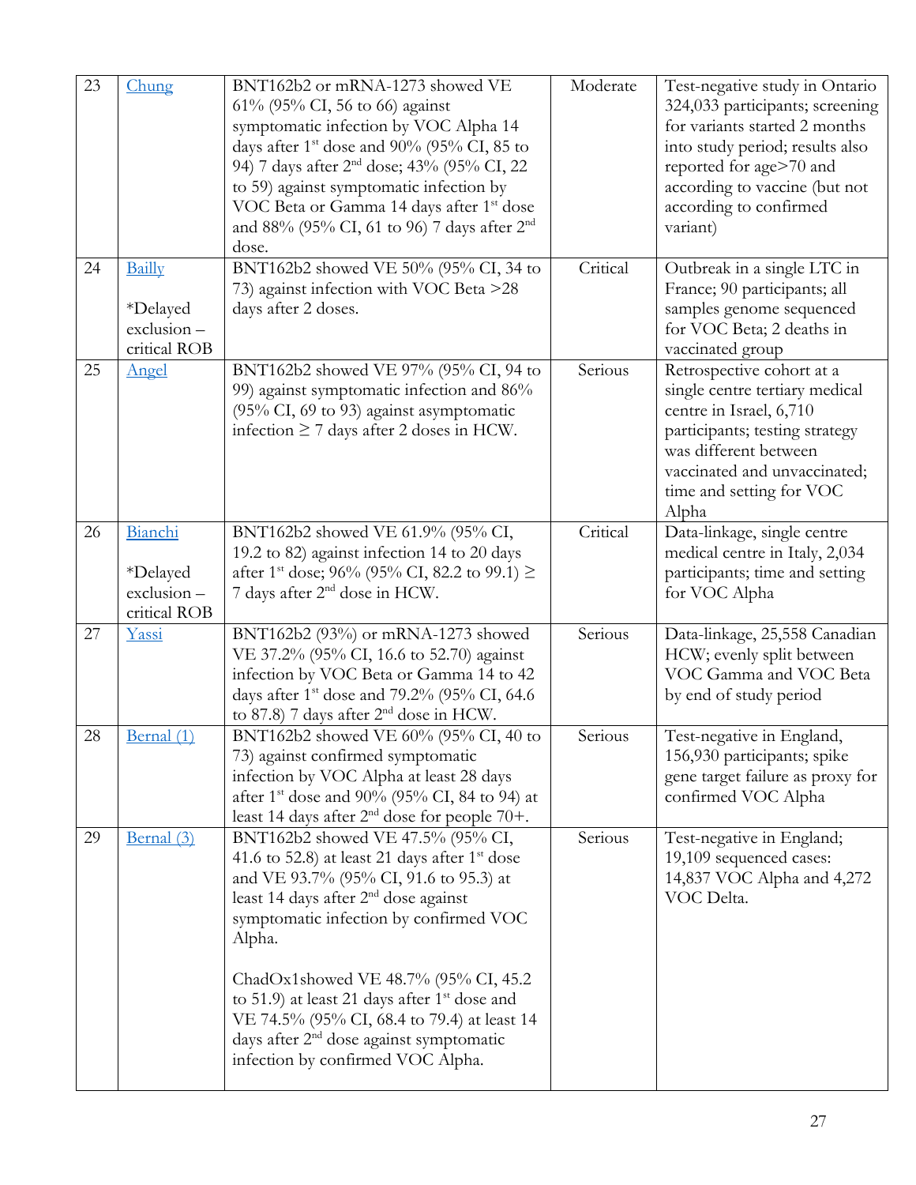| 23 | Chung | BNT162b2 or mRNA-1273 showed VE 61% (95% CI, 56 to 66) against symptomatic infection by VOC Alpha 14 days after 1st dose and 90% (95% CI, 85 to 94) 7 days after 2nd dose; 43% (95% CI, 22 to 59) against symptomatic infection by VOC Beta or Gamma 14 days after 1st dose and 88% (95% CI, 61 to 96) 7 days after 2nd dose. | Moderate | Test-negative study in Ontario 324,033 participants; screening for variants started 2 months into study period; results also reported for age>70 and according to vaccine (but not according to confirmed variant) |
|---|---|---|---|---|
| 24 | Bailly<br><br>*Delayed exclusion – critical ROB | BNT162b2 showed VE 50% (95% CI, 34 to 73) against infection with VOC Beta >28 days after 2 doses. | Critical | Outbreak in a single LTC in France; 90 participants; all samples genome sequenced for VOC Beta; 2 deaths in vaccinated group |
| 25 | Angel | BNT162b2 showed VE 97% (95% CI, 94 to 99) against symptomatic infection and 86% (95% CI, 69 to 93) against asymptomatic infection ≥ 7 days after 2 doses in HCW. | Serious | Retrospective cohort at a single centre tertiary medical centre in Israel, 6,710 participants; testing strategy was different between vaccinated and unvaccinated; time and setting for VOC Alpha |
| 26 | Bianchi<br><br>*Delayed exclusion – critical ROB | BNT162b2 showed VE 61.9% (95% CI, 19.2 to 82) against infection 14 to 20 days after 1st dose; 96% (95% CI, 82.2 to 99.1) ≥ 7 days after 2nd dose in HCW. | Critical | Data-linkage, single centre medical centre in Italy, 2,034 participants; time and setting for VOC Alpha |
| 27 | Yassi | BNT162b2 (93%) or mRNA-1273 showed VE 37.2% (95% CI, 16.6 to 52.70) against infection by VOC Beta or Gamma 14 to 42 days after 1st dose and 79.2% (95% CI, 64.6 to 87.8) 7 days after 2nd dose in HCW. | Serious | Data-linkage, 25,558 Canadian HCW; evenly split between VOC Gamma and VOC Beta by end of study period |
| 28 | Bernal (1) | BNT162b2 showed VE 60% (95% CI, 40 to 73) against confirmed symptomatic infection by VOC Alpha at least 28 days after 1st dose and 90% (95% CI, 84 to 94) at least 14 days after 2nd dose for people 70+. | Serious | Test-negative in England, 156,930 participants; spike gene target failure as proxy for confirmed VOC Alpha |
| 29 | Bernal (3) | BNT162b2 showed VE 47.5% (95% CI, 41.6 to 52.8) at least 21 days after 1st dose and VE 93.7% (95% CI, 91.6 to 95.3) at least 14 days after 2nd dose against symptomatic infection by confirmed VOC Alpha.<br><br>ChadOx1showed VE 48.7% (95% CI, 45.2 to 51.9) at least 21 days after 1st dose and VE 74.5% (95% CI, 68.4 to 79.4) at least 14 days after 2nd dose against symptomatic infection by confirmed VOC Alpha. | Serious | Test-negative in England; 19,109 sequenced cases: 14,837 VOC Alpha and 4,272 VOC Delta. |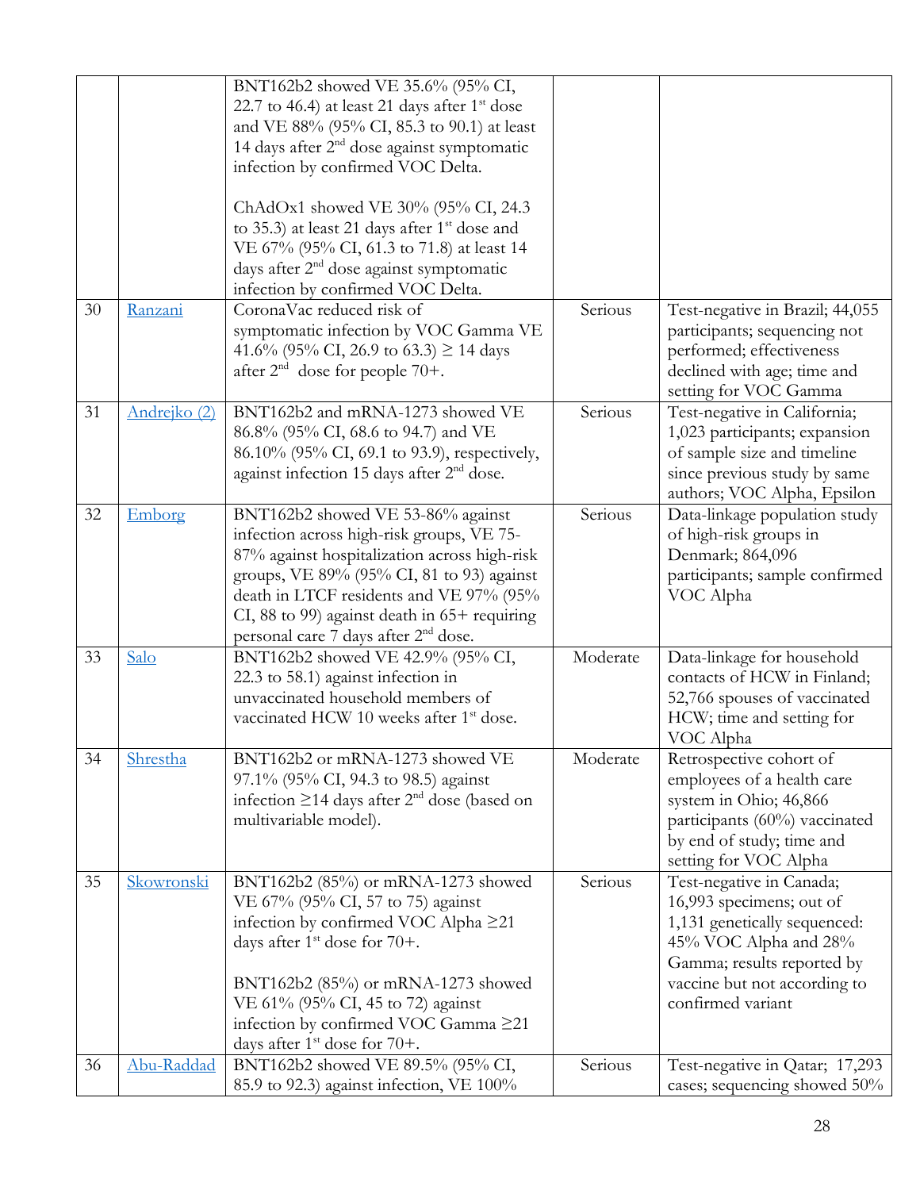| | | | | |
|---|---|---|---|---|
| | | BNT162b2 showed VE 35.6% (95% CI, 22.7 to 46.4) at least 21 days after 1st dose and VE 88% (95% CI, 85.3 to 90.1) at least 14 days after 2nd dose against symptomatic infection by confirmed VOC Delta.<br><br>ChAdOx1 showed VE 30% (95% CI, 24.3 to 35.3) at least 21 days after 1st dose and VE 67% (95% CI, 61.3 to 71.8) at least 14 days after 2nd dose against symptomatic infection by confirmed VOC Delta. | | |
| 30 | Ranzani | CoronaVac reduced risk of symptomatic infection by VOC Gamma VE 41.6% (95% CI, 26.9 to 63.3) ≥ 14 days after 2nd dose for people 70+. | Serious | Test-negative in Brazil; 44,055 participants; sequencing not performed; effectiveness declined with age; time and setting for VOC Gamma |
| 31 | Andrejko (2) | BNT162b2 and mRNA-1273 showed VE 86.8% (95% CI, 68.6 to 94.7) and VE 86.10% (95% CI, 69.1 to 93.9), respectively, against infection 15 days after 2nd dose. | Serious | Test-negative in California; 1,023 participants; expansion of sample size and timeline since previous study by same authors; VOC Alpha, Epsilon |
| 32 | Emborg | BNT162b2 showed VE 53-86% against infection across high-risk groups, VE 75-87% against hospitalization across high-risk groups, VE 89% (95% CI, 81 to 93) against death in LTCF residents and VE 97% (95% CI, 88 to 99) against death in 65+ requiring personal care 7 days after 2nd dose. | Serious | Data-linkage population study of high-risk groups in Denmark; 864,096 participants; sample confirmed VOC Alpha |
| 33 | Salo | BNT162b2 showed VE 42.9% (95% CI, 22.3 to 58.1) against infection in unvaccinated household members of vaccinated HCW 10 weeks after 1st dose. | Moderate | Data-linkage for household contacts of HCW in Finland; 52,766 spouses of vaccinated HCW; time and setting for VOC Alpha |
| 34 | Shrestha | BNT162b2 or mRNA-1273 showed VE 97.1% (95% CI, 94.3 to 98.5) against infection ≥14 days after 2nd dose (based on multivariable model). | Moderate | Retrospective cohort of employees of a health care system in Ohio; 46,866 participants (60%) vaccinated by end of study; time and setting for VOC Alpha |
| 35 | Skowronski | BNT162b2 (85%) or mRNA-1273 showed VE 67% (95% CI, 57 to 75) against infection by confirmed VOC Alpha ≥21 days after 1st dose for 70+.<br><br>BNT162b2 (85%) or mRNA-1273 showed VE 61% (95% CI, 45 to 72) against infection by confirmed VOC Gamma ≥21 days after 1st dose for 70+. | Serious | Test-negative in Canada; 16,993 specimens; out of 1,131 genetically sequenced: 45% VOC Alpha and 28% Gamma; results reported by vaccine but not according to confirmed variant |
| 36 | Abu-Raddad | BNT162b2 showed VE 89.5% (95% CI, 85.9 to 92.3) against infection, VE 100% | Serious | Test-negative in Qatar; 17,293 cases; sequencing showed 50% |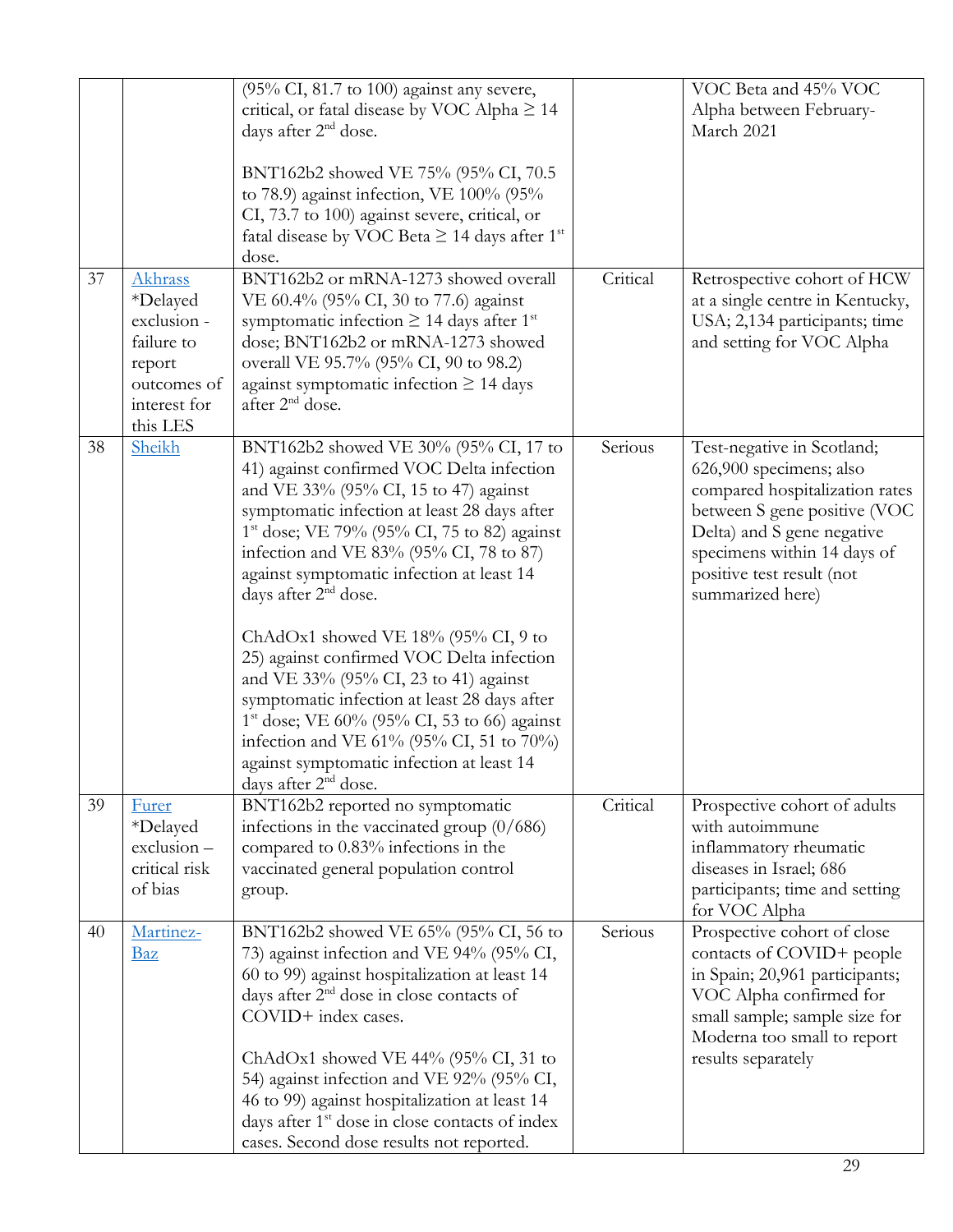| | | | | |
|---|---|---|---|---|
| | | (95% CI, 81.7 to 100) against any severe, critical, or fatal disease by VOC Alpha ≥ 14 days after 2nd dose.<br><br>BNT162b2 showed VE 75% (95% CI, 70.5 to 78.9) against infection, VE 100% (95% CI, 73.7 to 100) against severe, critical, or fatal disease by VOC Beta ≥ 14 days after 1st dose. | | VOC Beta and 45% VOC Alpha between February-March 2021 |
| 37 | Akhrass *Delayed exclusion - failure to report outcomes of interest for this LES | BNT162b2 or mRNA-1273 showed overall VE 60.4% (95% CI, 30 to 77.6) against symptomatic infection ≥ 14 days after 1st dose; BNT162b2 or mRNA-1273 showed overall VE 95.7% (95% CI, 90 to 98.2) against symptomatic infection ≥ 14 days after 2nd dose. | Critical | Retrospective cohort of HCW at a single centre in Kentucky, USA; 2,134 participants; time and setting for VOC Alpha |
| 38 | Sheikh | BNT162b2 showed VE 30% (95% CI, 17 to 41) against confirmed VOC Delta infection and VE 33% (95% CI, 15 to 47) against symptomatic infection at least 28 days after 1st dose; VE 79% (95% CI, 75 to 82) against infection and VE 83% (95% CI, 78 to 87) against symptomatic infection at least 14 days after 2nd dose.<br><br>ChAdOx1 showed VE 18% (95% CI, 9 to 25) against confirmed VOC Delta infection and VE 33% (95% CI, 23 to 41) against symptomatic infection at least 28 days after 1st dose; VE 60% (95% CI, 53 to 66) against infection and VE 61% (95% CI, 51 to 70%) against symptomatic infection at least 14 days after 2nd dose. | Serious | Test-negative in Scotland; 626,900 specimens; also compared hospitalization rates between S gene positive (VOC Delta) and S gene negative specimens within 14 days of positive test result (not summarized here) |
| 39 | Furer *Delayed exclusion – critical risk of bias | BNT162b2 reported no symptomatic infections in the vaccinated group (0/686) compared to 0.83% infections in the vaccinated general population control group. | Critical | Prospective cohort of adults with autoimmune inflammatory rheumatic diseases in Israel; 686 participants; time and setting for VOC Alpha |
| 40 | Martinez-Baz | BNT162b2 showed VE 65% (95% CI, 56 to 73) against infection and VE 94% (95% CI, 60 to 99) against hospitalization at least 14 days after 2nd dose in close contacts of COVID+ index cases.<br><br>ChAdOx1 showed VE 44% (95% CI, 31 to 54) against infection and VE 92% (95% CI, 46 to 99) against hospitalization at least 14 days after 1st dose in close contacts of index cases. Second dose results not reported. | Serious | Prospective cohort of close contacts of COVID+ people in Spain; 20,961 participants; VOC Alpha confirmed for small sample; sample size for Moderna too small to report results separately |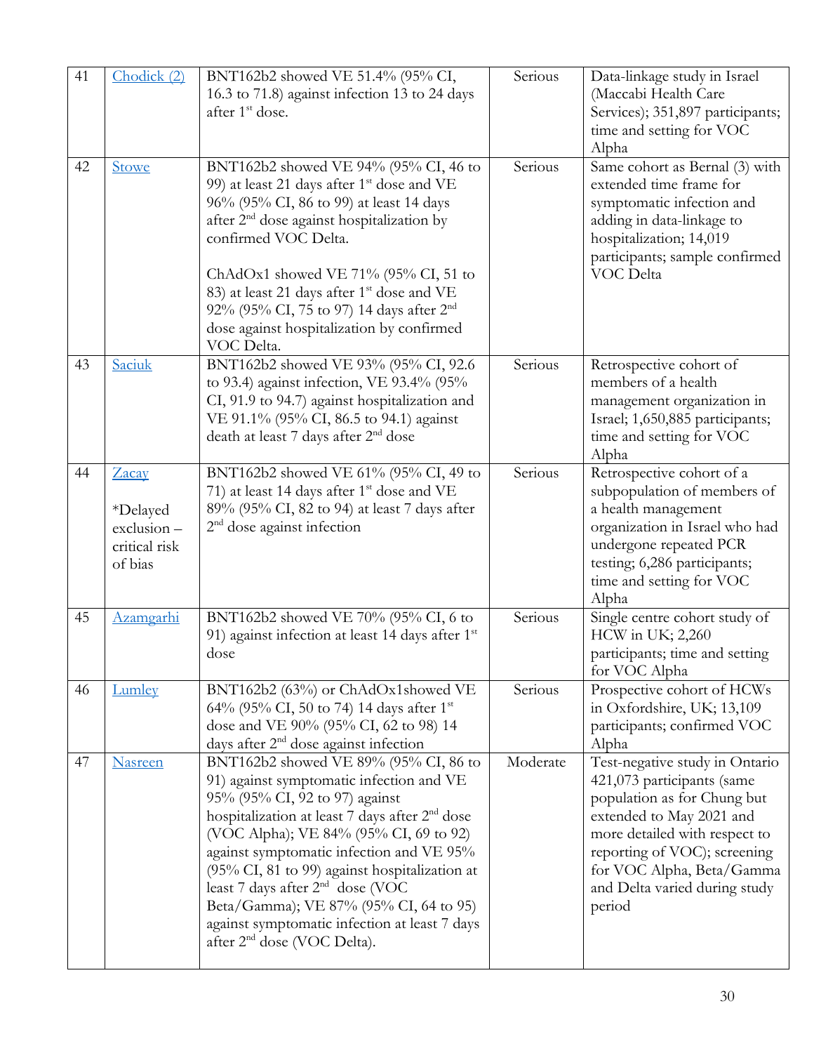| 41 | Chodick (2) | BNT162b2 showed VE 51.4% (95% CI, 16.3 to 71.8) against infection 13 to 24 days after 1st dose. | Serious | Data-linkage study in Israel (Maccabi Health Care Services); 351,897 participants; time and setting for VOC Alpha |
|---|---|---|---|---|
| 42 | Stowe | BNT162b2 showed VE 94% (95% CI, 46 to 99) at least 21 days after 1st dose and VE 96% (95% CI, 86 to 99) at least 14 days after 2nd dose against hospitalization by confirmed VOC Delta.<br><br>ChAdOx1 showed VE 71% (95% CI, 51 to 83) at least 21 days after 1st dose and VE 92% (95% CI, 75 to 97) 14 days after 2nd dose against hospitalization by confirmed VOC Delta. | Serious | Same cohort as Bernal (3) with extended time frame for symptomatic infection and adding in data-linkage to hospitalization; 14,019 participants; sample confirmed VOC Delta |
| 43 | Saciuk | BNT162b2 showed VE 93% (95% CI, 92.6 to 93.4) against infection, VE 93.4% (95% CI, 91.9 to 94.7) against hospitalization and VE 91.1% (95% CI, 86.5 to 94.1) against death at least 7 days after 2nd dose | Serious | Retrospective cohort of members of a health management organization in Israel; 1,650,885 participants; time and setting for VOC Alpha |
| 44 | Zacay<br><br>*Delayed exclusion – critical risk of bias | BNT162b2 showed VE 61% (95% CI, 49 to 71) at least 14 days after 1st dose and VE 89% (95% CI, 82 to 94) at least 7 days after 2nd dose against infection | Serious | Retrospective cohort of a subpopulation of members of a health management organization in Israel who had undergone repeated PCR testing; 6,286 participants; time and setting for VOC Alpha |
| 45 | Azamgarhi | BNT162b2 showed VE 70% (95% CI, 6 to 91) against infection at least 14 days after 1st dose | Serious | Single centre cohort study of HCW in UK; 2,260 participants; time and setting for VOC Alpha |
| 46 | Lumley | BNT162b2 (63%) or ChAdOx1showed VE 64% (95% CI, 50 to 74) 14 days after 1st dose and VE 90% (95% CI, 62 to 98) 14 days after 2nd dose against infection | Serious | Prospective cohort of HCWs in Oxfordshire, UK; 13,109 participants; confirmed VOC Alpha |
| 47 | Nasreen | BNT162b2 showed VE 89% (95% CI, 86 to 91) against symptomatic infection and VE 95% (95% CI, 92 to 97) against hospitalization at least 7 days after 2nd dose (VOC Alpha); VE 84% (95% CI, 69 to 92) against symptomatic infection and VE 95% (95% CI, 81 to 99) against hospitalization at least 7 days after 2nd dose (VOC Beta/Gamma); VE 87% (95% CI, 64 to 95) against symptomatic infection at least 7 days after 2nd dose (VOC Delta). | Moderate | Test-negative study in Ontario 421,073 participants (same population as for Chung but extended to May 2021 and more detailed with respect to reporting of VOC); screening for VOC Alpha, Beta/Gamma and Delta varied during study period |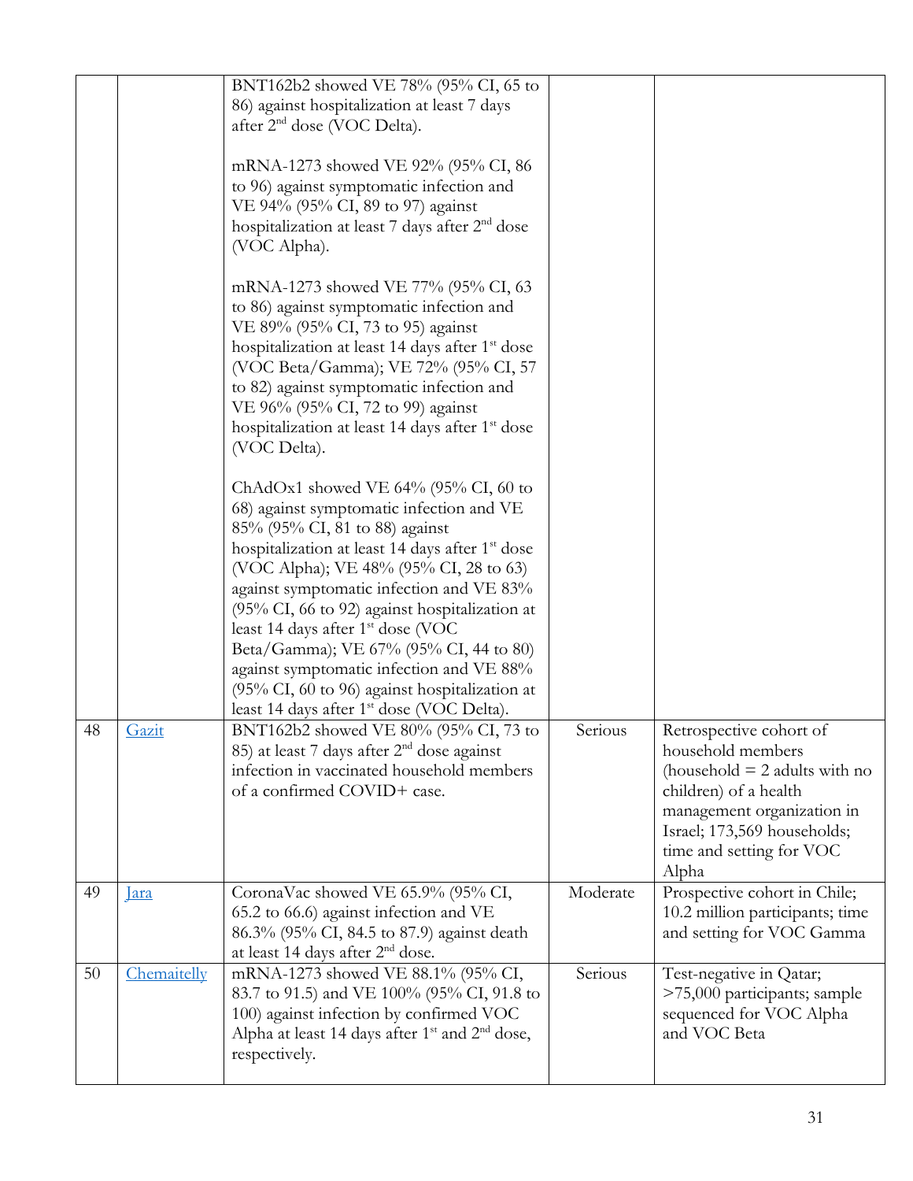| | | | | |
|---|---|---|---|---|
| | | BNT162b2 showed VE 78% (95% CI, 65 to 86) against hospitalization at least 7 days after 2nd dose (VOC Delta).<br><br>mRNA-1273 showed VE 92% (95% CI, 86 to 96) against symptomatic infection and VE 94% (95% CI, 89 to 97) against hospitalization at least 7 days after 2nd dose (VOC Alpha).<br><br>mRNA-1273 showed VE 77% (95% CI, 63 to 86) against symptomatic infection and VE 89% (95% CI, 73 to 95) against hospitalization at least 14 days after 1st dose (VOC Beta/Gamma); VE 72% (95% CI, 57 to 82) against symptomatic infection and VE 96% (95% CI, 72 to 99) against hospitalization at least 14 days after 1st dose (VOC Delta).<br><br>ChAdOx1 showed VE 64% (95% CI, 60 to 68) against symptomatic infection and VE 85% (95% CI, 81 to 88) against hospitalization at least 14 days after 1st dose (VOC Alpha); VE 48% (95% CI, 28 to 63) against symptomatic infection and VE 83% (95% CI, 66 to 92) against hospitalization at least 14 days after 1st dose (VOC Beta/Gamma); VE 67% (95% CI, 44 to 80) against symptomatic infection and VE 88% (95% CI, 60 to 96) against hospitalization at least 14 days after 1st dose (VOC Delta). | | |
| 48 | Gazit | BNT162b2 showed VE 80% (95% CI, 73 to 85) at least 7 days after 2nd dose against infection in vaccinated household members of a confirmed COVID+ case. | Serious | Retrospective cohort of household members (household = 2 adults with no children) of a health management organization in Israel; 173,569 households; time and setting for VOC Alpha |
| 49 | Jara | CoronaVac showed VE 65.9% (95% CI, 65.2 to 66.6) against infection and VE 86.3% (95% CI, 84.5 to 87.9) against death at least 14 days after 2nd dose. | Moderate | Prospective cohort in Chile; 10.2 million participants; time and setting for VOC Gamma |
| 50 | Chemaitelly | mRNA-1273 showed VE 88.1% (95% CI, 83.7 to 91.5) and VE 100% (95% CI, 91.8 to 100) against infection by confirmed VOC Alpha at least 14 days after 1st and 2nd dose, respectively. | Serious | Test-negative in Qatar; >75,000 participants; sample sequenced for VOC Alpha and VOC Beta |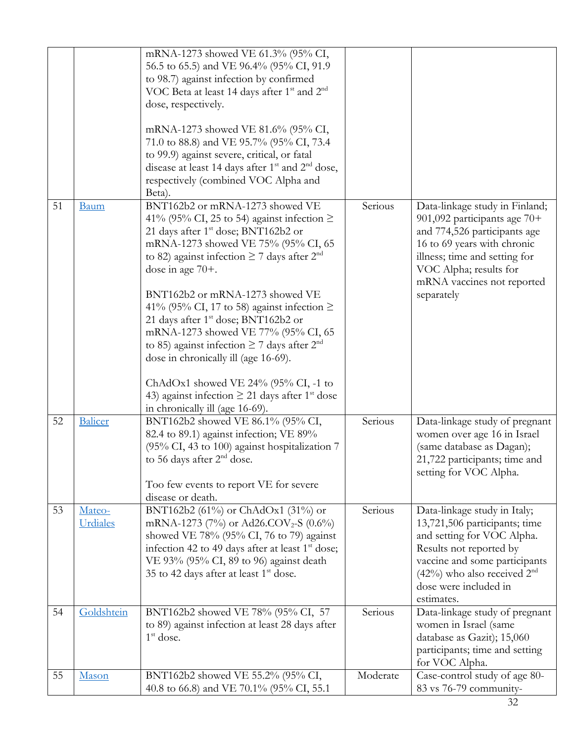|  |  |  |  |  |
|---|---|---|---|---|
|  |  | mRNA-1273 showed VE 61.3% (95% CI, 56.5 to 65.5) and VE 96.4% (95% CI, 91.9 to 98.7) against infection by confirmed VOC Beta at least 14 days after 1st and 2nd dose, respectively.<br><br>mRNA-1273 showed VE 81.6% (95% CI, 71.0 to 88.8) and VE 95.7% (95% CI, 73.4 to 99.9) against severe, critical, or fatal disease at least 14 days after 1st and 2nd dose, respectively (combined VOC Alpha and Beta). |  |  |
| 51 | Baum | BNT162b2 or mRNA-1273 showed VE 41% (95% CI, 25 to 54) against infection ≥ 21 days after 1st dose; BNT162b2 or mRNA-1273 showed VE 75% (95% CI, 65 to 82) against infection ≥ 7 days after 2nd dose in age 70+.<br><br>BNT162b2 or mRNA-1273 showed VE 41% (95% CI, 17 to 58) against infection ≥ 21 days after 1st dose; BNT162b2 or mRNA-1273 showed VE 77% (95% CI, 65 to 85) against infection ≥ 7 days after 2nd dose in chronically ill (age 16-69).<br><br>ChAdOx1 showed VE 24% (95% CI, -1 to 43) against infection ≥ 21 days after 1st dose in chronically ill (age 16-69). | Serious | Data-linkage study in Finland; 901,092 participants age 70+ and 774,526 participants age 16 to 69 years with chronic illness; time and setting for VOC Alpha; results for mRNA vaccines not reported separately |
| 52 | Balicer | BNT162b2 showed VE 86.1% (95% CI, 82.4 to 89.1) against infection; VE 89% (95% CI, 43 to 100) against hospitalization 7 to 56 days after 2nd dose.<br><br>Too few events to report VE for severe disease or death. | Serious | Data-linkage study of pregnant women over age 16 in Israel (same database as Dagan); 21,722 participants; time and setting for VOC Alpha. |
| 53 | Mateo-Urdiales | BNT162b2 (61%) or ChAdOx1 (31%) or mRNA-1273 (7%) or Ad26.COV$_2$-S (0.6%) showed VE 78% (95% CI, 76 to 79) against infection 42 to 49 days after at least 1st dose; VE 93% (95% CI, 89 to 96) against death 35 to 42 days after at least 1st dose. | Serious | Data-linkage study in Italy; 13,721,506 participants; time and setting for VOC Alpha. Results not reported by vaccine and some participants (42%) who also received 2nd dose were included in estimates. |
| 54 | Goldshtein | BNT162b2 showed VE 78% (95% CI, 57 to 89) against infection at least 28 days after 1st dose. | Serious | Data-linkage study of pregnant women in Israel (same database as Gazit); 15,060 participants; time and setting for VOC Alpha. |
| 55 | Mason | BNT162b2 showed VE 55.2% (95% CI, 40.8 to 66.8) and VE 70.1% (95% CI, 55.1 | Moderate | Case-control study of age 80-83 vs 76-79 community- |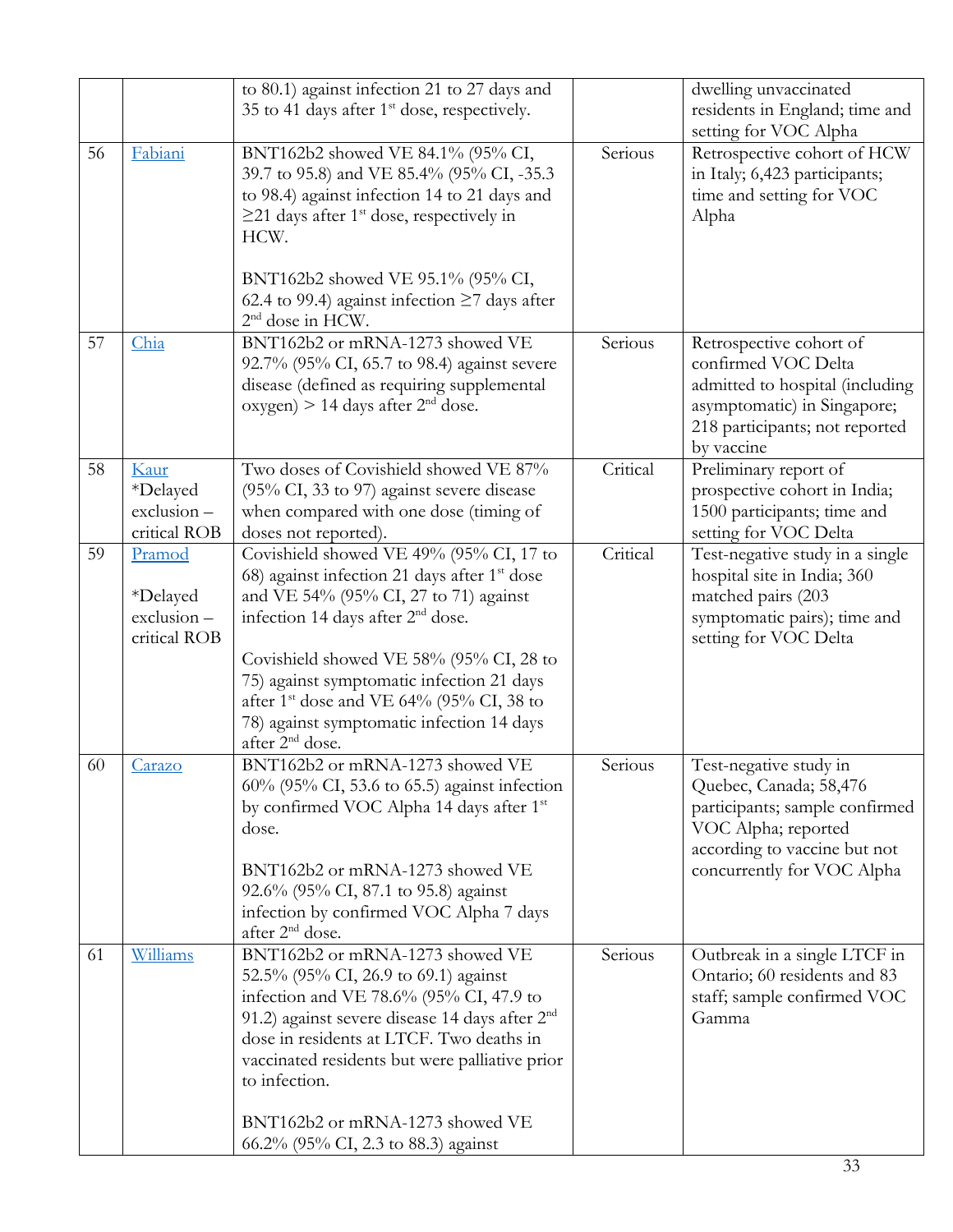|  |  |  |  |  |
| --- | --- | --- | --- | --- |
|  |  | to 80.1) against infection 21 to 27 days and 35 to 41 days after 1st dose, respectively. |  | dwelling unvaccinated residents in England; time and setting for VOC Alpha |
| 56 | Fabiani | BNT162b2 showed VE 84.1% (95% CI, 39.7 to 95.8) and VE 85.4% (95% CI, -35.3 to 98.4) against infection 14 to 21 days and ≥21 days after 1st dose, respectively in HCW.<br><br>BNT162b2 showed VE 95.1% (95% CI, 62.4 to 99.4) against infection ≥7 days after 2nd dose in HCW. | Serious | Retrospective cohort of HCW in Italy; 6,423 participants; time and setting for VOC Alpha |
| 57 | Chia | BNT162b2 or mRNA-1273 showed VE 92.7% (95% CI, 65.7 to 98.4) against severe disease (defined as requiring supplemental oxygen) > 14 days after 2nd dose. | Serious | Retrospective cohort of confirmed VOC Delta admitted to hospital (including asymptomatic) in Singapore; 218 participants; not reported by vaccine |
| 58 | Kaur<br>*Delayed exclusion – critical ROB | Two doses of Covishield showed VE 87% (95% CI, 33 to 97) against severe disease when compared with one dose (timing of doses not reported). | Critical | Preliminary report of prospective cohort in India; 1500 participants; time and setting for VOC Delta |
| 59 | Pramod<br><br>*Delayed exclusion – critical ROB | Covishield showed VE 49% (95% CI, 17 to 68) against infection 21 days after 1st dose and VE 54% (95% CI, 27 to 71) against infection 14 days after 2nd dose.<br><br>Covishield showed VE 58% (95% CI, 28 to 75) against symptomatic infection 21 days after 1st dose and VE 64% (95% CI, 38 to 78) against symptomatic infection 14 days after 2nd dose. | Critical | Test-negative study in a single hospital site in India; 360 matched pairs (203 symptomatic pairs); time and setting for VOC Delta |
| 60 | Carazo | BNT162b2 or mRNA-1273 showed VE 60% (95% CI, 53.6 to 65.5) against infection by confirmed VOC Alpha 14 days after 1st dose.<br><br>BNT162b2 or mRNA-1273 showed VE 92.6% (95% CI, 87.1 to 95.8) against infection by confirmed VOC Alpha 7 days after 2nd dose. | Serious | Test-negative study in Quebec, Canada; 58,476 participants; sample confirmed VOC Alpha; reported according to vaccine but not concurrently for VOC Alpha |
| 61 | Williams | BNT162b2 or mRNA-1273 showed VE 52.5% (95% CI, 26.9 to 69.1) against infection and VE 78.6% (95% CI, 47.9 to 91.2) against severe disease 14 days after 2nd dose in residents at LTCF. Two deaths in vaccinated residents but were palliative prior to infection.<br><br>BNT162b2 or mRNA-1273 showed VE 66.2% (95% CI, 2.3 to 88.3) against | Serious | Outbreak in a single LTCF in Ontario; 60 residents and 83 staff; sample confirmed VOC Gamma |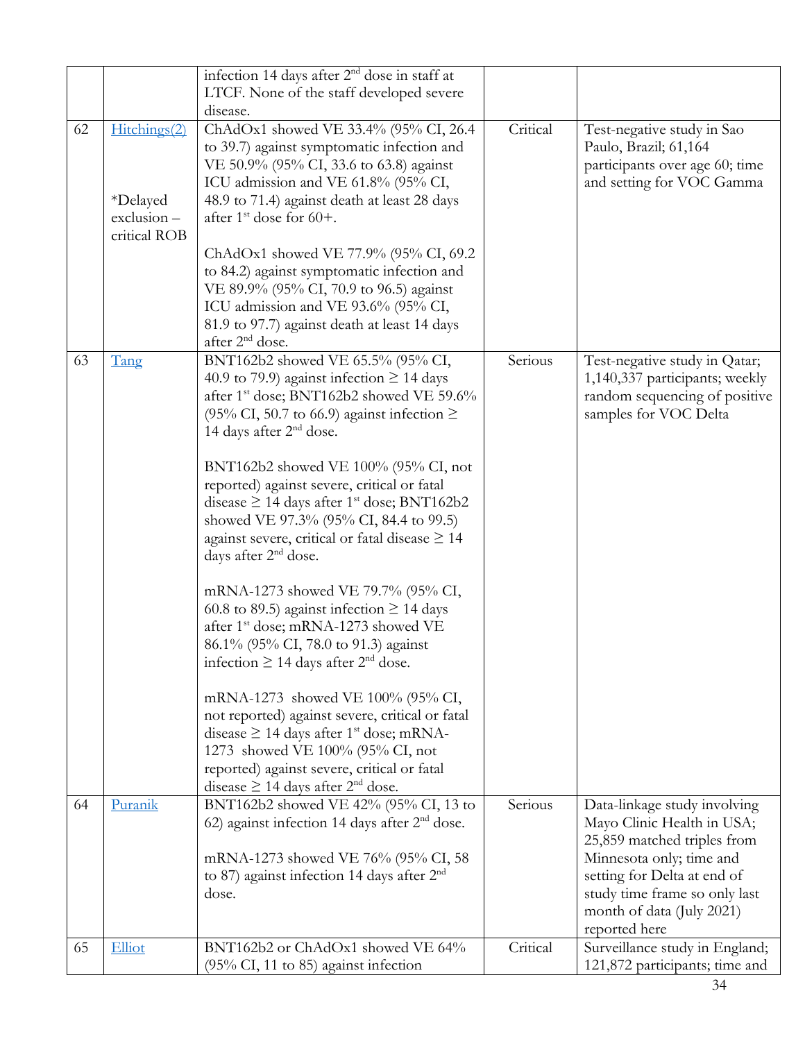|  |  |  |  |  |
|---|---|---|---|---|
|  |  | infection 14 days after 2nd dose in staff at LTCF. None of the staff developed severe disease. |  |  |
| 62 | Hitchings(2)<br><br>*Delayed exclusion – critical ROB | ChAdOx1 showed VE 33.4% (95% CI, 26.4 to 39.7) against symptomatic infection and VE 50.9% (95% CI, 33.6 to 63.8) against ICU admission and VE 61.8% (95% CI, 48.9 to 71.4) against death at least 28 days after 1st dose for 60+.<br><br>ChAdOx1 showed VE 77.9% (95% CI, 69.2 to 84.2) against symptomatic infection and VE 89.9% (95% CI, 70.9 to 96.5) against ICU admission and VE 93.6% (95% CI, 81.9 to 97.7) against death at least 14 days after 2nd dose. | Critical | Test-negative study in Sao Paulo, Brazil; 61,164 participants over age 60; time and setting for VOC Gamma |
| 63 | Tang | BNT162b2 showed VE 65.5% (95% CI, 40.9 to 79.9) against infection ≥ 14 days after 1st dose; BNT162b2 showed VE 59.6% (95% CI, 50.7 to 66.9) against infection ≥ 14 days after 2nd dose.<br><br>BNT162b2 showed VE 100% (95% CI, not reported) against severe, critical or fatal disease ≥ 14 days after 1st dose; BNT162b2 showed VE 97.3% (95% CI, 84.4 to 99.5) against severe, critical or fatal disease ≥ 14 days after 2nd dose.<br><br>mRNA-1273 showed VE 79.7% (95% CI, 60.8 to 89.5) against infection ≥ 14 days after 1st dose; mRNA-1273 showed VE 86.1% (95% CI, 78.0 to 91.3) against infection ≥ 14 days after 2nd dose.<br><br>mRNA-1273 showed VE 100% (95% CI, not reported) against severe, critical or fatal disease ≥ 14 days after 1st dose; mRNA-1273 showed VE 100% (95% CI, not reported) against severe, critical or fatal disease ≥ 14 days after 2nd dose. | Serious | Test-negative study in Qatar; 1,140,337 participants; weekly random sequencing of positive samples for VOC Delta |
| 64 | Puranik | BNT162b2 showed VE 42% (95% CI, 13 to 62) against infection 14 days after 2nd dose.<br><br>mRNA-1273 showed VE 76% (95% CI, 58 to 87) against infection 14 days after 2nd dose. | Serious | Data-linkage study involving Mayo Clinic Health in USA; 25,859 matched triples from Minnesota only; time and setting for Delta at end of study time frame so only last month of data (July 2021) reported here |
| 65 | Elliot | BNT162b2 or ChAdOx1 showed VE 64% (95% CI, 11 to 85) against infection | Critical | Surveillance study in England; 121,872 participants; time and |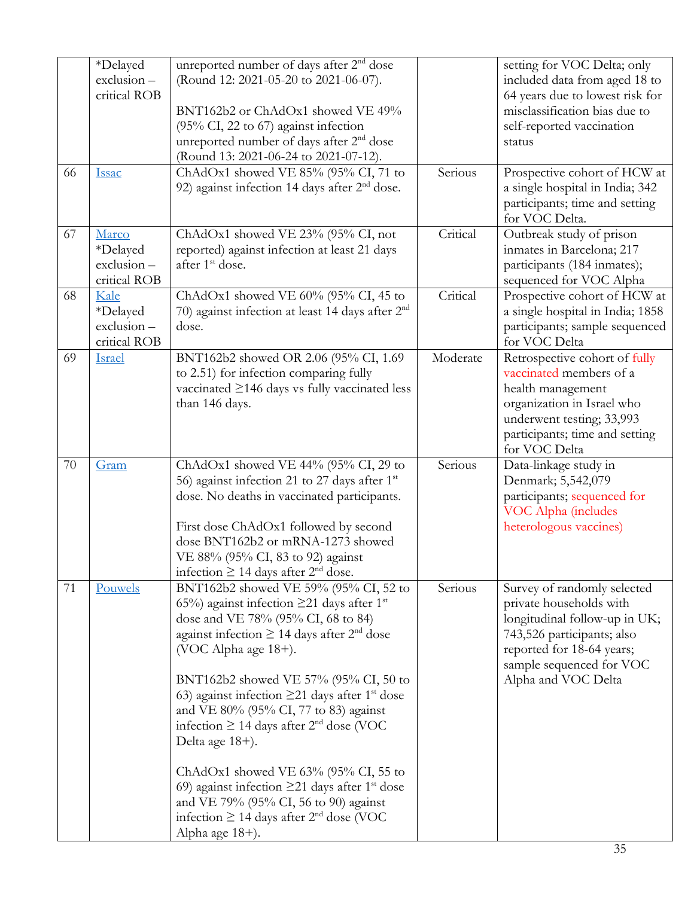| | | | | |
|---|---|---|---|---|
| | *Delayed exclusion – critical ROB | unreported number of days after 2nd dose (Round 12: 2021-05-20 to 2021-06-07).<br><br>BNT162b2 or ChAdOx1 showed VE 49% (95% CI, 22 to 67) against infection unreported number of days after 2nd dose (Round 13: 2021-06-24 to 2021-07-12). | | setting for VOC Delta; only included data from aged 18 to 64 years due to lowest risk for misclassification bias due to self-reported vaccination status |
| 66 | Issac | ChAdOx1 showed VE 85% (95% CI, 71 to 92) against infection 14 days after 2nd dose. | Serious | Prospective cohort of HCW at a single hospital in India; 342 participants; time and setting for VOC Delta. |
| 67 | Marco *Delayed exclusion – critical ROB | ChAdOx1 showed VE 23% (95% CI, not reported) against infection at least 21 days after 1st dose. | Critical | Outbreak study of prison inmates in Barcelona; 217 participants (184 inmates); sequenced for VOC Alpha |
| 68 | Kale *Delayed exclusion – critical ROB | ChAdOx1 showed VE 60% (95% CI, 45 to 70) against infection at least 14 days after 2nd dose. | Critical | Prospective cohort of HCW at a single hospital in India; 1858 participants; sample sequenced for VOC Delta |
| 69 | Israel | BNT162b2 showed OR 2.06 (95% CI, 1.69 to 2.51) for infection comparing fully vaccinated ≥146 days vs fully vaccinated less than 146 days. | Moderate | Retrospective cohort of fully vaccinated members of a health management organization in Israel who underwent testing; 33,993 participants; time and setting for VOC Delta |
| 70 | Gram | ChAdOx1 showed VE 44% (95% CI, 29 to 56) against infection 21 to 27 days after 1st dose. No deaths in vaccinated participants.<br><br>First dose ChAdOx1 followed by second dose BNT162b2 or mRNA-1273 showed VE 88% (95% CI, 83 to 92) against infection ≥ 14 days after 2nd dose. | Serious | Data-linkage study in Denmark; 5,542,079 participants; sequenced for VOC Alpha (includes heterologous vaccines) |
| 71 | Pouwels | BNT162b2 showed VE 59% (95% CI, 52 to 65%) against infection ≥21 days after 1st dose and VE 78% (95% CI, 68 to 84) against infection ≥ 14 days after 2nd dose (VOC Alpha age 18+).<br><br>BNT162b2 showed VE 57% (95% CI, 50 to 63) against infection ≥21 days after 1st dose and VE 80% (95% CI, 77 to 83) against infection ≥ 14 days after 2nd dose (VOC Delta age 18+).<br><br>ChAdOx1 showed VE 63% (95% CI, 55 to 69) against infection ≥21 days after 1st dose and VE 79% (95% CI, 56 to 90) against infection ≥ 14 days after 2nd dose (VOC Alpha age 18+). | Serious | Survey of randomly selected private households with longitudinal follow-up in UK; 743,526 participants; also reported for 18-64 years; sample sequenced for VOC Alpha and VOC Delta |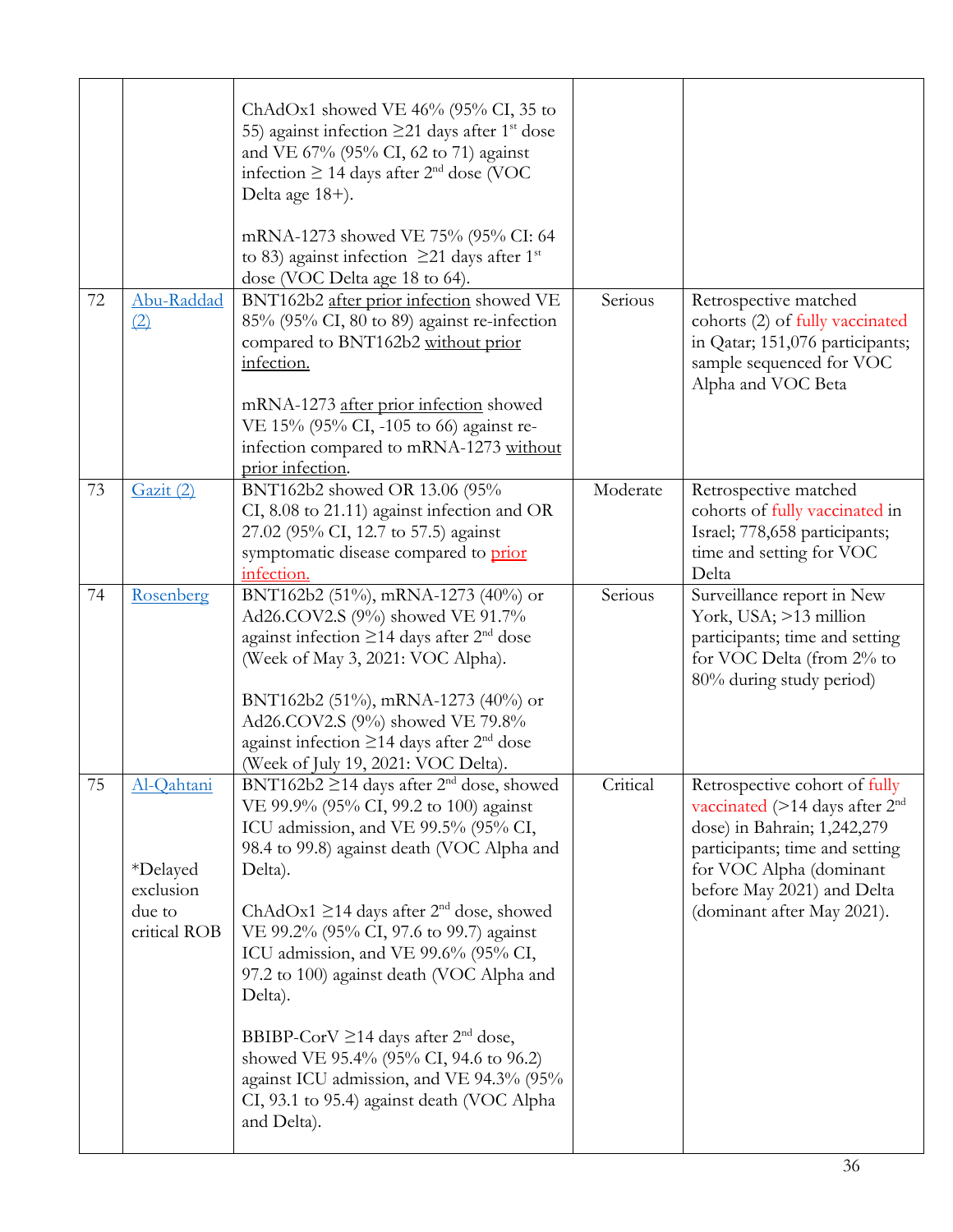| | | | | |
|---|---|---|---|---|
| | | ChAdOx1 showed VE 46% (95% CI, 35 to 55) against infection ≥21 days after 1[st] dose and VE 67% (95% CI, 62 to 71) against infection ≥ 14 days after 2[nd] dose (VOC Delta age 18+).<br><br>mRNA-1273 showed VE 75% (95% CI: 64 to 83) against infection ≥21 days after 1[st] dose (VOC Delta age 18 to 64). | | |
| 72 | Abu-Raddad (2) | BNT162b2 after prior infection showed VE 85% (95% CI, 80 to 89) against re-infection compared to BNT162b2 without prior infection.<br><br>mRNA-1273 after prior infection showed VE 15% (95% CI, -105 to 66) against re-infection compared to mRNA-1273 without prior infection. | Serious | Retrospective matched cohorts (2) of fully vaccinated in Qatar; 151,076 participants; sample sequenced for VOC Alpha and VOC Beta |
| 73 | Gazit (2) | BNT162b2 showed OR 13.06 (95% CI, 8.08 to 21.11) against infection and OR 27.02 (95% CI, 12.7 to 57.5) against symptomatic disease compared to prior infection. | Moderate | Retrospective matched cohorts of fully vaccinated in Israel; 778,658 participants; time and setting for VOC Delta |
| 74 | Rosenberg | BNT162b2 (51%), mRNA-1273 (40%) or Ad26.COV2.S (9%) showed VE 91.7% against infection ≥14 days after 2[nd] dose (Week of May 3, 2021: VOC Alpha).<br><br>BNT162b2 (51%), mRNA-1273 (40%) or Ad26.COV2.S (9%) showed VE 79.8% against infection ≥14 days after 2[nd] dose (Week of July 19, 2021: VOC Delta). | Serious | Surveillance report in New York, USA; >13 million participants; time and setting for VOC Delta (from 2% to 80% during study period) |
| 75 | Al-Qahtani<br><br>*Delayed exclusion due to critical ROB | BNT162b2 ≥14 days after 2[nd] dose, showed VE 99.9% (95% CI, 99.2 to 100) against ICU admission, and VE 99.5% (95% CI, 98.4 to 99.8) against death (VOC Alpha and Delta).<br><br>ChAdOx1 ≥14 days after 2[nd] dose, showed VE 99.2% (95% CI, 97.6 to 99.7) against ICU admission, and VE 99.6% (95% CI, 97.2 to 100) against death (VOC Alpha and Delta).<br><br>BBIBP-CorV ≥14 days after 2[nd] dose, showed VE 95.4% (95% CI, 94.6 to 96.2) against ICU admission, and VE 94.3% (95% CI, 93.1 to 95.4) against death (VOC Alpha and Delta). | Critical | Retrospective cohort of fully vaccinated (>14 days after 2[nd] dose) in Bahrain; 1,242,279 participants; time and setting for VOC Alpha (dominant before May 2021) and Delta (dominant after May 2021). |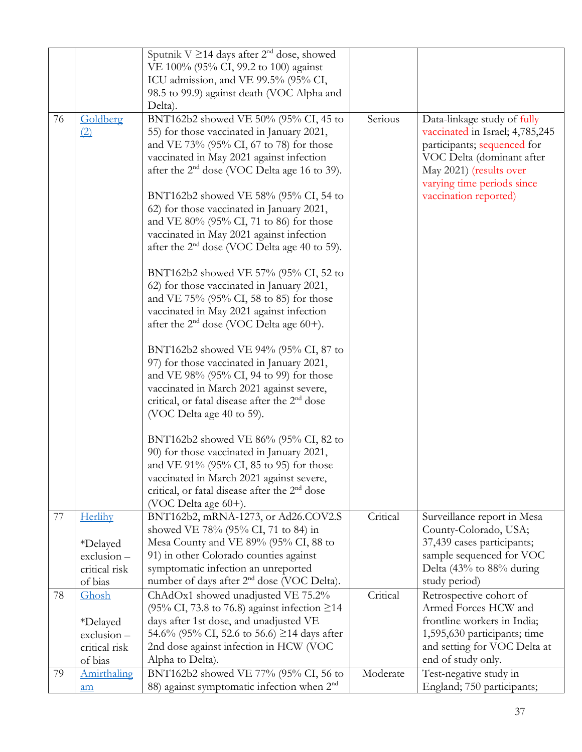| | | | | |
|---|---|---|---|---|
| | | Sputnik V ≥14 days after 2nd dose, showed VE 100% (95% CI, 99.2 to 100) against ICU admission, and VE 99.5% (95% CI, 98.5 to 99.9) against death (VOC Alpha and Delta). | | |
| 76 | Goldberg (2) | BNT162b2 showed VE 50% (95% CI, 45 to 55) for those vaccinated in January 2021, and VE 73% (95% CI, 67 to 78) for those vaccinated in May 2021 against infection after the 2nd dose (VOC Delta age 16 to 39).<br><br>BNT162b2 showed VE 58% (95% CI, 54 to 62) for those vaccinated in January 2021, and VE 80% (95% CI, 71 to 86) for those vaccinated in May 2021 against infection after the 2nd dose (VOC Delta age 40 to 59).<br><br>BNT162b2 showed VE 57% (95% CI, 52 to 62) for those vaccinated in January 2021, and VE 75% (95% CI, 58 to 85) for those vaccinated in May 2021 against infection after the 2nd dose (VOC Delta age 60+).<br><br>BNT162b2 showed VE 94% (95% CI, 87 to 97) for those vaccinated in January 2021, and VE 98% (95% CI, 94 to 99) for those vaccinated in March 2021 against severe, critical, or fatal disease after the 2nd dose (VOC Delta age 40 to 59).<br><br>BNT162b2 showed VE 86% (95% CI, 82 to 90) for those vaccinated in January 2021, and VE 91% (95% CI, 85 to 95) for those vaccinated in March 2021 against severe, critical, or fatal disease after the 2nd dose (VOC Delta age 60+). | Serious | Data-linkage study of fully vaccinated in Israel; 4,785,245 participants; sequenced for VOC Delta (dominant after May 2021) (results over varying time periods since vaccination reported) |
| 77 | Herlihy<br><br>*Delayed exclusion – critical risk of bias | BNT162b2, mRNA-1273, or Ad26.COV2.S showed VE 78% (95% CI, 71 to 84) in Mesa County and VE 89% (95% CI, 88 to 91) in other Colorado counties against symptomatic infection an unreported number of days after 2nd dose (VOC Delta). | Critical | Surveillance report in Mesa County-Colorado, USA; 37,439 cases participants; sample sequenced for VOC Delta (43% to 88% during study period) |
| 78 | Ghosh<br><br>*Delayed exclusion – critical risk of bias | ChAdOx1 showed unadjusted VE 75.2% (95% CI, 73.8 to 76.8) against infection ≥14 days after 1st dose, and unadjusted VE 54.6% (95% CI, 52.6 to 56.6) ≥14 days after 2nd dose against infection in HCW (VOC Alpha to Delta). | Critical | Retrospective cohort of Armed Forces HCW and frontline workers in India; 1,595,630 participants; time and setting for VOC Delta at end of study only. |
| 79 | Amirthalingam | BNT162b2 showed VE 77% (95% CI, 56 to 88) against symptomatic infection when 2nd | Moderate | Test-negative study in England; 750 participants; |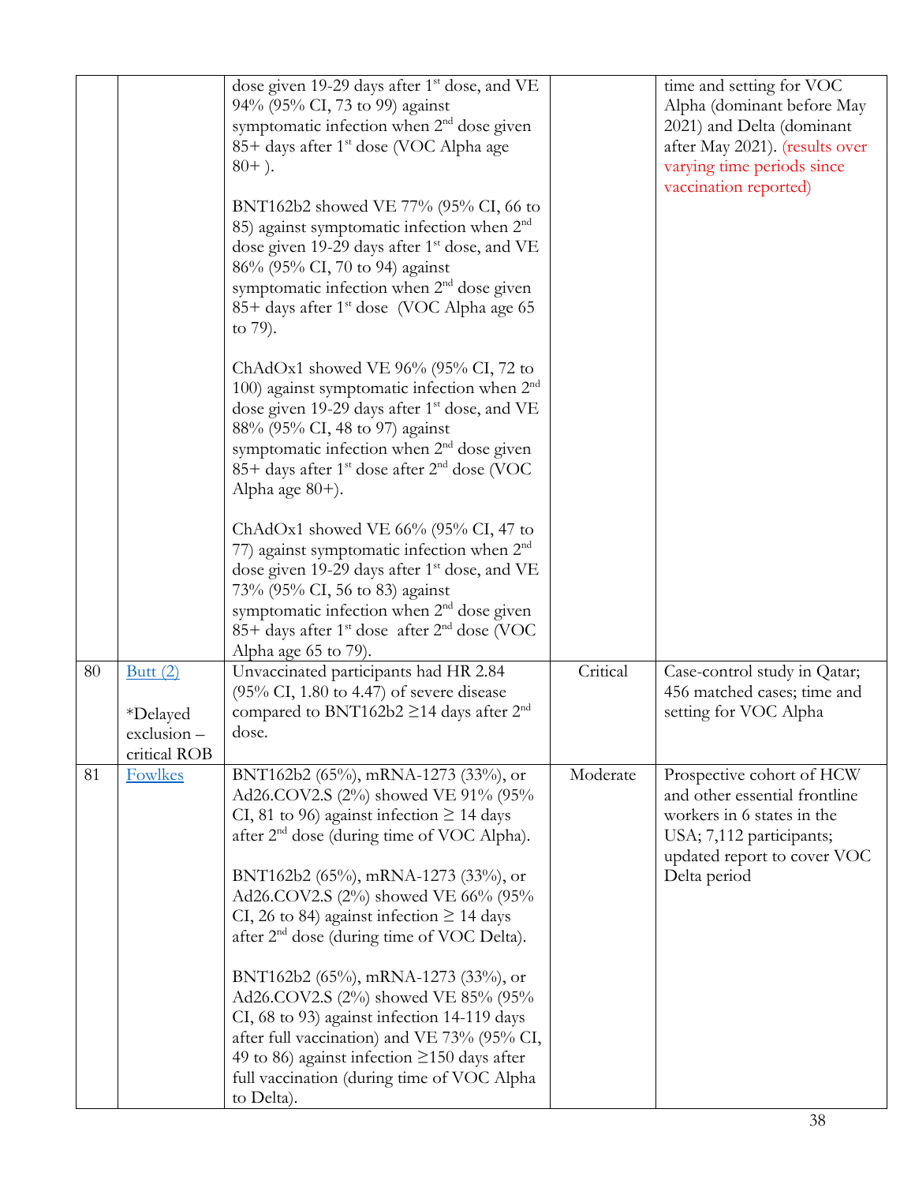| | | | | |
|---|---|---|---|---|
| | | dose given 19-29 days after 1st dose, and VE 94% (95% CI, 73 to 99) against symptomatic infection when 2nd dose given 85+ days after 1st dose (VOC Alpha age 80+ ).<br><br>BNT162b2 showed VE 77% (95% CI, 66 to 85) against symptomatic infection when 2nd dose given 19-29 days after 1st dose, and VE 86% (95% CI, 70 to 94) against symptomatic infection when 2nd dose given 85+ days after 1st dose (VOC Alpha age 65 to 79).<br><br>ChAdOx1 showed VE 96% (95% CI, 72 to 100) against symptomatic infection when 2nd dose given 19-29 days after 1st dose, and VE 88% (95% CI, 48 to 97) against symptomatic infection when 2nd dose given 85+ days after 1st dose after 2nd dose (VOC Alpha age 80+).<br><br>ChAdOx1 showed VE 66% (95% CI, 47 to 77) against symptomatic infection when 2nd dose given 19-29 days after 1st dose, and VE 73% (95% CI, 56 to 83) against symptomatic infection when 2nd dose given 85+ days after 1st dose after 2nd dose (VOC Alpha age 65 to 79). | | time and setting for VOC Alpha (dominant before May 2021) and Delta (dominant after May 2021). (results over varying time periods since vaccination reported) |
| 80 | Butt (2)<br><br>*Delayed exclusion – critical ROB | Unvaccinated participants had HR 2.84 (95% CI, 1.80 to 4.47) of severe disease compared to BNT162b2 ≥14 days after 2nd dose. | Critical | Case-control study in Qatar; 456 matched cases; time and setting for VOC Alpha |
| 81 | Fowlkes | BNT162b2 (65%), mRNA-1273 (33%), or Ad26.COV2.S (2%) showed VE 91% (95% CI, 81 to 96) against infection ≥ 14 days after 2nd dose (during time of VOC Alpha).<br><br>BNT162b2 (65%), mRNA-1273 (33%), or Ad26.COV2.S (2%) showed VE 66% (95% CI, 26 to 84) against infection ≥ 14 days after 2nd dose (during time of VOC Delta).<br><br>BNT162b2 (65%), mRNA-1273 (33%), or Ad26.COV2.S (2%) showed VE 85% (95% CI, 68 to 93) against infection 14-119 days after full vaccination) and VE 73% (95% CI, 49 to 86) against infection ≥150 days after full vaccination (during time of VOC Alpha to Delta). | Moderate | Prospective cohort of HCW and other essential frontline workers in 6 states in the USA; 7,112 participants; updated report to cover VOC Delta period |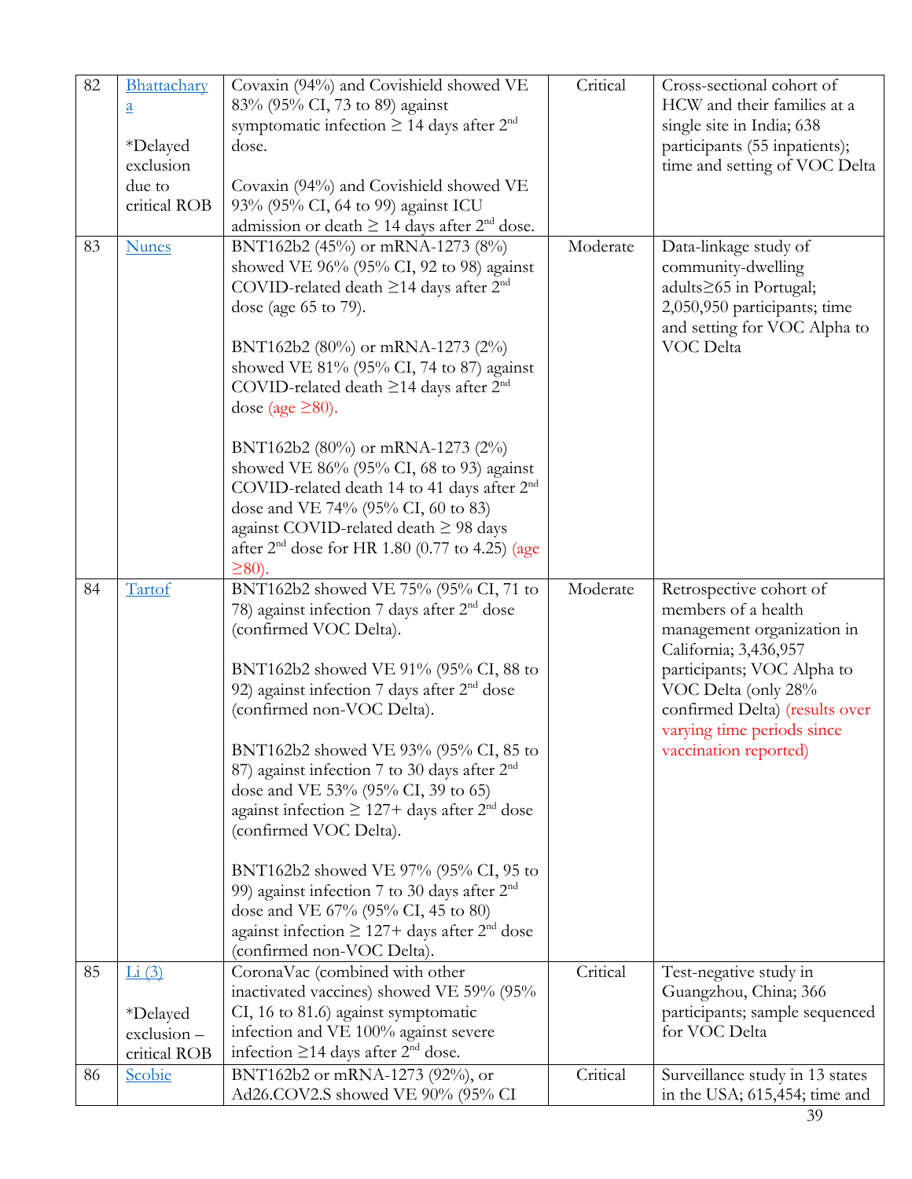| | | | | |
|---|---|---|---|---|
| 82 | Bhattacharya<br><br>*Delayed exclusion due to critical ROB | Covaxin (94%) and Covishield showed VE 83% (95% CI, 73 to 89) against symptomatic infection ≥ 14 days after 2nd dose.<br><br>Covaxin (94%) and Covishield showed VE 93% (95% CI, 64 to 99) against ICU admission or death ≥ 14 days after 2nd dose. | Critical | Cross-sectional cohort of HCW and their families at a single site in India; 638 participants (55 inpatients); time and setting of VOC Delta |
| 83 | Nunes | BNT162b2 (45%) or mRNA-1273 (8%) showed VE 96% (95% CI, 92 to 98) against COVID-related death ≥14 days after 2nd dose (age 65 to 79).<br><br>BNT162b2 (80%) or mRNA-1273 (2%) showed VE 81% (95% CI, 74 to 87) against COVID-related death ≥14 days after 2nd dose (age ≥80).<br><br>BNT162b2 (80%) or mRNA-1273 (2%) showed VE 86% (95% CI, 68 to 93) against COVID-related death 14 to 41 days after 2nd dose and VE 74% (95% CI, 60 to 83) against COVID-related death ≥ 98 days after 2nd dose for HR 1.80 (0.77 to 4.25) (age ≥80). | Moderate | Data-linkage study of community-dwelling adults≥65 in Portugal; 2,050,950 participants; time and setting for VOC Alpha to VOC Delta |
| 84 | Tartof | BNT162b2 showed VE 75% (95% CI, 71 to 78) against infection 7 days after 2nd dose (confirmed VOC Delta).<br><br>BNT162b2 showed VE 91% (95% CI, 88 to 92) against infection 7 days after 2nd dose (confirmed non-VOC Delta).<br><br>BNT162b2 showed VE 93% (95% CI, 85 to 87) against infection 7 to 30 days after 2nd dose and VE 53% (95% CI, 39 to 65) against infection ≥ 127+ days after 2nd dose (confirmed VOC Delta).<br><br>BNT162b2 showed VE 97% (95% CI, 95 to 99) against infection 7 to 30 days after 2nd dose and VE 67% (95% CI, 45 to 80) against infection ≥ 127+ days after 2nd dose (confirmed non-VOC Delta). | Moderate | Retrospective cohort of members of a health management organization in California; 3,436,957 participants; VOC Alpha to VOC Delta (only 28% confirmed Delta) (results over varying time periods since vaccination reported) |
| 85 | Li (3)<br><br>*Delayed exclusion – critical ROB | CoronaVac (combined with other inactivated vaccines) showed VE 59% (95% CI, 16 to 81.6) against symptomatic infection and VE 100% against severe infection ≥14 days after 2nd dose. | Critical | Test-negative study in Guangzhou, China; 366 participants; sample sequenced for VOC Delta |
| 86 | Scobie | BNT162b2 or mRNA-1273 (92%), or Ad26.COV2.S showed VE 90% (95% CI | Critical | Surveillance study in 13 states in the USA; 615,454; time and |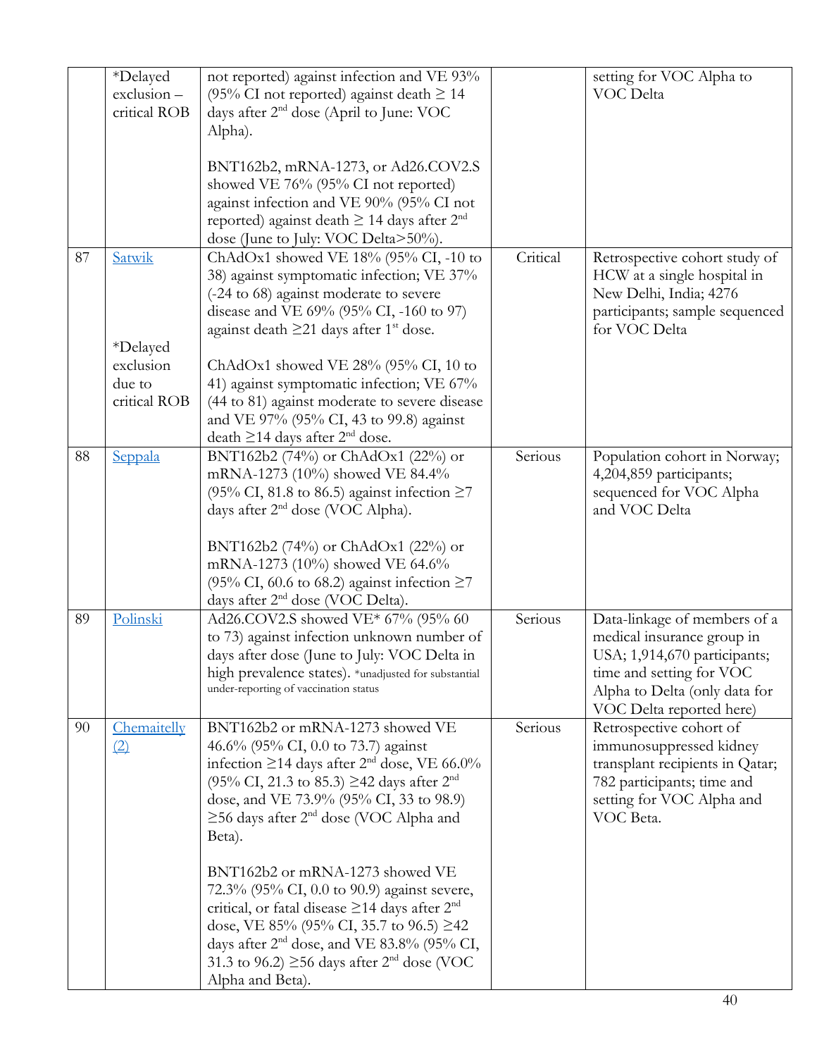| | | | | |
|---|---|---|---|---|
| | *Delayed exclusion – critical ROB | not reported) against infection and VE 93% (95% CI not reported) against death ≥ 14 days after 2nd dose (April to June: VOC Alpha).<br><br>BNT162b2, mRNA-1273, or Ad26.COV2.S showed VE 76% (95% CI not reported) against infection and VE 90% (95% CI not reported) against death ≥ 14 days after 2nd dose (June to July: VOC Delta>50%). | | setting for VOC Alpha to VOC Delta |
| 87 | Satwik<br><br>*Delayed exclusion due to critical ROB | ChAdOx1 showed VE 18% (95% CI, -10 to 38) against symptomatic infection; VE 37% (-24 to 68) against moderate to severe disease and VE 69% (95% CI, -160 to 97) against death ≥21 days after 1st dose.<br><br>ChAdOx1 showed VE 28% (95% CI, 10 to 41) against symptomatic infection; VE 67% (44 to 81) against moderate to severe disease and VE 97% (95% CI, 43 to 99.8) against death ≥14 days after 2nd dose. | Critical | Retrospective cohort study of HCW at a single hospital in New Delhi, India; 4276 participants; sample sequenced for VOC Delta |
| 88 | Seppala | BNT162b2 (74%) or ChAdOx1 (22%) or mRNA-1273 (10%) showed VE 84.4% (95% CI, 81.8 to 86.5) against infection ≥7 days after 2nd dose (VOC Alpha).<br><br>BNT162b2 (74%) or ChAdOx1 (22%) or mRNA-1273 (10%) showed VE 64.6% (95% CI, 60.6 to 68.2) against infection ≥7 days after 2nd dose (VOC Delta). | Serious | Population cohort in Norway; 4,204,859 participants; sequenced for VOC Alpha and VOC Delta |
| 89 | Polinski | Ad26.COV2.S showed VE* 67% (95% 60 to 73) against infection unknown number of days after dose (June to July: VOC Delta in high prevalence states). *unadjusted for substantial under-reporting of vaccination status | Serious | Data-linkage of members of a medical insurance group in USA; 1,914,670 participants; time and setting for VOC Alpha to Delta (only data for VOC Delta reported here) |
| 90 | Chemaitelly (2) | BNT162b2 or mRNA-1273 showed VE 46.6% (95% CI, 0.0 to 73.7) against infection ≥14 days after 2nd dose, VE 66.0% (95% CI, 21.3 to 85.3) ≥42 days after 2nd dose, and VE 73.9% (95% CI, 33 to 98.9) ≥56 days after 2nd dose (VOC Alpha and Beta).<br><br>BNT162b2 or mRNA-1273 showed VE 72.3% (95% CI, 0.0 to 90.9) against severe, critical, or fatal disease ≥14 days after 2nd dose, VE 85% (95% CI, 35.7 to 96.5) ≥42 days after 2nd dose, and VE 83.8% (95% CI, 31.3 to 96.2) ≥56 days after 2nd dose (VOC Alpha and Beta). | Serious | Retrospective cohort of immunosuppressed kidney transplant recipients in Qatar; 782 participants; time and setting for VOC Alpha and VOC Beta. |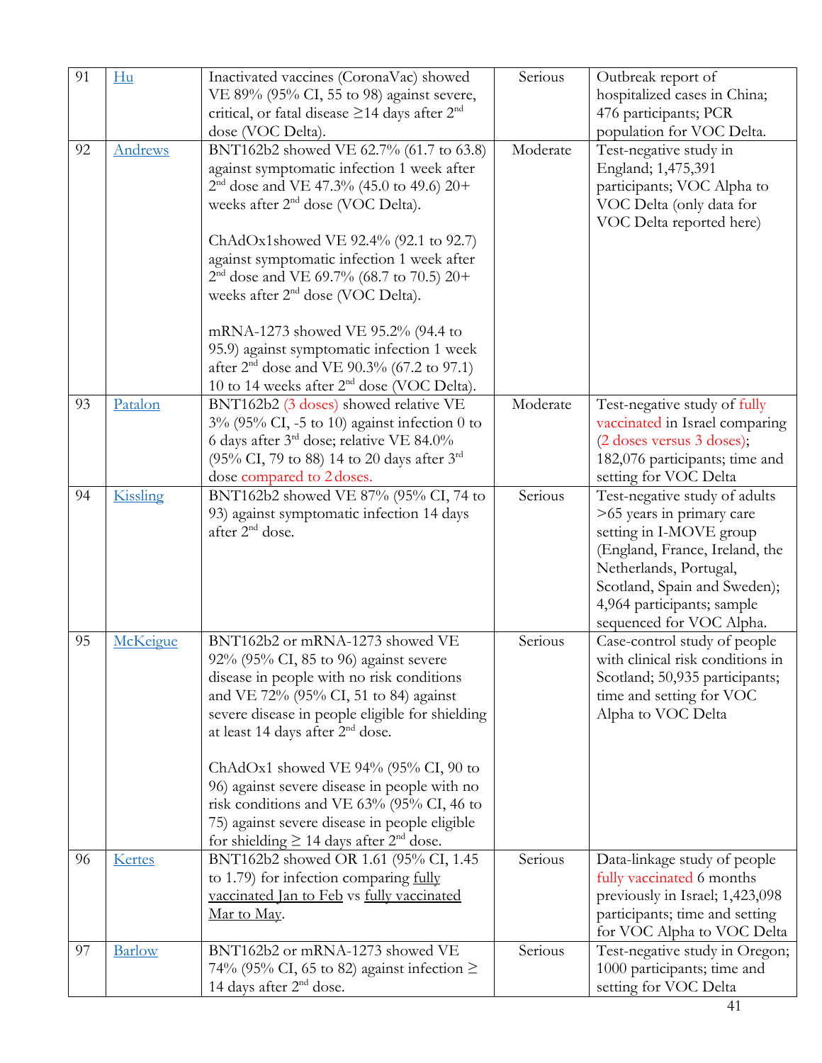| 91 | Hu | Inactivated vaccines (CoronaVac) showed VE 89% (95% CI, 55 to 98) against severe, critical, or fatal disease ≥14 days after 2nd dose (VOC Delta). | Serious | Outbreak report of hospitalized cases in China; 476 participants; PCR population for VOC Delta. |
|---|---|---|---|---|
| 92 | Andrews | BNT162b2 showed VE 62.7% (61.7 to 63.8) against symptomatic infection 1 week after 2nd dose and VE 47.3% (45.0 to 49.6) 20+ weeks after 2nd dose (VOC Delta).<br><br>ChAdOx1showed VE 92.4% (92.1 to 92.7) against symptomatic infection 1 week after 2nd dose and VE 69.7% (68.7 to 70.5) 20+ weeks after 2nd dose (VOC Delta).<br><br>mRNA-1273 showed VE 95.2% (94.4 to 95.9) against symptomatic infection 1 week after 2nd dose and VE 90.3% (67.2 to 97.1) 10 to 14 weeks after 2nd dose (VOC Delta). | Moderate | Test-negative study in England; 1,475,391 participants; VOC Alpha to VOC Delta (only data for VOC Delta reported here) |
| 93 | Patalon | BNT162b2 (3 doses) showed relative VE 3% (95% CI, -5 to 10) against infection 0 to 6 days after 3rd dose; relative VE 84.0% (95% CI, 79 to 88) 14 to 20 days after 3rd dose compared to 2 doses. | Moderate | Test-negative study of fully vaccinated in Israel comparing (2 doses versus 3 doses); 182,076 participants; time and setting for VOC Delta |
| 94 | Kissling | BNT162b2 showed VE 87% (95% CI, 74 to 93) against symptomatic infection 14 days after 2nd dose. | Serious | Test-negative study of adults >65 years in primary care setting in I-MOVE group (England, France, Ireland, the Netherlands, Portugal, Scotland, Spain and Sweden); 4,964 participants; sample sequenced for VOC Alpha. |
| 95 | McKeigue | BNT162b2 or mRNA-1273 showed VE 92% (95% CI, 85 to 96) against severe disease in people with no risk conditions and VE 72% (95% CI, 51 to 84) against severe disease in people eligible for shielding at least 14 days after 2nd dose.<br><br>ChAdOx1 showed VE 94% (95% CI, 90 to 96) against severe disease in people with no risk conditions and VE 63% (95% CI, 46 to 75) against severe disease in people eligible for shielding ≥ 14 days after 2nd dose. | Serious | Case-control study of people with clinical risk conditions in Scotland; 50,935 participants; time and setting for VOC Alpha to VOC Delta |
| 96 | Kertes | BNT162b2 showed OR 1.61 (95% CI, 1.45 to 1.79) for infection comparing fully vaccinated Jan to Feb vs fully vaccinated Mar to May. | Serious | Data-linkage study of people fully vaccinated 6 months previously in Israel; 1,423,098 participants; time and setting for VOC Alpha to VOC Delta |
| 97 | Barlow | BNT162b2 or mRNA-1273 showed VE 74% (95% CI, 65 to 82) against infection ≥ 14 days after 2nd dose. | Serious | Test-negative study in Oregon; 1000 participants; time and setting for VOC Delta |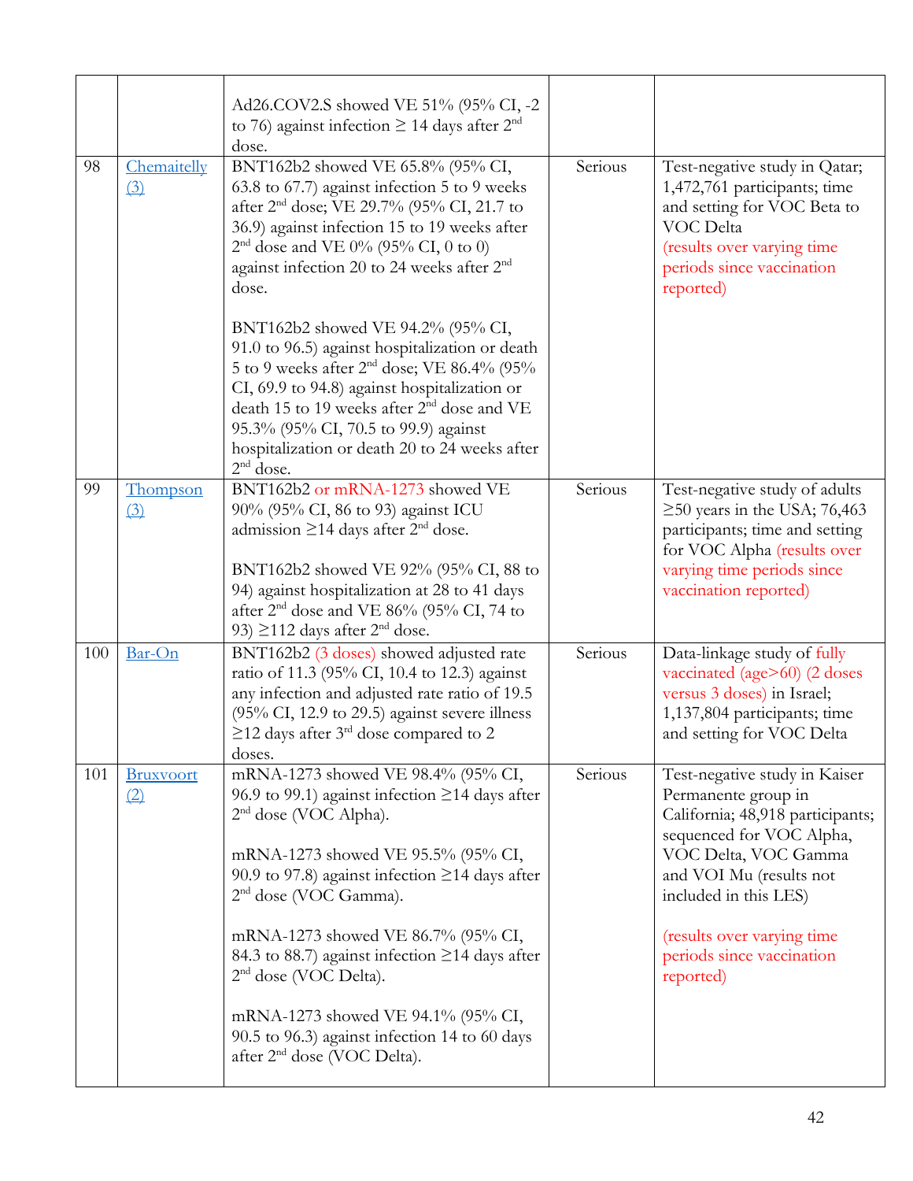| | | | | |
|---|---|---|---|---|
| | | Ad26.COV2.S showed VE 51% (95% CI, -2 to 76) against infection ≥ 14 days after 2nd dose. | | |
| 98 | Chemaitelly (3) | BNT162b2 showed VE 65.8% (95% CI, 63.8 to 67.7) against infection 5 to 9 weeks after 2nd dose; VE 29.7% (95% CI, 21.7 to 36.9) against infection 15 to 19 weeks after 2nd dose and VE 0% (95% CI, 0 to 0) against infection 20 to 24 weeks after 2nd dose.<br><br>BNT162b2 showed VE 94.2% (95% CI, 91.0 to 96.5) against hospitalization or death 5 to 9 weeks after 2nd dose; VE 86.4% (95% CI, 69.9 to 94.8) against hospitalization or death 15 to 19 weeks after 2nd dose and VE 95.3% (95% CI, 70.5 to 99.9) against hospitalization or death 20 to 24 weeks after 2nd dose. | Serious | Test-negative study in Qatar; 1,472,761 participants; time and setting for VOC Beta to VOC Delta (results over varying time periods since vaccination reported) |
| 99 | Thompson (3) | BNT162b2 or mRNA-1273 showed VE 90% (95% CI, 86 to 93) against ICU admission ≥14 days after 2nd dose.<br><br>BNT162b2 showed VE 92% (95% CI, 88 to 94) against hospitalization at 28 to 41 days after 2nd dose and VE 86% (95% CI, 74 to 93) ≥112 days after 2nd dose. | Serious | Test-negative study of adults ≥50 years in the USA; 76,463 participants; time and setting for VOC Alpha (results over varying time periods since vaccination reported) |
| 100 | Bar-On | BNT162b2 (3 doses) showed adjusted rate ratio of 11.3 (95% CI, 10.4 to 12.3) against any infection and adjusted rate ratio of 19.5 (95% CI, 12.9 to 29.5) against severe illness ≥12 days after 3rd dose compared to 2 doses. | Serious | Data-linkage study of fully vaccinated (age>60) (2 doses versus 3 doses) in Israel; 1,137,804 participants; time and setting for VOC Delta |
| 101 | Bruxvoort (2) | mRNA-1273 showed VE 98.4% (95% CI, 96.9 to 99.1) against infection ≥14 days after 2nd dose (VOC Alpha).<br><br>mRNA-1273 showed VE 95.5% (95% CI, 90.9 to 97.8) against infection ≥14 days after 2nd dose (VOC Gamma).<br><br>mRNA-1273 showed VE 86.7% (95% CI, 84.3 to 88.7) against infection ≥14 days after 2nd dose (VOC Delta).<br><br>mRNA-1273 showed VE 94.1% (95% CI, 90.5 to 96.3) against infection 14 to 60 days after 2nd dose (VOC Delta). | Serious | Test-negative study in Kaiser Permanente group in California; 48,918 participants; sequenced for VOC Alpha, VOC Delta, VOC Gamma and VOI Mu (results not included in this LES)<br><br>(results over varying time periods since vaccination reported) |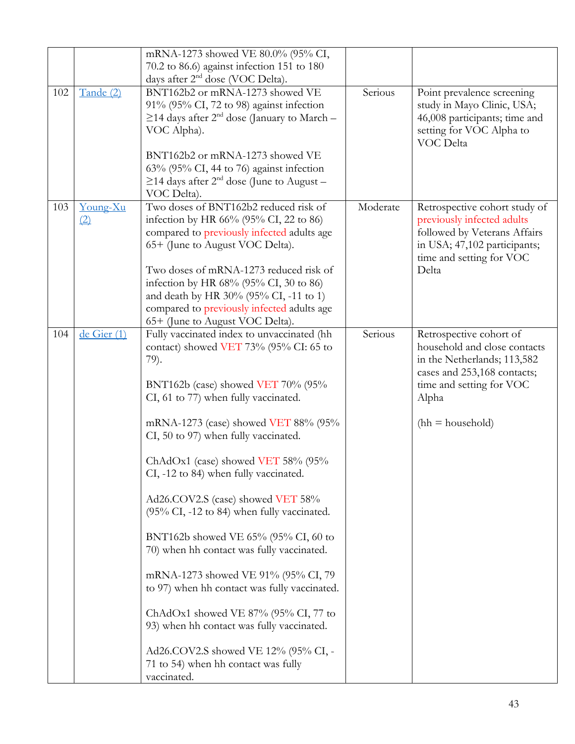| | | | | |
|---|---|---|---|---|
| | | mRNA-1273 showed VE 80.0% (95% CI, 70.2 to 86.6) against infection 151 to 180 days after 2nd dose (VOC Delta). | | |
| 102 | Tande (2) | BNT162b2 or mRNA-1273 showed VE 91% (95% CI, 72 to 98) against infection ≥14 days after 2nd dose (January to March – VOC Alpha).<br><br>BNT162b2 or mRNA-1273 showed VE 63% (95% CI, 44 to 76) against infection ≥14 days after 2nd dose (June to August – VOC Delta). | Serious | Point prevalence screening study in Mayo Clinic, USA; 46,008 participants; time and setting for VOC Alpha to VOC Delta |
| 103 | Young-Xu (2) | Two doses of BNT162b2 reduced risk of infection by HR 66% (95% CI, 22 to 86) compared to previously infected adults age 65+ (June to August VOC Delta).<br><br>Two doses of mRNA-1273 reduced risk of infection by HR 68% (95% CI, 30 to 86) and death by HR 30% (95% CI, -11 to 1) compared to previously infected adults age 65+ (June to August VOC Delta). | Moderate | Retrospective cohort study of previously infected adults followed by Veterans Affairs in USA; 47,102 participants; time and setting for VOC Delta |
| 104 | de Gier (1) | Fully vaccinated index to unvaccinated (hh contact) showed VET 73% (95% CI: 65 to 79).<br><br>BNT162b (case) showed VET 70% (95% CI, 61 to 77) when fully vaccinated.<br><br>mRNA-1273 (case) showed VET 88% (95% CI, 50 to 97) when fully vaccinated.<br><br>ChAdOx1 (case) showed VET 58% (95% CI, -12 to 84) when fully vaccinated.<br><br>Ad26.COV2.S (case) showed VET 58% (95% CI, -12 to 84) when fully vaccinated.<br><br>BNT162b showed VE 65% (95% CI, 60 to 70) when hh contact was fully vaccinated.<br><br>mRNA-1273 showed VE 91% (95% CI, 79 to 97) when hh contact was fully vaccinated.<br><br>ChAdOx1 showed VE 87% (95% CI, 77 to 93) when hh contact was fully vaccinated.<br><br>Ad26.COV2.S showed VE 12% (95% CI, -71 to 54) when hh contact was fully vaccinated. | Serious | Retrospective cohort of household and close contacts in the Netherlands; 113,582 cases and 253,168 contacts; time and setting for VOC Alpha<br><br>(hh = household) |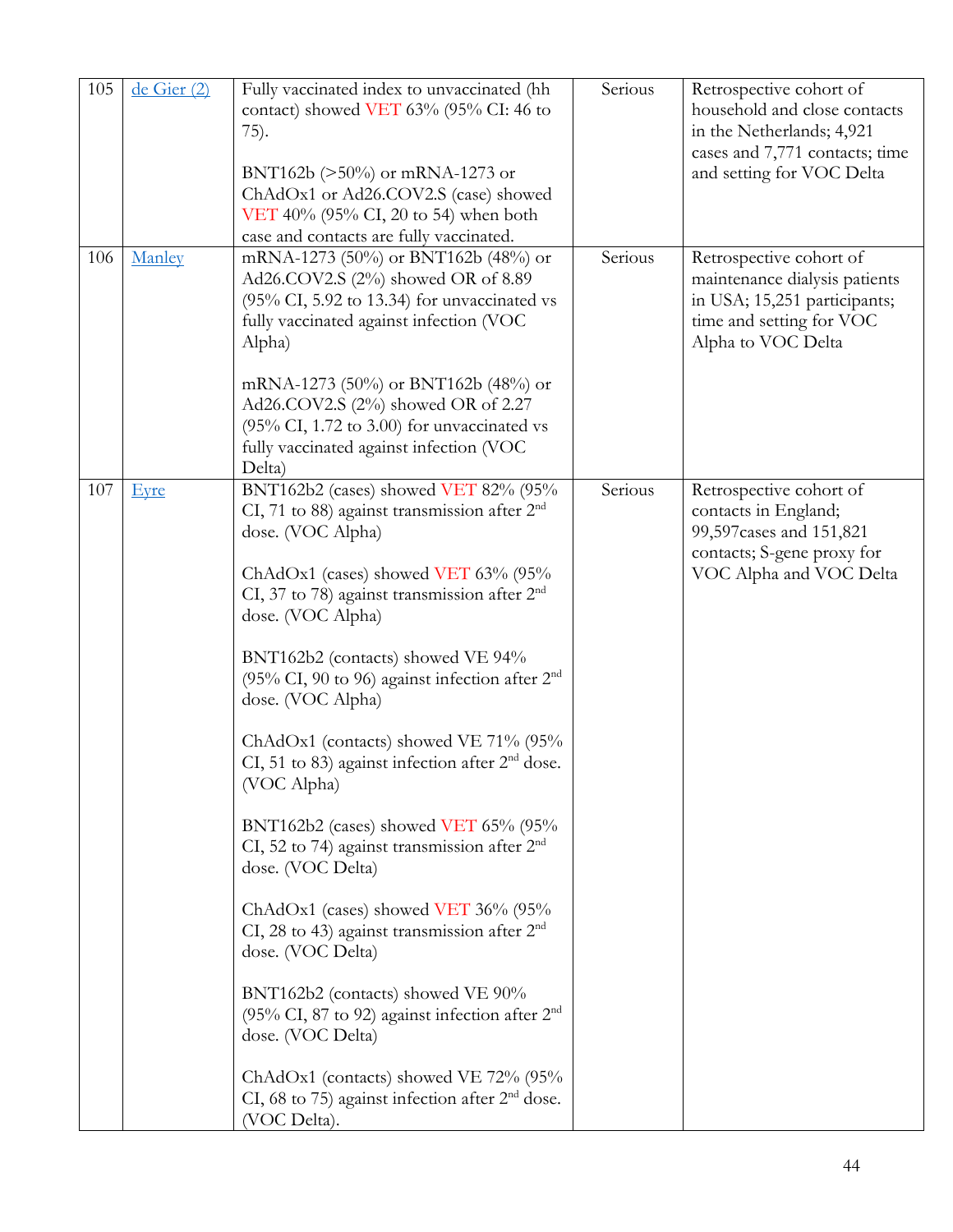| | | | | |
|---|---|---|---|---|
| 105 | de Gier (2) | Fully vaccinated index to unvaccinated (hh contact) showed VET 63% (95% CI: 46 to 75).<br><br>BNT162b (>50%) or mRNA-1273 or ChAdOx1 or Ad26.COV2.S (case) showed VET 40% (95% CI, 20 to 54) when both case and contacts are fully vaccinated. | Serious | Retrospective cohort of household and close contacts in the Netherlands; 4,921 cases and 7,771 contacts; time and setting for VOC Delta |
| 106 | Manley | mRNA-1273 (50%) or BNT162b (48%) or Ad26.COV2.S (2%) showed OR of 8.89 (95% CI, 5.92 to 13.34) for unvaccinated vs fully vaccinated against infection (VOC Alpha)<br><br>mRNA-1273 (50%) or BNT162b (48%) or Ad26.COV2.S (2%) showed OR of 2.27 (95% CI, 1.72 to 3.00) for unvaccinated vs fully vaccinated against infection (VOC Delta) | Serious | Retrospective cohort of maintenance dialysis patients in USA; 15,251 participants; time and setting for VOC Alpha to VOC Delta |
| 107 | Eyre | BNT162b2 (cases) showed VET 82% (95% CI, 71 to 88) against transmission after 2nd dose. (VOC Alpha)<br><br>ChAdOx1 (cases) showed VET 63% (95% CI, 37 to 78) against transmission after 2nd dose. (VOC Alpha)<br><br>BNT162b2 (contacts) showed VE 94% (95% CI, 90 to 96) against infection after 2nd dose. (VOC Alpha)<br><br>ChAdOx1 (contacts) showed VE 71% (95% CI, 51 to 83) against infection after 2nd dose. (VOC Alpha)<br><br>BNT162b2 (cases) showed VET 65% (95% CI, 52 to 74) against transmission after 2nd dose. (VOC Delta)<br><br>ChAdOx1 (cases) showed VET 36% (95% CI, 28 to 43) against transmission after 2nd dose. (VOC Delta)<br><br>BNT162b2 (contacts) showed VE 90% (95% CI, 87 to 92) against infection after 2nd dose. (VOC Delta)<br><br>ChAdOx1 (contacts) showed VE 72% (95% CI, 68 to 75) against infection after 2nd dose. (VOC Delta). | Serious | Retrospective cohort of contacts in England; 99,597cases and 151,821 contacts; S-gene proxy for VOC Alpha and VOC Delta |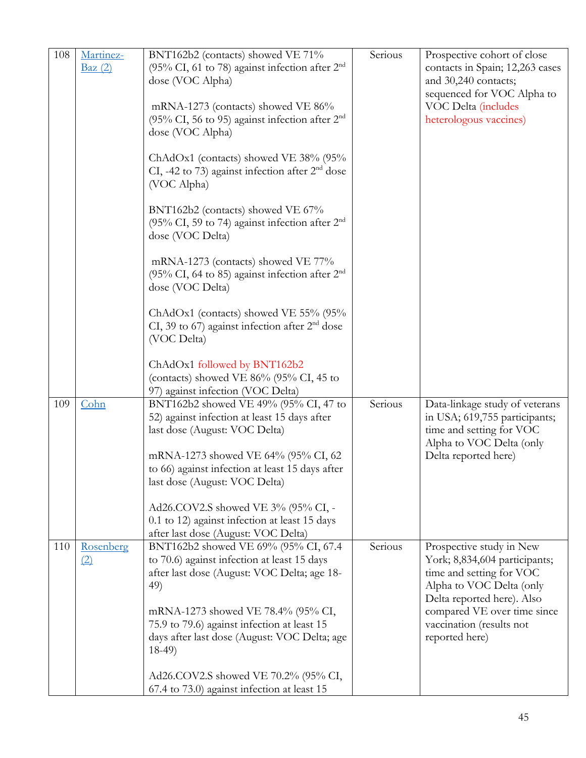| | | | | |
|---|---|---|---|---|
| 108 | Martinez-Baz (2) | BNT162b2 (contacts) showed VE 71% (95% CI, 61 to 78) against infection after 2nd dose (VOC Alpha)<br><br>mRNA-1273 (contacts) showed VE 86% (95% CI, 56 to 95) against infection after 2nd dose (VOC Alpha)<br><br>ChAdOx1 (contacts) showed VE 38% (95% CI, -42 to 73) against infection after 2nd dose (VOC Alpha)<br><br>BNT162b2 (contacts) showed VE 67% (95% CI, 59 to 74) against infection after 2nd dose (VOC Delta)<br><br>mRNA-1273 (contacts) showed VE 77% (95% CI, 64 to 85) against infection after 2nd dose (VOC Delta)<br><br>ChAdOx1 (contacts) showed VE 55% (95% CI, 39 to 67) against infection after 2nd dose (VOC Delta)<br><br>ChAdOx1 followed by BNT162b2 (contacts) showed VE 86% (95% CI, 45 to 97) against infection (VOC Delta) | Serious | Prospective cohort of close contacts in Spain; 12,263 cases and 30,240 contacts; sequenced for VOC Alpha to VOC Delta (includes heterologous vaccines) |
| 109 | Cohn | BNT162b2 showed VE 49% (95% CI, 47 to 52) against infection at least 15 days after last dose (August: VOC Delta)<br><br>mRNA-1273 showed VE 64% (95% CI, 62 to 66) against infection at least 15 days after last dose (August: VOC Delta)<br><br>Ad26.COV2.S showed VE 3% (95% CI, -0.1 to 12) against infection at least 15 days after last dose (August: VOC Delta) | Serious | Data-linkage study of veterans in USA; 619,755 participants; time and setting for VOC Alpha to VOC Delta (only Delta reported here) |
| 110 | Rosenberg (2) | BNT162b2 showed VE 69% (95% CI, 67.4 to 70.6) against infection at least 15 days after last dose (August: VOC Delta; age 18-49)<br><br>mRNA-1273 showed VE 78.4% (95% CI, 75.9 to 79.6) against infection at least 15 days after last dose (August: VOC Delta; age 18-49)<br><br>Ad26.COV2.S showed VE 70.2% (95% CI, 67.4 to 73.0) against infection at least 15 | Serious | Prospective study in New York; 8,834,604 participants; time and setting for VOC Alpha to VOC Delta (only Delta reported here). Also compared VE over time since vaccination (results not reported here) |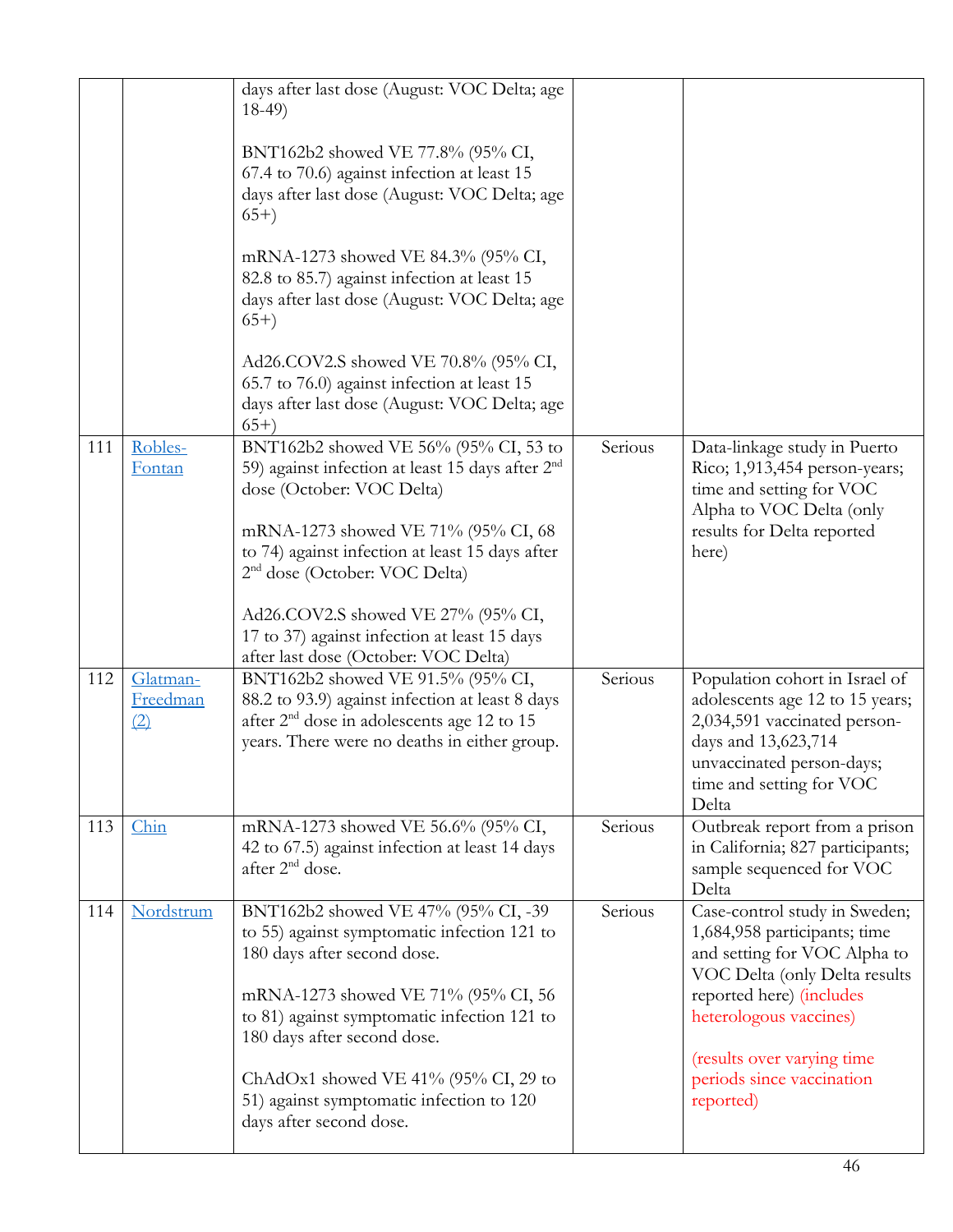| | | | | |
|---|---|---|---|---|
| | | days after last dose (August: VOC Delta; age 18-49)<br><br>BNT162b2 showed VE 77.8% (95% CI, 67.4 to 70.6) against infection at least 15 days after last dose (August: VOC Delta; age 65+)<br><br>mRNA-1273 showed VE 84.3% (95% CI, 82.8 to 85.7) against infection at least 15 days after last dose (August: VOC Delta; age 65+)<br><br>Ad26.COV2.S showed VE 70.8% (95% CI, 65.7 to 76.0) against infection at least 15 days after last dose (August: VOC Delta; age 65+) | | |
| 111 | Robles-Fontan | BNT162b2 showed VE 56% (95% CI, 53 to 59) against infection at least 15 days after 2nd dose (October: VOC Delta)<br><br>mRNA-1273 showed VE 71% (95% CI, 68 to 74) against infection at least 15 days after 2nd dose (October: VOC Delta)<br><br>Ad26.COV2.S showed VE 27% (95% CI, 17 to 37) against infection at least 15 days after last dose (October: VOC Delta) | Serious | Data-linkage study in Puerto Rico; 1,913,454 person-years; time and setting for VOC Alpha to VOC Delta (only results for Delta reported here) |
| 112 | Glatman-Freedman (2) | BNT162b2 showed VE 91.5% (95% CI, 88.2 to 93.9) against infection at least 8 days after 2nd dose in adolescents age 12 to 15 years. There were no deaths in either group. | Serious | Population cohort in Israel of adolescents age 12 to 15 years; 2,034,591 vaccinated person-days and 13,623,714 unvaccinated person-days; time and setting for VOC Delta |
| 113 | Chin | mRNA-1273 showed VE 56.6% (95% CI, 42 to 67.5) against infection at least 14 days after 2nd dose. | Serious | Outbreak report from a prison in California; 827 participants; sample sequenced for VOC Delta |
| 114 | Nordstrum | BNT162b2 showed VE 47% (95% CI, -39 to 55) against symptomatic infection 121 to 180 days after second dose.<br><br>mRNA-1273 showed VE 71% (95% CI, 56 to 81) against symptomatic infection 121 to 180 days after second dose.<br><br>ChAdOx1 showed VE 41% (95% CI, 29 to 51) against symptomatic infection to 120 days after second dose. | Serious | Case-control study in Sweden; 1,684,958 participants; time and setting for VOC Alpha to VOC Delta (only Delta results reported here) (includes heterologous vaccines)<br><br>(results over varying time periods since vaccination reported) |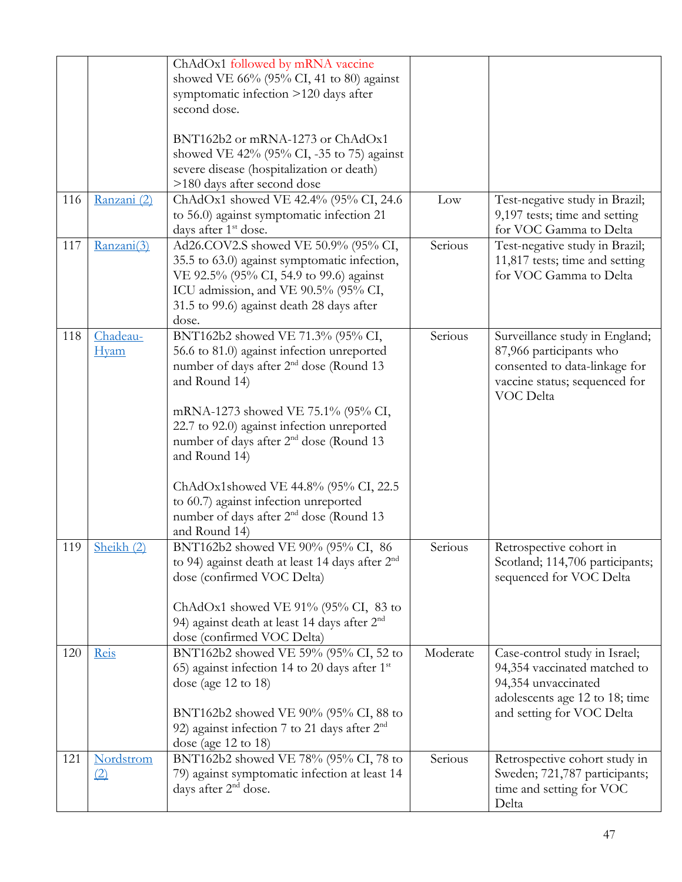| | | | | |
|---|---|---|---|---|
| | | ChAdOx1 followed by mRNA vaccine showed VE 66% (95% CI, 41 to 80) against symptomatic infection >120 days after second dose.<br><br>BNT162b2 or mRNA-1273 or ChAdOx1 showed VE 42% (95% CI, -35 to 75) against severe disease (hospitalization or death) >180 days after second dose | | |
| 116 | Ranzani (2) | ChAdOx1 showed VE 42.4% (95% CI, 24.6 to 56.0) against symptomatic infection 21 days after 1st dose. | Low | Test-negative study in Brazil; 9,197 tests; time and setting for VOC Gamma to Delta |
| 117 | Ranzani(3) | Ad26.COV2.S showed VE 50.9% (95% CI, 35.5 to 63.0) against symptomatic infection, VE 92.5% (95% CI, 54.9 to 99.6) against ICU admission, and VE 90.5% (95% CI, 31.5 to 99.6) against death 28 days after dose. | Serious | Test-negative study in Brazil; 11,817 tests; time and setting for VOC Gamma to Delta |
| 118 | Chadeau-Hyam | BNT162b2 showed VE 71.3% (95% CI, 56.6 to 81.0) against infection unreported number of days after 2nd dose (Round 13 and Round 14)<br><br>mRNA-1273 showed VE 75.1% (95% CI, 22.7 to 92.0) against infection unreported number of days after 2nd dose (Round 13 and Round 14)<br><br>ChAdOx1showed VE 44.8% (95% CI, 22.5 to 60.7) against infection unreported number of days after 2nd dose (Round 13 and Round 14) | Serious | Surveillance study in England; 87,966 participants who consented to data-linkage for vaccine status; sequenced for VOC Delta |
| 119 | Sheikh (2) | BNT162b2 showed VE 90% (95% CI, 86 to 94) against death at least 14 days after 2nd dose (confirmed VOC Delta)<br><br>ChAdOx1 showed VE 91% (95% CI, 83 to 94) against death at least 14 days after 2nd dose (confirmed VOC Delta) | Serious | Retrospective cohort in Scotland; 114,706 participants; sequenced for VOC Delta |
| 120 | Reis | BNT162b2 showed VE 59% (95% CI, 52 to 65) against infection 14 to 20 days after 1st dose (age 12 to 18)<br><br>BNT162b2 showed VE 90% (95% CI, 88 to 92) against infection 7 to 21 days after 2nd dose (age 12 to 18) | Moderate | Case-control study in Israel; 94,354 vaccinated matched to 94,354 unvaccinated adolescents age 12 to 18; time and setting for VOC Delta |
| 121 | Nordstrom (2) | BNT162b2 showed VE 78% (95% CI, 78 to 79) against symptomatic infection at least 14 days after 2nd dose. | Serious | Retrospective cohort study in Sweden; 721,787 participants; time and setting for VOC Delta |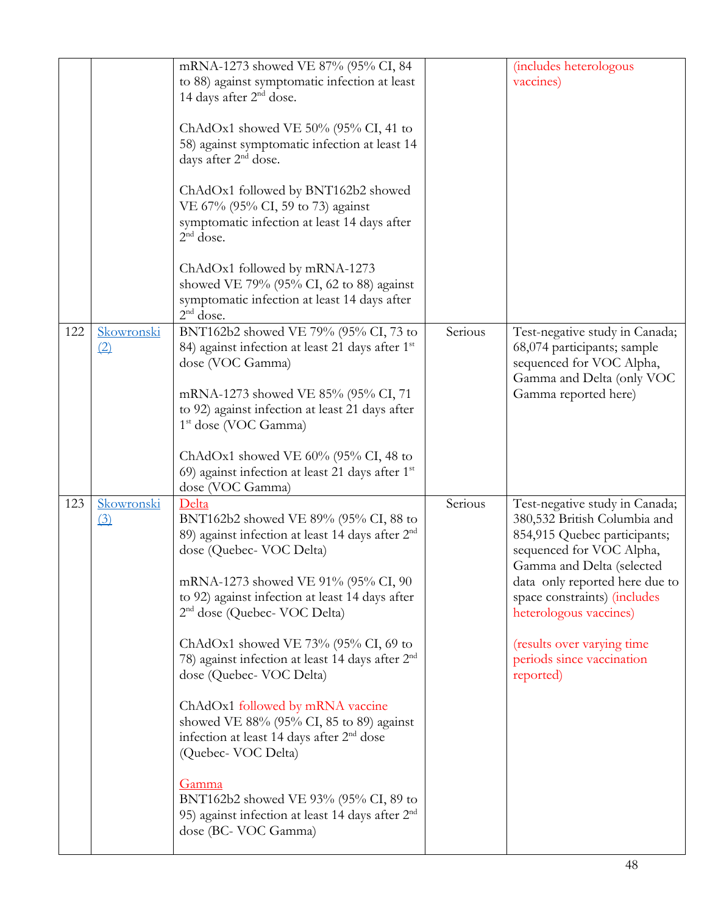| | | | | |
|---|---|---|---|---|
| | | mRNA-1273 showed VE 87% (95% CI, 84 to 88) against symptomatic infection at least 14 days after 2nd dose.<br><br>ChAdOx1 showed VE 50% (95% CI, 41 to 58) against symptomatic infection at least 14 days after 2nd dose.<br><br>ChAdOx1 followed by BNT162b2 showed VE 67% (95% CI, 59 to 73) against symptomatic infection at least 14 days after 2nd dose.<br><br>ChAdOx1 followed by mRNA-1273 showed VE 79% (95% CI, 62 to 88) against symptomatic infection at least 14 days after 2nd dose. | | (includes heterologous vaccines) |
| 122 | Skowronski (2) | BNT162b2 showed VE 79% (95% CI, 73 to 84) against infection at least 21 days after 1st dose (VOC Gamma)<br><br>mRNA-1273 showed VE 85% (95% CI, 71 to 92) against infection at least 21 days after 1st dose (VOC Gamma)<br><br>ChAdOx1 showed VE 60% (95% CI, 48 to 69) against infection at least 21 days after 1st dose (VOC Gamma) | Serious | Test-negative study in Canada; 68,074 participants; sample sequenced for VOC Alpha, Gamma and Delta (only VOC Gamma reported here) |
| 123 | Skowronski (3) | Delta<br>BNT162b2 showed VE 89% (95% CI, 88 to 89) against infection at least 14 days after 2nd dose (Quebec- VOC Delta)<br><br>mRNA-1273 showed VE 91% (95% CI, 90 to 92) against infection at least 14 days after 2nd dose (Quebec- VOC Delta)<br><br>ChAdOx1 showed VE 73% (95% CI, 69 to 78) against infection at least 14 days after 2nd dose (Quebec- VOC Delta)<br><br>ChAdOx1 followed by mRNA vaccine showed VE 88% (95% CI, 85 to 89) against infection at least 14 days after 2nd dose (Quebec- VOC Delta)<br><br>Gamma<br>BNT162b2 showed VE 93% (95% CI, 89 to 95) against infection at least 14 days after 2nd dose (BC- VOC Gamma) | Serious | Test-negative study in Canada; 380,532 British Columbia and 854,915 Quebec participants; sequenced for VOC Alpha, Gamma and Delta (selected data only reported here due to space constraints) (includes heterologous vaccines)<br><br>(results over varying time periods since vaccination reported) |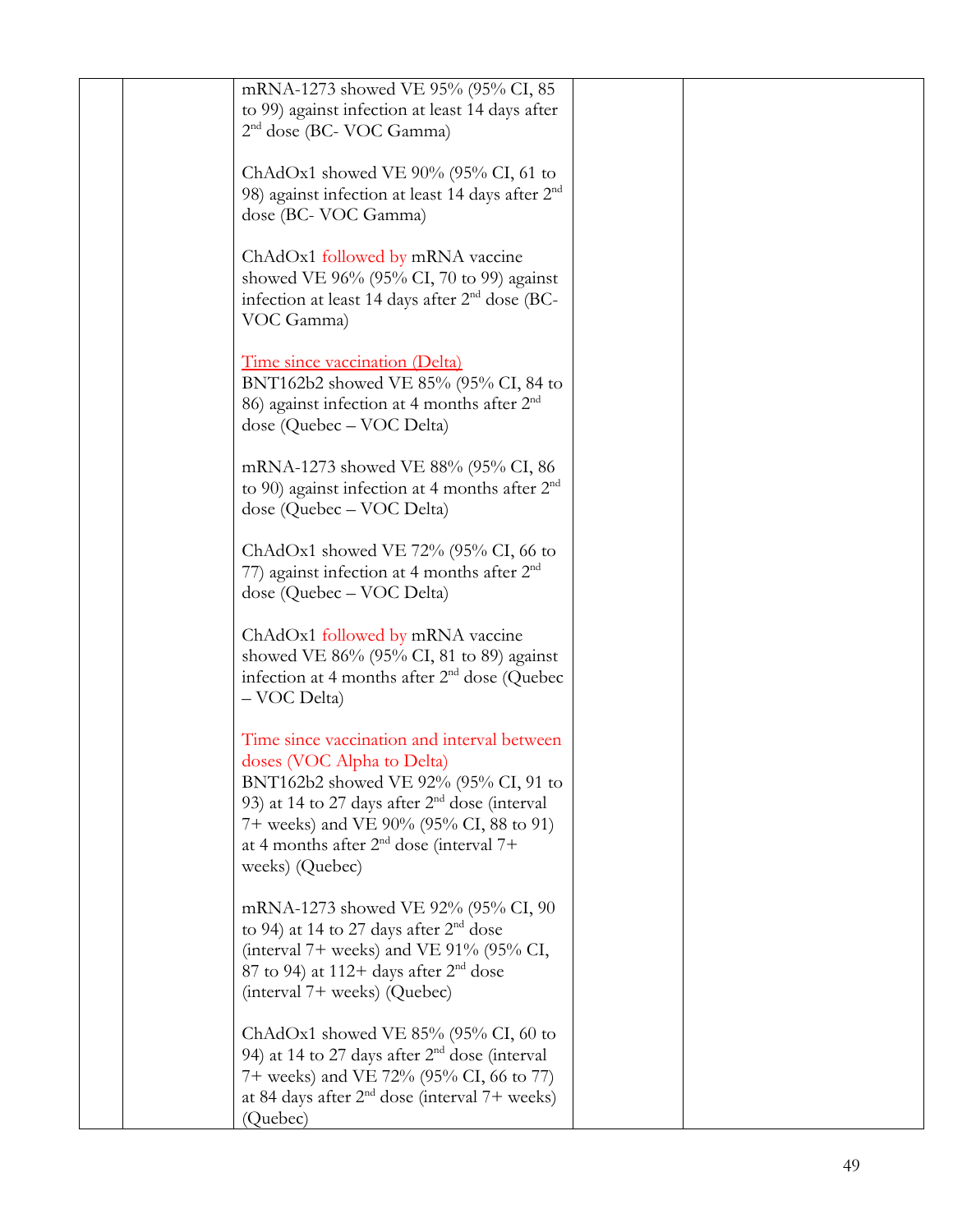| | | | | |
|---|---|---|---|---|
| | | mRNA-1273 showed VE 95% (95% CI, 85 to 99) against infection at least 14 days after 2nd dose (BC- VOC Gamma)<br><br>ChAdOx1 showed VE 90% (95% CI, 61 to 98) against infection at least 14 days after 2nd dose (BC- VOC Gamma)<br><br>ChAdOx1 followed by mRNA vaccine showed VE 96% (95% CI, 70 to 99) against infection at least 14 days after 2nd dose (BC- VOC Gamma)<br><br>Time since vaccination (Delta)<br>BNT162b2 showed VE 85% (95% CI, 84 to 86) against infection at 4 months after 2nd dose (Quebec – VOC Delta)<br><br>mRNA-1273 showed VE 88% (95% CI, 86 to 90) against infection at 4 months after 2nd dose (Quebec – VOC Delta)<br><br>ChAdOx1 showed VE 72% (95% CI, 66 to 77) against infection at 4 months after 2nd dose (Quebec – VOC Delta)<br><br>ChAdOx1 followed by mRNA vaccine showed VE 86% (95% CI, 81 to 89) against infection at 4 months after 2nd dose (Quebec – VOC Delta)<br><br>Time since vaccination and interval between doses (VOC Alpha to Delta)<br>BNT162b2 showed VE 92% (95% CI, 91 to 93) at 14 to 27 days after 2nd dose (interval 7+ weeks) and VE 90% (95% CI, 88 to 91) at 4 months after 2nd dose (interval 7+ weeks) (Quebec)<br><br>mRNA-1273 showed VE 92% (95% CI, 90 to 94) at 14 to 27 days after 2nd dose (interval 7+ weeks) and VE 91% (95% CI, 87 to 94) at 112+ days after 2nd dose (interval 7+ weeks) (Quebec)<br><br>ChAdOx1 showed VE 85% (95% CI, 60 to 94) at 14 to 27 days after 2nd dose (interval 7+ weeks) and VE 72% (95% CI, 66 to 77) at 84 days after 2nd dose (interval 7+ weeks) (Quebec) | | |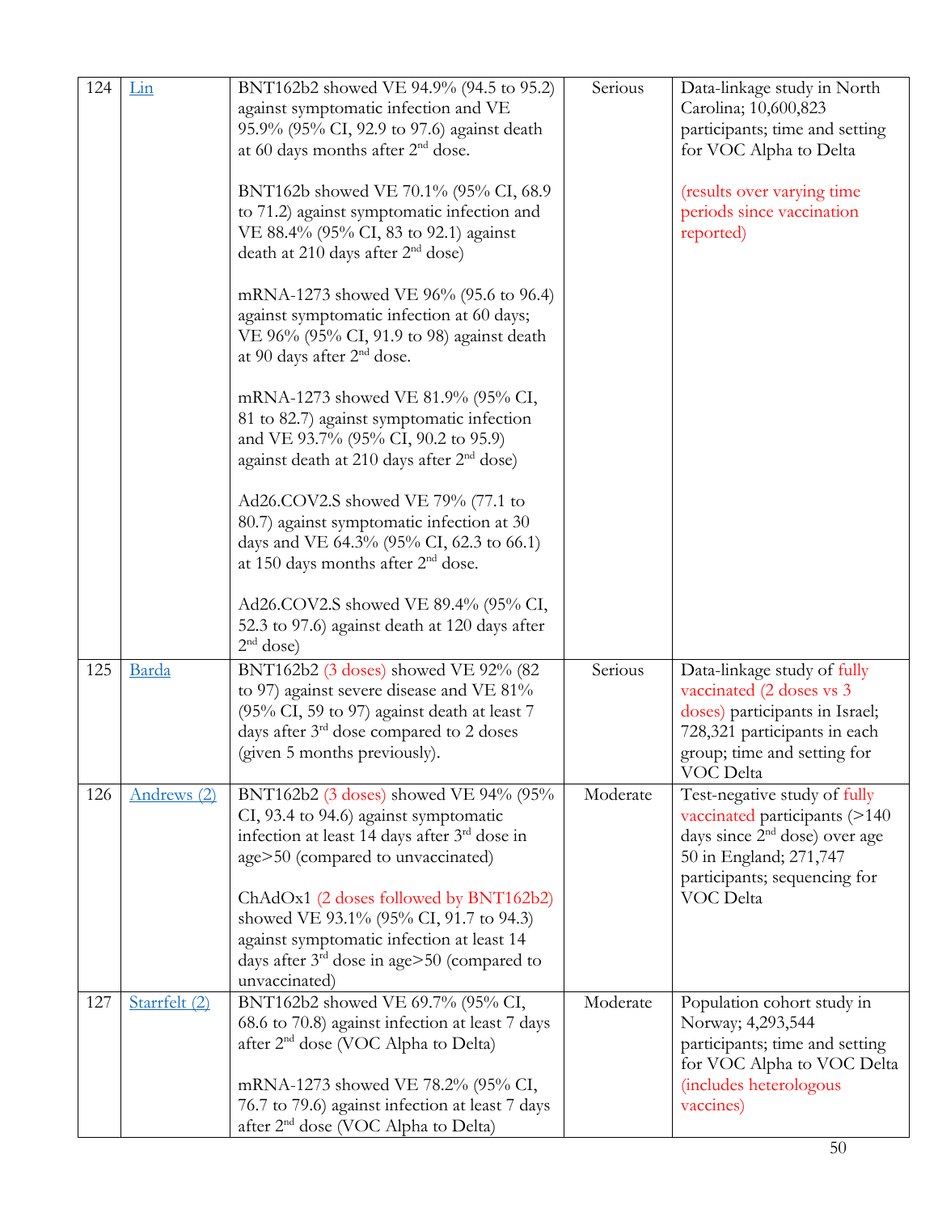| 124 | Lin | BNT162b2 showed VE 94.9% (94.5 to 95.2) against symptomatic infection and VE 95.9% (95% CI, 92.9 to 97.6) against death at 60 days months after 2nd dose.<br><br>BNT162b showed VE 70.1% (95% CI, 68.9 to 71.2) against symptomatic infection and VE 88.4% (95% CI, 83 to 92.1) against death at 210 days after 2nd dose)<br><br>mRNA-1273 showed VE 96% (95.6 to 96.4) against symptomatic infection at 60 days; VE 96% (95% CI, 91.9 to 98) against death at 90 days after 2nd dose.<br><br>mRNA-1273 showed VE 81.9% (95% CI, 81 to 82.7) against symptomatic infection and VE 93.7% (95% CI, 90.2 to 95.9) against death at 210 days after 2nd dose)<br><br>Ad26.COV2.S showed VE 79% (77.1 to 80.7) against symptomatic infection at 30 days and VE 64.3% (95% CI, 62.3 to 66.1) at 150 days months after 2nd dose.<br><br>Ad26.COV2.S showed VE 89.4% (95% CI, 52.3 to 97.6) against death at 120 days after 2nd dose) | Serious | Data-linkage study in North Carolina; 10,600,823 participants; time and setting for VOC Alpha to Delta<br><br>(results over varying time periods since vaccination reported) |
|---|---|---|---|---|
| 125 | Barda | BNT162b2 (3 doses) showed VE 92% (82 to 97) against severe disease and VE 81% (95% CI, 59 to 97) against death at least 7 days after 3rd dose compared to 2 doses (given 5 months previously). | Serious | Data-linkage study of fully vaccinated (2 doses vs 3 doses) participants in Israel; 728,321 participants in each group; time and setting for VOC Delta |
| 126 | Andrews (2) | BNT162b2 (3 doses) showed VE 94% (95% CI, 93.4 to 94.6) against symptomatic infection at least 14 days after 3rd dose in age>50 (compared to unvaccinated)<br><br>ChAdOx1 (2 doses followed by BNT162b2) showed VE 93.1% (95% CI, 91.7 to 94.3) against symptomatic infection at least 14 days after 3rd dose in age>50 (compared to unvaccinated) | Moderate | Test-negative study of fully vaccinated participants (>140 days since 2nd dose) over age 50 in England; 271,747 participants; sequencing for VOC Delta |
| 127 | Starrfelt (2) | BNT162b2 showed VE 69.7% (95% CI, 68.6 to 70.8) against infection at least 7 days after 2nd dose (VOC Alpha to Delta)<br><br>mRNA-1273 showed VE 78.2% (95% CI, 76.7 to 79.6) against infection at least 7 days after 2nd dose (VOC Alpha to Delta) | Moderate | Population cohort study in Norway; 4,293,544 participants; time and setting for VOC Alpha to VOC Delta (includes heterologous vaccines) |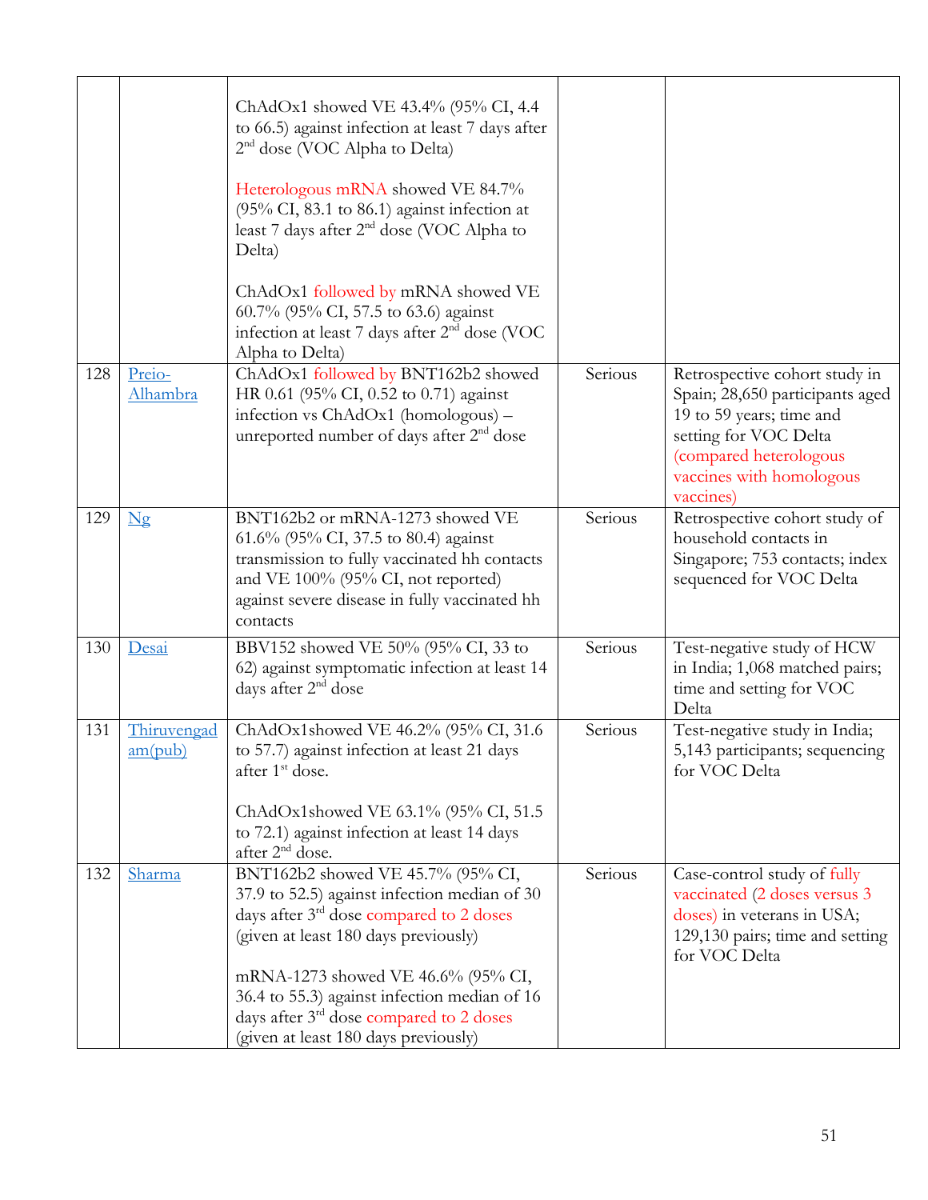| | | | | |
|---|---|---|---|---|
| | | ChAdOx1 showed VE 43.4% (95% CI, 4.4 to 66.5) against infection at least 7 days after 2nd dose (VOC Alpha to Delta)<br><br>Heterologous mRNA showed VE 84.7% (95% CI, 83.1 to 86.1) against infection at least 7 days after 2nd dose (VOC Alpha to Delta)<br><br>ChAdOx1 followed by mRNA showed VE 60.7% (95% CI, 57.5 to 63.6) against infection at least 7 days after 2nd dose (VOC Alpha to Delta) | | |
| 128 | Preio-Alhambra | ChAdOx1 followed by BNT162b2 showed HR 0.61 (95% CI, 0.52 to 0.71) against infection vs ChAdOx1 (homologous) – unreported number of days after 2nd dose | Serious | Retrospective cohort study in Spain; 28,650 participants aged 19 to 59 years; time and setting for VOC Delta (compared heterologous vaccines with homologous vaccines) |
| 129 | Ng | BNT162b2 or mRNA-1273 showed VE 61.6% (95% CI, 37.5 to 80.4) against transmission to fully vaccinated hh contacts and VE 100% (95% CI, not reported) against severe disease in fully vaccinated hh contacts | Serious | Retrospective cohort study of household contacts in Singapore; 753 contacts; index sequenced for VOC Delta |
| 130 | Desai | BBV152 showed VE 50% (95% CI, 33 to 62) against symptomatic infection at least 14 days after 2nd dose | Serious | Test-negative study of HCW in India; 1,068 matched pairs; time and setting for VOC Delta |
| 131 | Thiruvengadam(pub) | ChAdOx1showed VE 46.2% (95% CI, 31.6 to 57.7) against infection at least 21 days after 1st dose.<br><br>ChAdOx1showed VE 63.1% (95% CI, 51.5 to 72.1) against infection at least 14 days after 2nd dose. | Serious | Test-negative study in India; 5,143 participants; sequencing for VOC Delta |
| 132 | Sharma | BNT162b2 showed VE 45.7% (95% CI, 37.9 to 52.5) against infection median of 30 days after 3rd dose compared to 2 doses (given at least 180 days previously)<br><br>mRNA-1273 showed VE 46.6% (95% CI, 36.4 to 55.3) against infection median of 16 days after 3rd dose compared to 2 doses (given at least 180 days previously) | Serious | Case-control study of fully vaccinated (2 doses versus 3 doses) in veterans in USA; 129,130 pairs; time and setting for VOC Delta |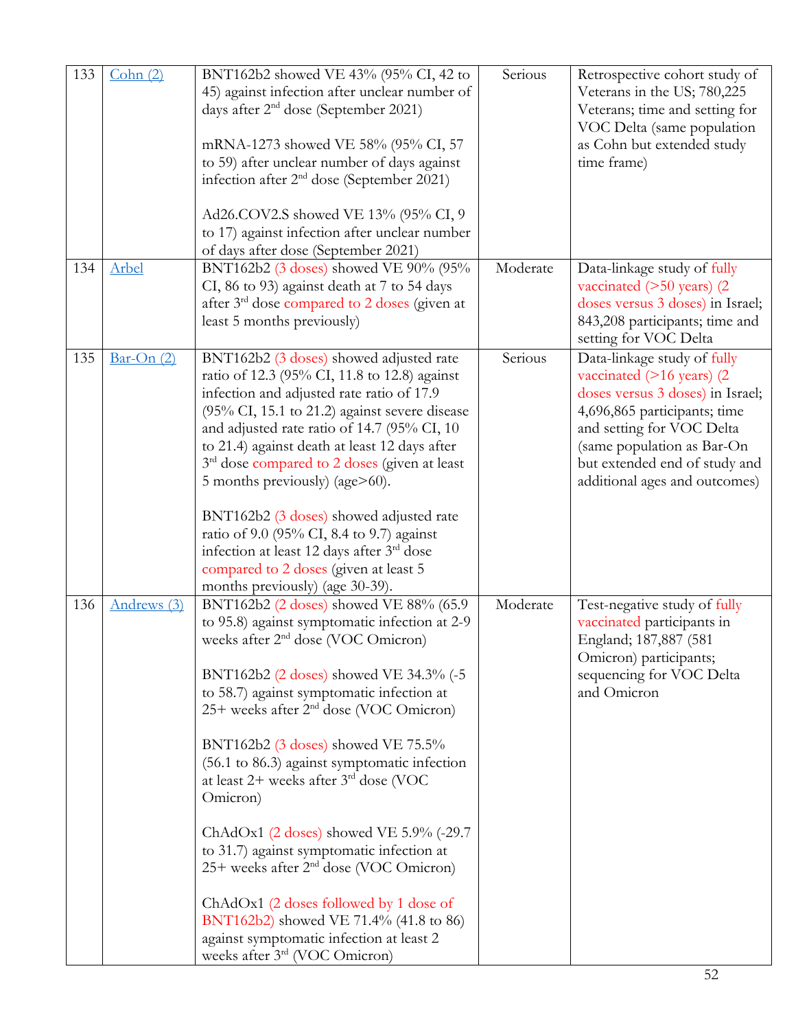| | | | | |
|---|---|---|---|---|
| 133 | Cohn (2) | BNT162b2 showed VE 43% (95% CI, 42 to 45) against infection after unclear number of days after 2nd dose (September 2021)<br><br>mRNA-1273 showed VE 58% (95% CI, 57 to 59) after unclear number of days against infection after 2nd dose (September 2021)<br><br>Ad26.COV2.S showed VE 13% (95% CI, 9 to 17) against infection after unclear number of days after dose (September 2021) | Serious | Retrospective cohort study of Veterans in the US; 780,225 Veterans; time and setting for VOC Delta (same population as Cohn but extended study time frame) |
| 134 | Arbel | BNT162b2 (3 doses) showed VE 90% (95% CI, 86 to 93) against death at 7 to 54 days after 3rd dose compared to 2 doses (given at least 5 months previously) | Moderate | Data-linkage study of fully vaccinated (>50 years) (2 doses versus 3 doses) in Israel; 843,208 participants; time and setting for VOC Delta |
| 135 | Bar-On (2) | BNT162b2 (3 doses) showed adjusted rate ratio of 12.3 (95% CI, 11.8 to 12.8) against infection and adjusted rate ratio of 17.9 (95% CI, 15.1 to 21.2) against severe disease and adjusted rate ratio of 14.7 (95% CI, 10 to 21.4) against death at least 12 days after 3rd dose compared to 2 doses (given at least 5 months previously) (age>60).<br><br>BNT162b2 (3 doses) showed adjusted rate ratio of 9.0 (95% CI, 8.4 to 9.7) against infection at least 12 days after 3rd dose compared to 2 doses (given at least 5 months previously) (age 30-39). | Serious | Data-linkage study of fully vaccinated (>16 years) (2 doses versus 3 doses) in Israel; 4,696,865 participants; time and setting for VOC Delta (same population as Bar-On but extended end of study and additional ages and outcomes) |
| 136 | Andrews (3) | BNT162b2 (2 doses) showed VE 88% (65.9 to 95.8) against symptomatic infection at 2-9 weeks after 2nd dose (VOC Omicron)<br><br>BNT162b2 (2 doses) showed VE 34.3% (-5 to 58.7) against symptomatic infection at 25+ weeks after 2nd dose (VOC Omicron)<br><br>BNT162b2 (3 doses) showed VE 75.5% (56.1 to 86.3) against symptomatic infection at least 2+ weeks after 3rd dose (VOC Omicron)<br><br>ChAdOx1 (2 doses) showed VE 5.9% (-29.7 to 31.7) against symptomatic infection at 25+ weeks after 2nd dose (VOC Omicron)<br><br>ChAdOx1 (2 doses followed by 1 dose of BNT162b2) showed VE 71.4% (41.8 to 86) against symptomatic infection at least 2 weeks after 3rd (VOC Omicron) | Moderate | Test-negative study of fully vaccinated participants in England; 187,887 (581 Omicron) participants; sequencing for VOC Delta and Omicron |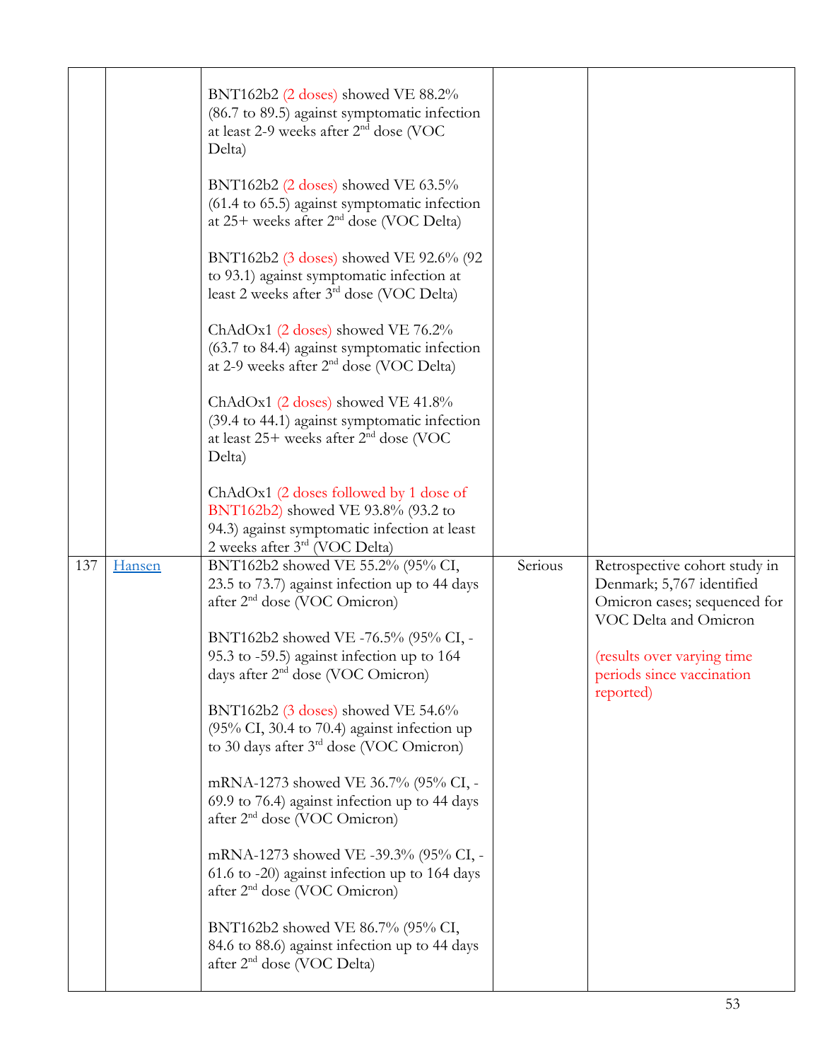| | | | | |
|---|---|---|---|---|
| | | BNT162b2 (2 doses) showed VE 88.2% (86.7 to 89.5) against symptomatic infection at least 2-9 weeks after 2nd dose (VOC Delta)<br><br>BNT162b2 (2 doses) showed VE 63.5% (61.4 to 65.5) against symptomatic infection at 25+ weeks after 2nd dose (VOC Delta)<br><br>BNT162b2 (3 doses) showed VE 92.6% (92 to 93.1) against symptomatic infection at least 2 weeks after 3rd dose (VOC Delta)<br><br>ChAdOx1 (2 doses) showed VE 76.2% (63.7 to 84.4) against symptomatic infection at 2-9 weeks after 2nd dose (VOC Delta)<br><br>ChAdOx1 (2 doses) showed VE 41.8% (39.4 to 44.1) against symptomatic infection at least 25+ weeks after 2nd dose (VOC Delta)<br><br>ChAdOx1 (2 doses followed by 1 dose of BNT162b2) showed VE 93.8% (93.2 to 94.3) against symptomatic infection at least 2 weeks after 3rd (VOC Delta) | | |
| 137 | Hansen | BNT162b2 showed VE 55.2% (95% CI, 23.5 to 73.7) against infection up to 44 days after 2nd dose (VOC Omicron)<br><br>BNT162b2 showed VE -76.5% (95% CI, -95.3 to -59.5) against infection up to 164 days after 2nd dose (VOC Omicron)<br><br>BNT162b2 (3 doses) showed VE 54.6% (95% CI, 30.4 to 70.4) against infection up to 30 days after 3rd dose (VOC Omicron)<br><br>mRNA-1273 showed VE 36.7% (95% CI, -69.9 to 76.4) against infection up to 44 days after 2nd dose (VOC Omicron)<br><br>mRNA-1273 showed VE -39.3% (95% CI, -61.6 to -20) against infection up to 164 days after 2nd dose (VOC Omicron)<br><br>BNT162b2 showed VE 86.7% (95% CI, 84.6 to 88.6) against infection up to 44 days after 2nd dose (VOC Delta) | Serious | Retrospective cohort study in Denmark; 5,767 identified Omicron cases; sequenced for VOC Delta and Omicron<br><br>(results over varying time periods since vaccination reported) |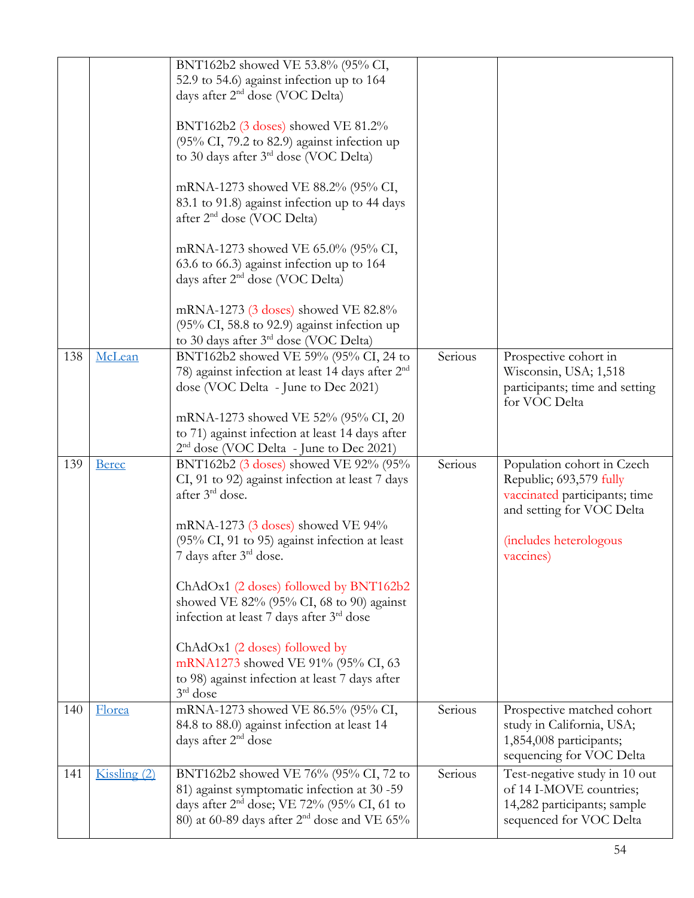| | | | | |
|---|---|---|---|---|
| | | BNT162b2 showed VE 53.8% (95% CI, 52.9 to 54.6) against infection up to 164 days after 2nd dose (VOC Delta)<br><br>BNT162b2 (3 doses) showed VE 81.2% (95% CI, 79.2 to 82.9) against infection up to 30 days after 3rd dose (VOC Delta)<br><br>mRNA-1273 showed VE 88.2% (95% CI, 83.1 to 91.8) against infection up to 44 days after 2nd dose (VOC Delta)<br><br>mRNA-1273 showed VE 65.0% (95% CI, 63.6 to 66.3) against infection up to 164 days after 2nd dose (VOC Delta)<br><br>mRNA-1273 (3 doses) showed VE 82.8% (95% CI, 58.8 to 92.9) against infection up to 30 days after 3rd dose (VOC Delta) | | |
| 138 | McLean | BNT162b2 showed VE 59% (95% CI, 24 to 78) against infection at least 14 days after 2nd dose (VOC Delta - June to Dec 2021)<br><br>mRNA-1273 showed VE 52% (95% CI, 20 to 71) against infection at least 14 days after 2nd dose (VOC Delta - June to Dec 2021) | Serious | Prospective cohort in Wisconsin, USA; 1,518 participants; time and setting for VOC Delta |
| 139 | Berec | BNT162b2 (3 doses) showed VE 92% (95% CI, 91 to 92) against infection at least 7 days after 3rd dose.<br><br>mRNA-1273 (3 doses) showed VE 94% (95% CI, 91 to 95) against infection at least 7 days after 3rd dose.<br><br>ChAdOx1 (2 doses) followed by BNT162b2 showed VE 82% (95% CI, 68 to 90) against infection at least 7 days after 3rd dose<br><br>ChAdOx1 (2 doses) followed by mRNA1273 showed VE 91% (95% CI, 63 to 98) against infection at least 7 days after 3rd dose | Serious | Population cohort in Czech Republic; 693,579 fully vaccinated participants; time and setting for VOC Delta<br><br>(includes heterologous vaccines) |
| 140 | Florea | mRNA-1273 showed VE 86.5% (95% CI, 84.8 to 88.0) against infection at least 14 days after 2nd dose | Serious | Prospective matched cohort study in California, USA; 1,854,008 participants; sequencing for VOC Delta |
| 141 | Kissling (2) | BNT162b2 showed VE 76% (95% CI, 72 to 81) against symptomatic infection at 30 -59 days after 2nd dose; VE 72% (95% CI, 61 to 80) at 60-89 days after 2nd dose and VE 65% | Serious | Test-negative study in 10 out of 14 I-MOVE countries; 14,282 participants; sample sequenced for VOC Delta |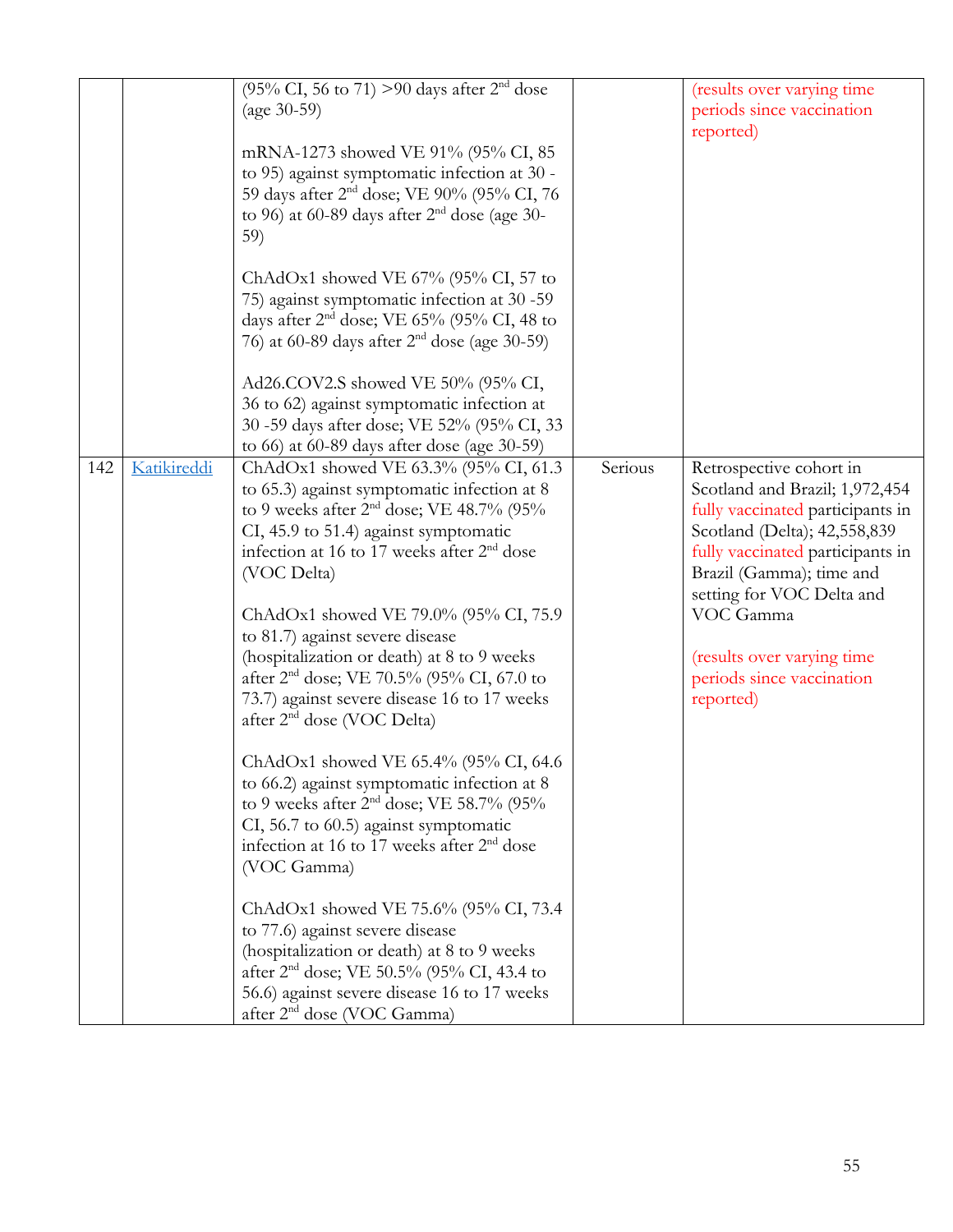| | | | | |
|---|---|---|---|---|
| | | (95% CI, 56 to 71) >90 days after 2nd dose (age 30-59)<br><br>mRNA-1273 showed VE 91% (95% CI, 85 to 95) against symptomatic infection at 30 -59 days after 2nd dose; VE 90% (95% CI, 76 to 96) at 60-89 days after 2nd dose (age 30-59)<br><br>ChAdOx1 showed VE 67% (95% CI, 57 to 75) against symptomatic infection at 30 -59 days after 2nd dose; VE 65% (95% CI, 48 to 76) at 60-89 days after 2nd dose (age 30-59)<br><br>Ad26.COV2.S showed VE 50% (95% CI, 36 to 62) against symptomatic infection at 30 -59 days after dose; VE 52% (95% CI, 33 to 66) at 60-89 days after dose (age 30-59) | | (results over varying time periods since vaccination reported) |
| 142 | Katikireddi | ChAdOx1 showed VE 63.3% (95% CI, 61.3 to 65.3) against symptomatic infection at 8 to 9 weeks after 2nd dose; VE 48.7% (95% CI, 45.9 to 51.4) against symptomatic infection at 16 to 17 weeks after 2nd dose (VOC Delta)<br><br>ChAdOx1 showed VE 79.0% (95% CI, 75.9 to 81.7) against severe disease (hospitalization or death) at 8 to 9 weeks after 2nd dose; VE 70.5% (95% CI, 67.0 to 73.7) against severe disease 16 to 17 weeks after 2nd dose (VOC Delta)<br><br>ChAdOx1 showed VE 65.4% (95% CI, 64.6 to 66.2) against symptomatic infection at 8 to 9 weeks after 2nd dose; VE 58.7% (95% CI, 56.7 to 60.5) against symptomatic infection at 16 to 17 weeks after 2nd dose (VOC Gamma)<br><br>ChAdOx1 showed VE 75.6% (95% CI, 73.4 to 77.6) against severe disease (hospitalization or death) at 8 to 9 weeks after 2nd dose; VE 50.5% (95% CI, 43.4 to 56.6) against severe disease 16 to 17 weeks after 2nd dose (VOC Gamma) | Serious | Retrospective cohort in Scotland and Brazil; 1,972,454 fully vaccinated participants in Scotland (Delta); 42,558,839 fully vaccinated participants in Brazil (Gamma); time and setting for VOC Delta and VOC Gamma<br><br>(results over varying time periods since vaccination reported) |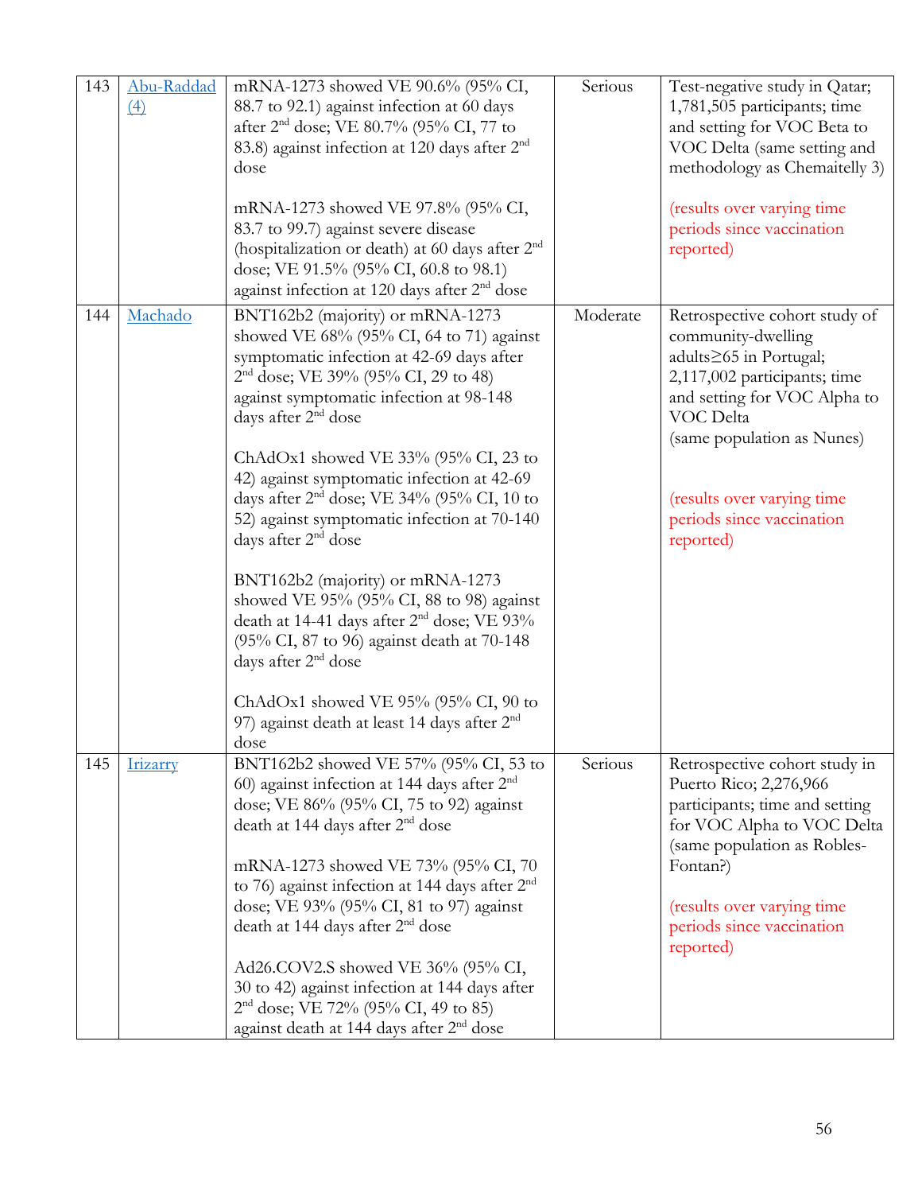| | | | | |
|---|---|---|---|---|
| 143 | Abu-Raddad (4) | mRNA-1273 showed VE 90.6% (95% CI, 88.7 to 92.1) against infection at 60 days after 2nd dose; VE 80.7% (95% CI, 77 to 83.8) against infection at 120 days after 2nd dose<br><br>mRNA-1273 showed VE 97.8% (95% CI, 83.7 to 99.7) against severe disease (hospitalization or death) at 60 days after 2nd dose; VE 91.5% (95% CI, 60.8 to 98.1) against infection at 120 days after 2nd dose | Serious | Test-negative study in Qatar; 1,781,505 participants; time and setting for VOC Beta to VOC Delta (same setting and methodology as Chemaitelly 3)<br><br>(results over varying time periods since vaccination reported) |
| 144 | Machado | BNT162b2 (majority) or mRNA-1273 showed VE 68% (95% CI, 64 to 71) against symptomatic infection at 42-69 days after 2nd dose; VE 39% (95% CI, 29 to 48) against symptomatic infection at 98-148 days after 2nd dose<br><br>ChAdOx1 showed VE 33% (95% CI, 23 to 42) against symptomatic infection at 42-69 days after 2nd dose; VE 34% (95% CI, 10 to 52) against symptomatic infection at 70-140 days after 2nd dose<br><br>BNT162b2 (majority) or mRNA-1273 showed VE 95% (95% CI, 88 to 98) against death at 14-41 days after 2nd dose; VE 93% (95% CI, 87 to 96) against death at 70-148 days after 2nd dose<br><br>ChAdOx1 showed VE 95% (95% CI, 90 to 97) against death at least 14 days after 2nd dose | Moderate | Retrospective cohort study of community-dwelling adults≥65 in Portugal; 2,117,002 participants; time and setting for VOC Alpha to VOC Delta<br>(same population as Nunes)<br><br>(results over varying time periods since vaccination reported) |
| 145 | Irizarry | BNT162b2 showed VE 57% (95% CI, 53 to 60) against infection at 144 days after 2nd dose; VE 86% (95% CI, 75 to 92) against death at 144 days after 2nd dose<br><br>mRNA-1273 showed VE 73% (95% CI, 70 to 76) against infection at 144 days after 2nd dose; VE 93% (95% CI, 81 to 97) against death at 144 days after 2nd dose<br><br>Ad26.COV2.S showed VE 36% (95% CI, 30 to 42) against infection at 144 days after 2nd dose; VE 72% (95% CI, 49 to 85) against death at 144 days after 2nd dose | Serious | Retrospective cohort study in Puerto Rico; 2,276,966 participants; time and setting for VOC Alpha to VOC Delta (same population as Robles-Fontan?)<br><br>(results over varying time periods since vaccination reported) |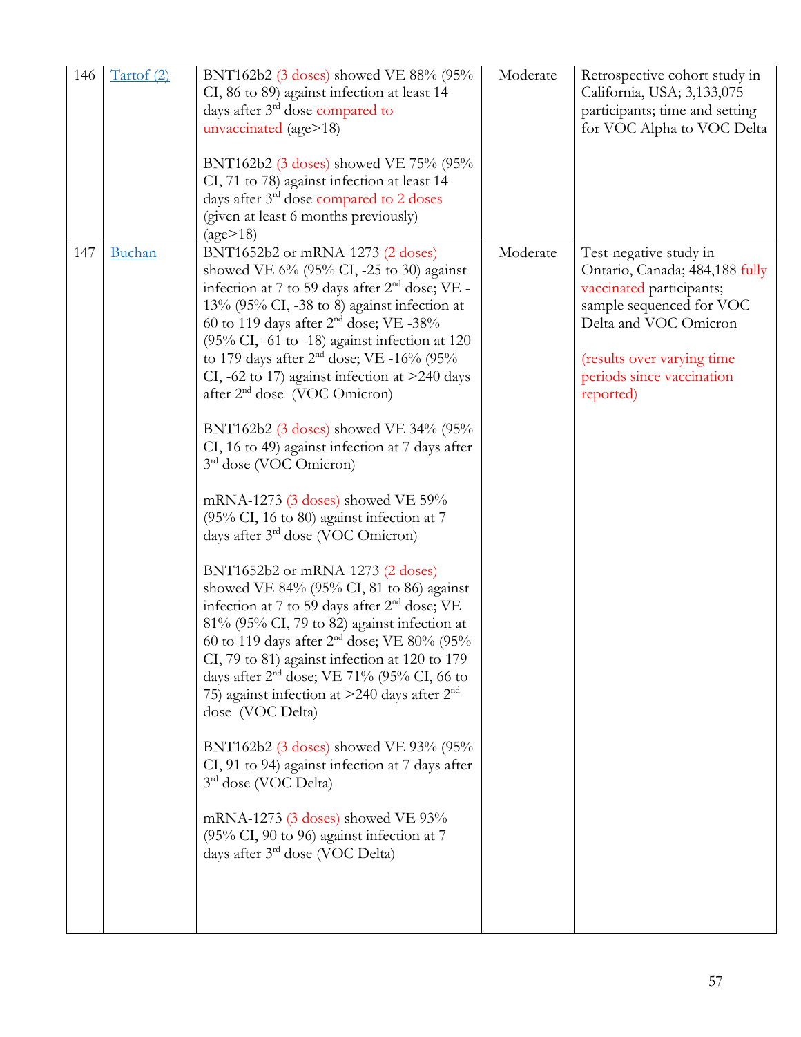| 146 | Tartof (2) | BNT162b2 (3 doses) showed VE 88% (95% CI, 86 to 89) against infection at least 14 days after 3rd dose compared to unvaccinated (age>18)<br><br>BNT162b2 (3 doses) showed VE 75% (95% CI, 71 to 78) against infection at least 14 days after 3rd dose compared to 2 doses (given at least 6 months previously) (age>18) | Moderate | Retrospective cohort study in California, USA; 3,133,075 participants; time and setting for VOC Alpha to VOC Delta |
|---|---|---|---|---|
| 147 | Buchan | BNT1652b2 or mRNA-1273 (2 doses) showed VE 6% (95% CI, -25 to 30) against infection at 7 to 59 days after 2nd dose; VE -13% (95% CI, -38 to 8) against infection at 60 to 119 days after 2nd dose; VE -38% (95% CI, -61 to -18) against infection at 120 to 179 days after 2nd dose; VE -16% (95% CI, -62 to 17) against infection at >240 days after 2nd dose (VOC Omicron)<br><br>BNT162b2 (3 doses) showed VE 34% (95% CI, 16 to 49) against infection at 7 days after 3rd dose (VOC Omicron)<br><br>mRNA-1273 (3 doses) showed VE 59% (95% CI, 16 to 80) against infection at 7 days after 3rd dose (VOC Omicron)<br><br>BNT1652b2 or mRNA-1273 (2 doses) showed VE 84% (95% CI, 81 to 86) against infection at 7 to 59 days after 2nd dose; VE 81% (95% CI, 79 to 82) against infection at 60 to 119 days after 2nd dose; VE 80% (95% CI, 79 to 81) against infection at 120 to 179 days after 2nd dose; VE 71% (95% CI, 66 to 75) against infection at >240 days after 2nd dose (VOC Delta)<br><br>BNT162b2 (3 doses) showed VE 93% (95% CI, 91 to 94) against infection at 7 days after 3rd dose (VOC Delta)<br><br>mRNA-1273 (3 doses) showed VE 93% (95% CI, 90 to 96) against infection at 7 days after 3rd dose (VOC Delta) | Moderate | Test-negative study in Ontario, Canada; 484,188 fully vaccinated participants; sample sequenced for VOC Delta and VOC Omicron<br><br>(results over varying time periods since vaccination reported) |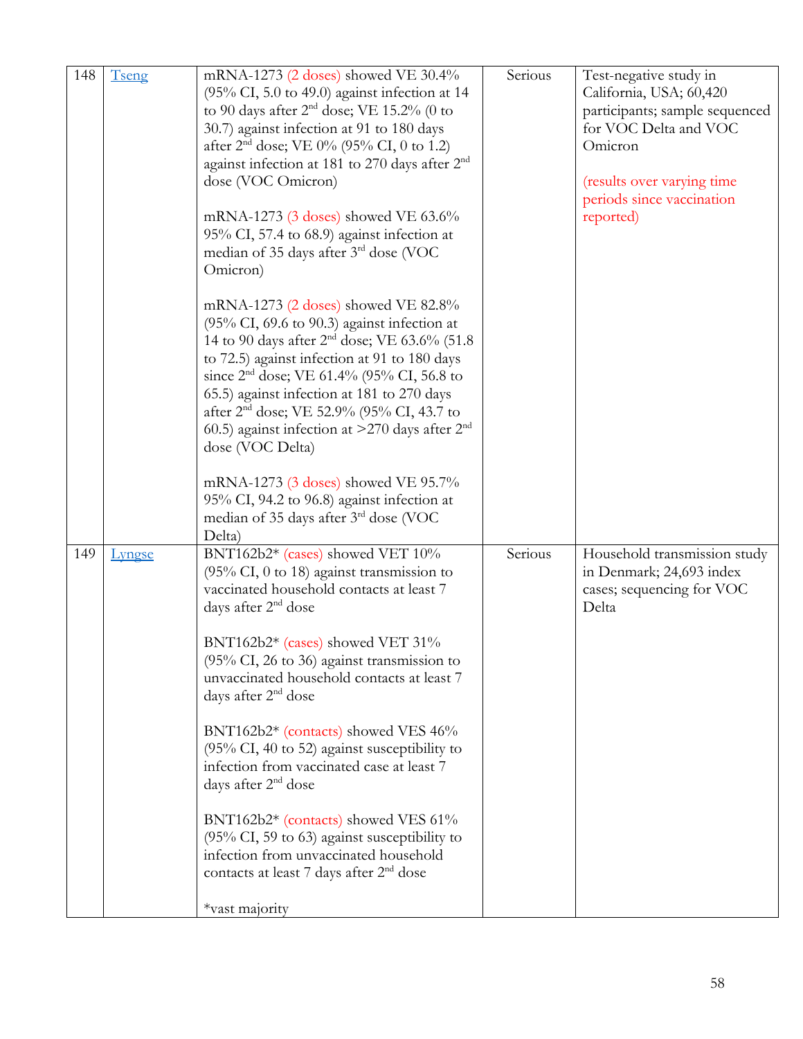| | | | | |
|---|---|---|---|---|
| 148 | Tseng | mRNA-1273 (2 doses) showed VE 30.4% (95% CI, 5.0 to 49.0) against infection at 14 to 90 days after 2nd dose; VE 15.2% (0 to 30.7) against infection at 91 to 180 days after 2nd dose; VE 0% (95% CI, 0 to 1.2) against infection at 181 to 270 days after 2nd dose (VOC Omicron)<br><br>mRNA-1273 (3 doses) showed VE 63.6% 95% CI, 57.4 to 68.9) against infection at median of 35 days after 3rd dose (VOC Omicron)<br><br>mRNA-1273 (2 doses) showed VE 82.8% (95% CI, 69.6 to 90.3) against infection at 14 to 90 days after 2nd dose; VE 63.6% (51.8 to 72.5) against infection at 91 to 180 days since 2nd dose; VE 61.4% (95% CI, 56.8 to 65.5) against infection at 181 to 270 days after 2nd dose; VE 52.9% (95% CI, 43.7 to 60.5) against infection at >270 days after 2nd dose (VOC Delta)<br><br>mRNA-1273 (3 doses) showed VE 95.7% 95% CI, 94.2 to 96.8) against infection at median of 35 days after 3rd dose (VOC Delta) | Serious | Test-negative study in California, USA; 60,420 participants; sample sequenced for VOC Delta and VOC Omicron<br><br>(results over varying time periods since vaccination reported) |
| 149 | Lyngse | BNT162b2* (cases) showed VET 10% (95% CI, 0 to 18) against transmission to vaccinated household contacts at least 7 days after 2nd dose<br><br>BNT162b2* (cases) showed VET 31% (95% CI, 26 to 36) against transmission to unvaccinated household contacts at least 7 days after 2nd dose<br><br>BNT162b2* (contacts) showed VES 46% (95% CI, 40 to 52) against susceptibility to infection from vaccinated case at least 7 days after 2nd dose<br><br>BNT162b2* (contacts) showed VES 61% (95% CI, 59 to 63) against susceptibility to infection from unvaccinated household contacts at least 7 days after 2nd dose<br><br>*vast majority | Serious | Household transmission study in Denmark; 24,693 index cases; sequencing for VOC Delta |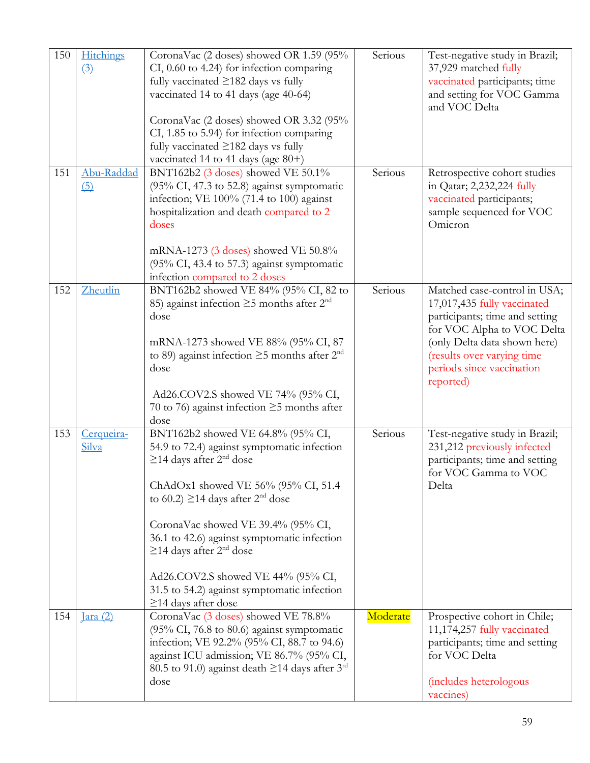| 150 | Hitchings (3) | CoronaVac (2 doses) showed OR 1.59 (95% CI, 0.60 to 4.24) for infection comparing fully vaccinated ≥182 days vs fully vaccinated 14 to 41 days (age 40-64)<br><br>CoronaVac (2 doses) showed OR 3.32 (95% CI, 1.85 to 5.94) for infection comparing fully vaccinated ≥182 days vs fully vaccinated 14 to 41 days (age 80+) | Serious | Test-negative study in Brazil; 37,929 matched fully vaccinated participants; time and setting for VOC Gamma and VOC Delta |
|---|---|---|---|---|
| 151 | Abu-Raddad (5) | BNT162b2 (3 doses) showed VE 50.1% (95% CI, 47.3 to 52.8) against symptomatic infection; VE 100% (71.4 to 100) against hospitalization and death compared to 2 doses<br><br>mRNA-1273 (3 doses) showed VE 50.8% (95% CI, 43.4 to 57.3) against symptomatic infection compared to 2 doses | Serious | Retrospective cohort studies in Qatar; 2,232,224 fully vaccinated participants; sample sequenced for VOC Omicron |
| 152 | Zheutlin | BNT162b2 showed VE 84% (95% CI, 82 to 85) against infection ≥5 months after 2nd dose<br><br>mRNA-1273 showed VE 88% (95% CI, 87 to 89) against infection ≥5 months after 2nd dose<br><br>Ad26.COV2.S showed VE 74% (95% CI, 70 to 76) against infection ≥5 months after dose | Serious | Matched case-control in USA; 17,017,435 fully vaccinated participants; time and setting for VOC Alpha to VOC Delta (only Delta data shown here) (results over varying time periods since vaccination reported) |
| 153 | Cerqueira-Silva | BNT162b2 showed VE 64.8% (95% CI, 54.9 to 72.4) against symptomatic infection ≥14 days after 2nd dose<br><br>ChAdOx1 showed VE 56% (95% CI, 51.4 to 60.2) ≥14 days after 2nd dose<br><br>CoronaVac showed VE 39.4% (95% CI, 36.1 to 42.6) against symptomatic infection ≥14 days after 2nd dose<br><br>Ad26.COV2.S showed VE 44% (95% CI, 31.5 to 54.2) against symptomatic infection ≥14 days after dose | Serious | Test-negative study in Brazil; 231,212 previously infected participants; time and setting for VOC Gamma to VOC Delta |
| 154 | Jara (2) | CoronaVac (3 doses) showed VE 78.8% (95% CI, 76.8 to 80.6) against symptomatic infection; VE 92.2% (95% CI, 88.7 to 94.6) against ICU admission; VE 86.7% (95% CI, 80.5 to 91.0) against death ≥14 days after 3rd dose | Moderate | Prospective cohort in Chile; 11,174,257 fully vaccinated participants; time and setting for VOC Delta<br><br>(includes heterologous vaccines) |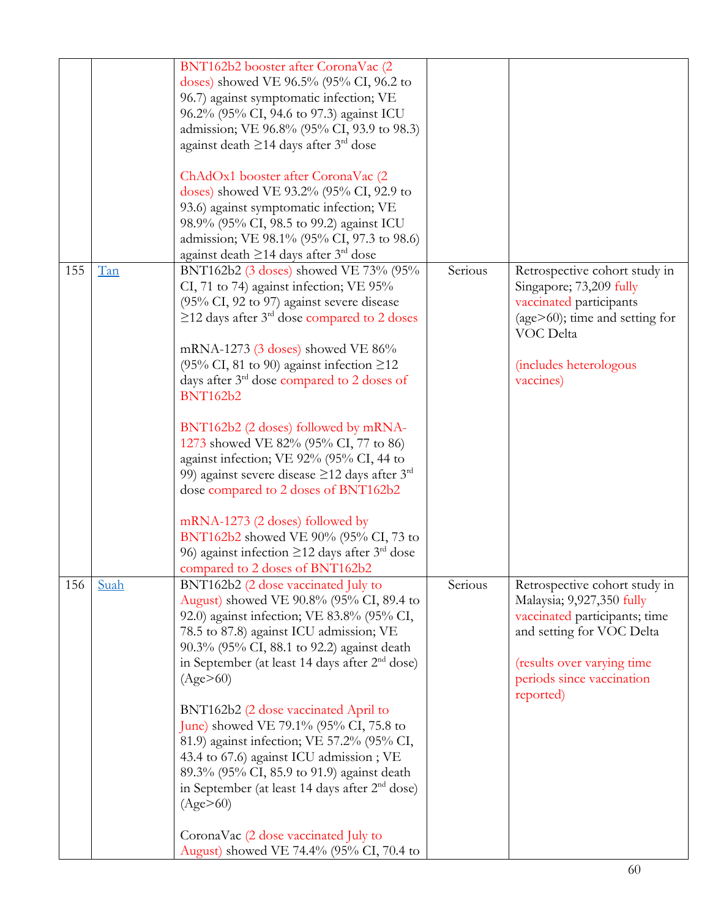| | | | | |
|---|---|---|---|---|
| | | BNT162b2 booster after CoronaVac (2 doses) showed VE 96.5% (95% CI, 96.2 to 96.7) against symptomatic infection; VE 96.2% (95% CI, 94.6 to 97.3) against ICU admission; VE 96.8% (95% CI, 93.9 to 98.3) against death ≥14 days after 3rd dose<br><br>ChAdOx1 booster after CoronaVac (2 doses) showed VE 93.2% (95% CI, 92.9 to 93.6) against symptomatic infection; VE 98.9% (95% CI, 98.5 to 99.2) against ICU admission; VE 98.1% (95% CI, 97.3 to 98.6) against death ≥14 days after 3rd dose | | |
| 155 | Tan | BNT162b2 (3 doses) showed VE 73% (95% CI, 71 to 74) against infection; VE 95% (95% CI, 92 to 97) against severe disease ≥12 days after 3rd dose compared to 2 doses<br><br>mRNA-1273 (3 doses) showed VE 86% (95% CI, 81 to 90) against infection ≥12 days after 3rd dose compared to 2 doses of BNT162b2<br><br>BNT162b2 (2 doses) followed by mRNA-1273 showed VE 82% (95% CI, 77 to 86) against infection; VE 92% (95% CI, 44 to 99) against severe disease ≥12 days after 3rd dose compared to 2 doses of BNT162b2<br><br>mRNA-1273 (2 doses) followed by BNT162b2 showed VE 90% (95% CI, 73 to 96) against infection ≥12 days after 3rd dose compared to 2 doses of BNT162b2 | Serious | Retrospective cohort study in Singapore; 73,209 fully vaccinated participants (age>60); time and setting for VOC Delta<br><br>(includes heterologous vaccines) |
| 156 | Suah | BNT162b2 (2 dose vaccinated July to August) showed VE 90.8% (95% CI, 89.4 to 92.0) against infection; VE 83.8% (95% CI, 78.5 to 87.8) against ICU admission; VE 90.3% (95% CI, 88.1 to 92.2) against death in September (at least 14 days after 2nd dose) (Age>60)<br><br>BNT162b2 (2 dose vaccinated April to June) showed VE 79.1% (95% CI, 75.8 to 81.9) against infection; VE 57.2% (95% CI, 43.4 to 67.6) against ICU admission ; VE 89.3% (95% CI, 85.9 to 91.9) against death in September (at least 14 days after 2nd dose) (Age>60)<br><br>CoronaVac (2 dose vaccinated July to August) showed VE 74.4% (95% CI, 70.4 to | Serious | Retrospective cohort study in Malaysia; 9,927,350 fully vaccinated participants; time and setting for VOC Delta<br><br>(results over varying time periods since vaccination reported) |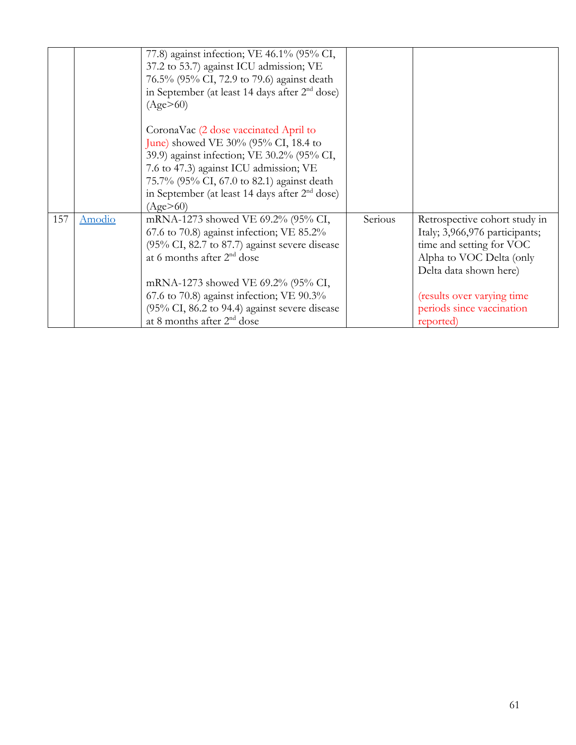|  |  |  |  |  |
|---|---|---|---|---|
|  |  | 77.8) against infection; VE 46.1% (95% CI, 37.2 to 53.7) against ICU admission; VE 76.5% (95% CI, 72.9 to 79.6) against death in September (at least 14 days after 2nd dose) (Age>60)<br><br>CoronaVac (2 dose vaccinated April to June) showed VE 30% (95% CI, 18.4 to 39.9) against infection; VE 30.2% (95% CI, 7.6 to 47.3) against ICU admission; VE 75.7% (95% CI, 67.0 to 82.1) against death in September (at least 14 days after 2nd dose) (Age>60) |  |  |
| 157 | Amodio | mRNA-1273 showed VE 69.2% (95% CI, 67.6 to 70.8) against infection; VE 85.2% (95% CI, 82.7 to 87.7) against severe disease at 6 months after 2nd dose<br><br>mRNA-1273 showed VE 69.2% (95% CI, 67.6 to 70.8) against infection; VE 90.3% (95% CI, 86.2 to 94.4) against severe disease at 8 months after 2nd dose | Serious | Retrospective cohort study in Italy; 3,966,976 participants; time and setting for VOC Alpha to VOC Delta (only Delta data shown here)<br><br>(results over varying time periods since vaccination reported) |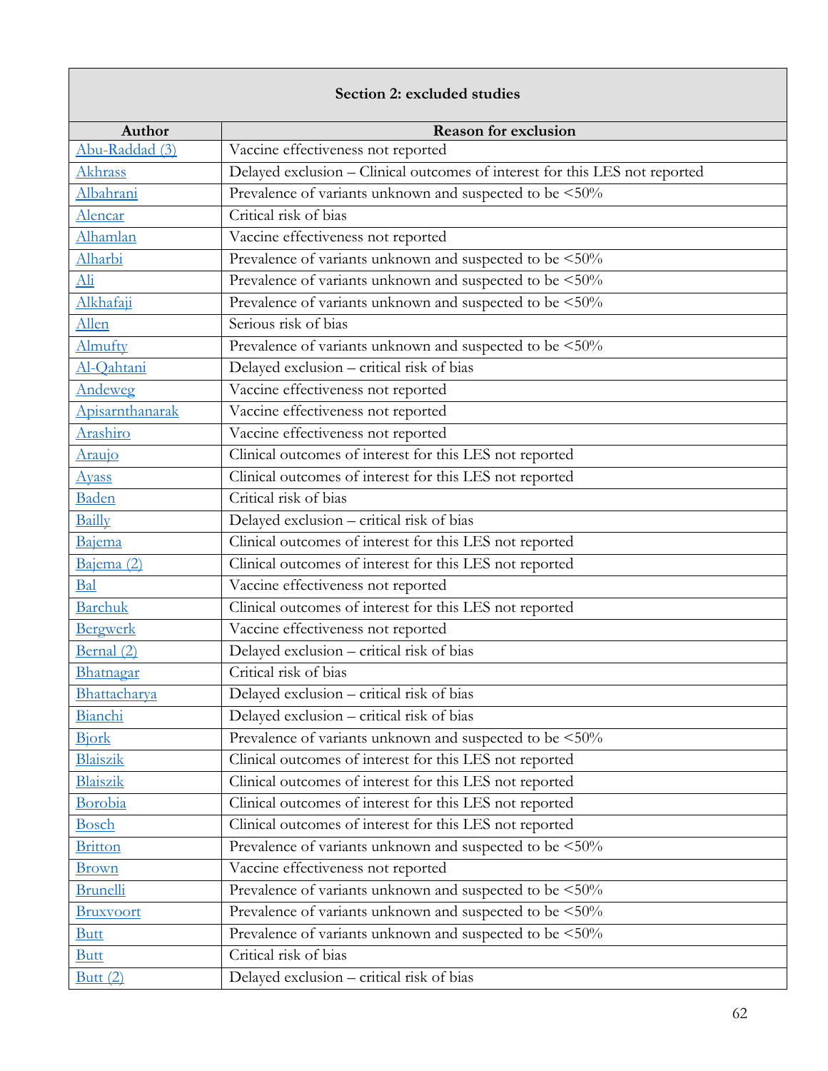| Section 2: excluded studies | |
|---|---|
| **Author** | **Reason for exclusion** |
| Abu-Raddad (3) | Vaccine effectiveness not reported |
| Akhrass | Delayed exclusion – Clinical outcomes of interest for this LES not reported |
| Albahrani | Prevalence of variants unknown and suspected to be <50% |
| Alencar | Critical risk of bias |
| Alhamlan | Vaccine effectiveness not reported |
| Alharbi | Prevalence of variants unknown and suspected to be <50% |
| Ali | Prevalence of variants unknown and suspected to be <50% |
| Alkhafaji | Prevalence of variants unknown and suspected to be <50% |
| Allen | Serious risk of bias |
| Almufty | Prevalence of variants unknown and suspected to be <50% |
| Al-Qahtani | Delayed exclusion – critical risk of bias |
| Andeweg | Vaccine effectiveness not reported |
| Apisarnthanarak | Vaccine effectiveness not reported |
| Arashiro | Vaccine effectiveness not reported |
| Araujo | Clinical outcomes of interest for this LES not reported |
| Ayass | Clinical outcomes of interest for this LES not reported |
| Baden | Critical risk of bias |
| Bailly | Delayed exclusion – critical risk of bias |
| Bajema | Clinical outcomes of interest for this LES not reported |
| Bajema (2) | Clinical outcomes of interest for this LES not reported |
| Bal | Vaccine effectiveness not reported |
| Barchuk | Clinical outcomes of interest for this LES not reported |
| Bergwerk | Vaccine effectiveness not reported |
| Bernal (2) | Delayed exclusion – critical risk of bias |
| Bhatnagar | Critical risk of bias |
| Bhattacharya | Delayed exclusion – critical risk of bias |
| Bianchi | Delayed exclusion – critical risk of bias |
| Bjork | Prevalence of variants unknown and suspected to be <50% |
| Blaiszik | Clinical outcomes of interest for this LES not reported |
| Blaiszik | Clinical outcomes of interest for this LES not reported |
| Borobia | Clinical outcomes of interest for this LES not reported |
| Bosch | Clinical outcomes of interest for this LES not reported |
| Britton | Prevalence of variants unknown and suspected to be <50% |
| Brown | Vaccine effectiveness not reported |
| Brunelli | Prevalence of variants unknown and suspected to be <50% |
| Bruxvoort | Prevalence of variants unknown and suspected to be <50% |
| Butt | Prevalence of variants unknown and suspected to be <50% |
| Butt | Critical risk of bias |
| Butt (2) | Delayed exclusion – critical risk of bias |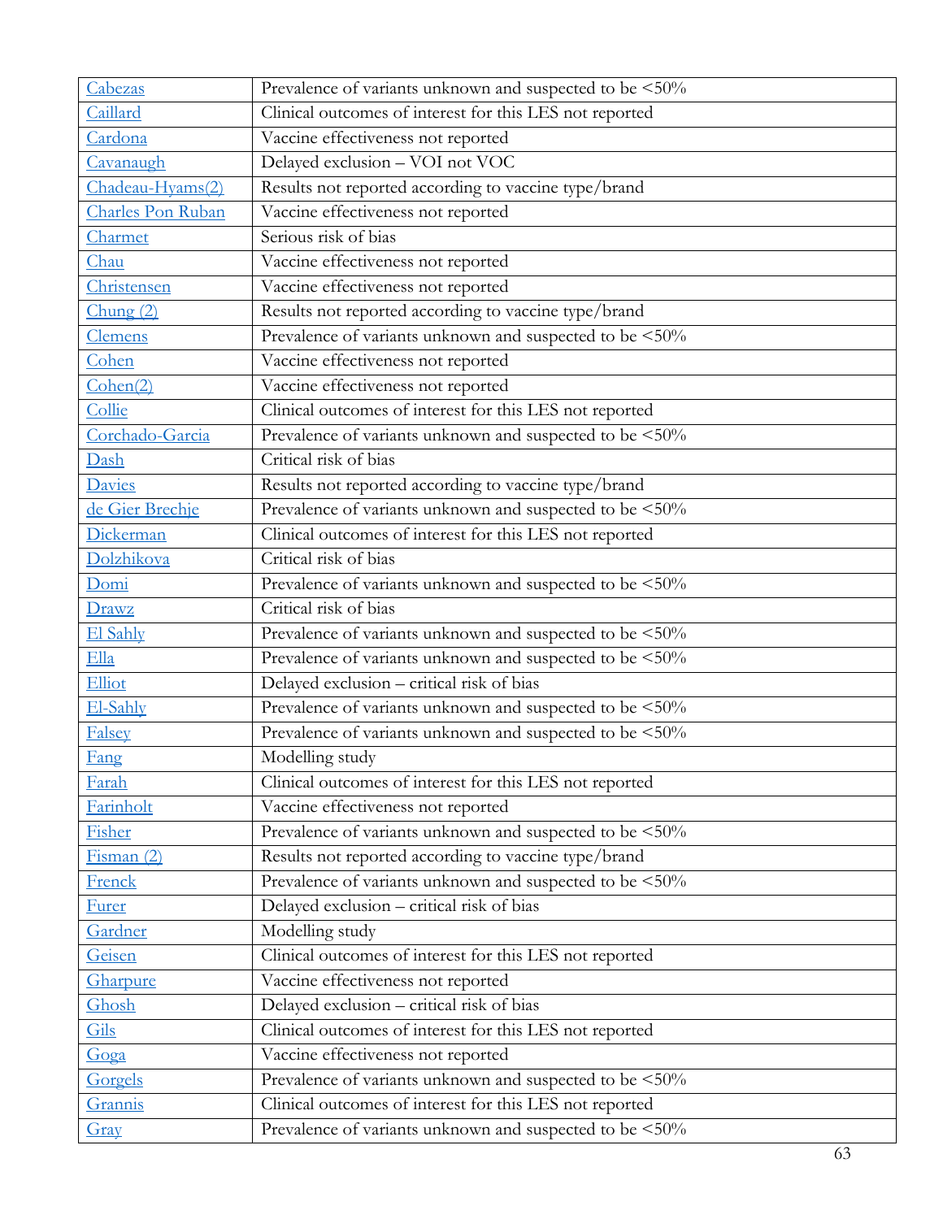| | |
|---|---|
| Cabezas | Prevalence of variants unknown and suspected to be <50% |
| Caillard | Clinical outcomes of interest for this LES not reported |
| Cardona | Vaccine effectiveness not reported |
| Cavanaugh | Delayed exclusion – VOI not VOC |
| Chadeau-Hyams(2) | Results not reported according to vaccine type/brand |
| Charles Pon Ruban | Vaccine effectiveness not reported |
| Charmet | Serious risk of bias |
| Chau | Vaccine effectiveness not reported |
| Christensen | Vaccine effectiveness not reported |
| Chung (2) | Results not reported according to vaccine type/brand |
| Clemens | Prevalence of variants unknown and suspected to be <50% |
| Cohen | Vaccine effectiveness not reported |
| Cohen(2) | Vaccine effectiveness not reported |
| Collie | Clinical outcomes of interest for this LES not reported |
| Corchado-Garcia | Prevalence of variants unknown and suspected to be <50% |
| Dash | Critical risk of bias |
| Davies | Results not reported according to vaccine type/brand |
| de Gier Brechje | Prevalence of variants unknown and suspected to be <50% |
| Dickerman | Clinical outcomes of interest for this LES not reported |
| Dolzhikova | Critical risk of bias |
| Domi | Prevalence of variants unknown and suspected to be <50% |
| Drawz | Critical risk of bias |
| El Sahly | Prevalence of variants unknown and suspected to be <50% |
| Ella | Prevalence of variants unknown and suspected to be <50% |
| Elliot | Delayed exclusion – critical risk of bias |
| El-Sahly | Prevalence of variants unknown and suspected to be <50% |
| Falsey | Prevalence of variants unknown and suspected to be <50% |
| Fang | Modelling study |
| Farah | Clinical outcomes of interest for this LES not reported |
| Farinholt | Vaccine effectiveness not reported |
| Fisher | Prevalence of variants unknown and suspected to be <50% |
| Fisman (2) | Results not reported according to vaccine type/brand |
| Frenck | Prevalence of variants unknown and suspected to be <50% |
| Furer | Delayed exclusion – critical risk of bias |
| Gardner | Modelling study |
| Geisen | Clinical outcomes of interest for this LES not reported |
| Gharpure | Vaccine effectiveness not reported |
| Ghosh | Delayed exclusion – critical risk of bias |
| Gils | Clinical outcomes of interest for this LES not reported |
| Goga | Vaccine effectiveness not reported |
| Gorgels | Prevalence of variants unknown and suspected to be <50% |
| Grannis | Clinical outcomes of interest for this LES not reported |
| Gray | Prevalence of variants unknown and suspected to be <50% |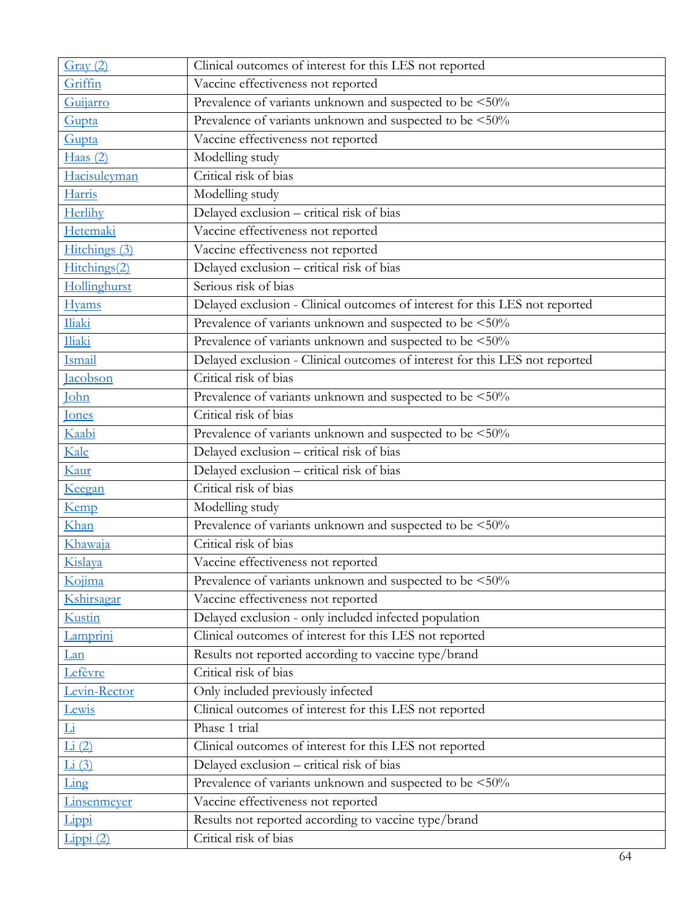| | |
|---|---|
| Gray (2) | Clinical outcomes of interest for this LES not reported |
| Griffin | Vaccine effectiveness not reported |
| Guijarro | Prevalence of variants unknown and suspected to be <50% |
| Gupta | Prevalence of variants unknown and suspected to be <50% |
| Gupta | Vaccine effectiveness not reported |
| Haas (2) | Modelling study |
| Hacisuleyman | Critical risk of bias |
| Harris | Modelling study |
| Herlihy | Delayed exclusion – critical risk of bias |
| Hetemaki | Vaccine effectiveness not reported |
| Hitchings (3) | Vaccine effectiveness not reported |
| Hitchings(2) | Delayed exclusion – critical risk of bias |
| Hollinghurst | Serious risk of bias |
| Hyams | Delayed exclusion - Clinical outcomes of interest for this LES not reported |
| Iliaki | Prevalence of variants unknown and suspected to be <50% |
| Iliaki | Prevalence of variants unknown and suspected to be <50% |
| Ismail | Delayed exclusion - Clinical outcomes of interest for this LES not reported |
| Jacobson | Critical risk of bias |
| John | Prevalence of variants unknown and suspected to be <50% |
| Jones | Critical risk of bias |
| Kaabi | Prevalence of variants unknown and suspected to be <50% |
| Kale | Delayed exclusion – critical risk of bias |
| Kaur | Delayed exclusion – critical risk of bias |
| Keegan | Critical risk of bias |
| Kemp | Modelling study |
| Khan | Prevalence of variants unknown and suspected to be <50% |
| Khawaja | Critical risk of bias |
| Kislaya | Vaccine effectiveness not reported |
| Kojima | Prevalence of variants unknown and suspected to be <50% |
| Kshirsagar | Vaccine effectiveness not reported |
| Kustin | Delayed exclusion - only included infected population |
| Lamprini | Clinical outcomes of interest for this LES not reported |
| Lan | Results not reported according to vaccine type/brand |
| Lefèvre | Critical risk of bias |
| Levin-Rector | Only included previously infected |
| Lewis | Clinical outcomes of interest for this LES not reported |
| Li | Phase 1 trial |
| Li (2) | Clinical outcomes of interest for this LES not reported |
| Li (3) | Delayed exclusion – critical risk of bias |
| Ling | Prevalence of variants unknown and suspected to be <50% |
| Linsenmeyer | Vaccine effectiveness not reported |
| Lippi | Results not reported according to vaccine type/brand |
| Lippi (2) | Critical risk of bias |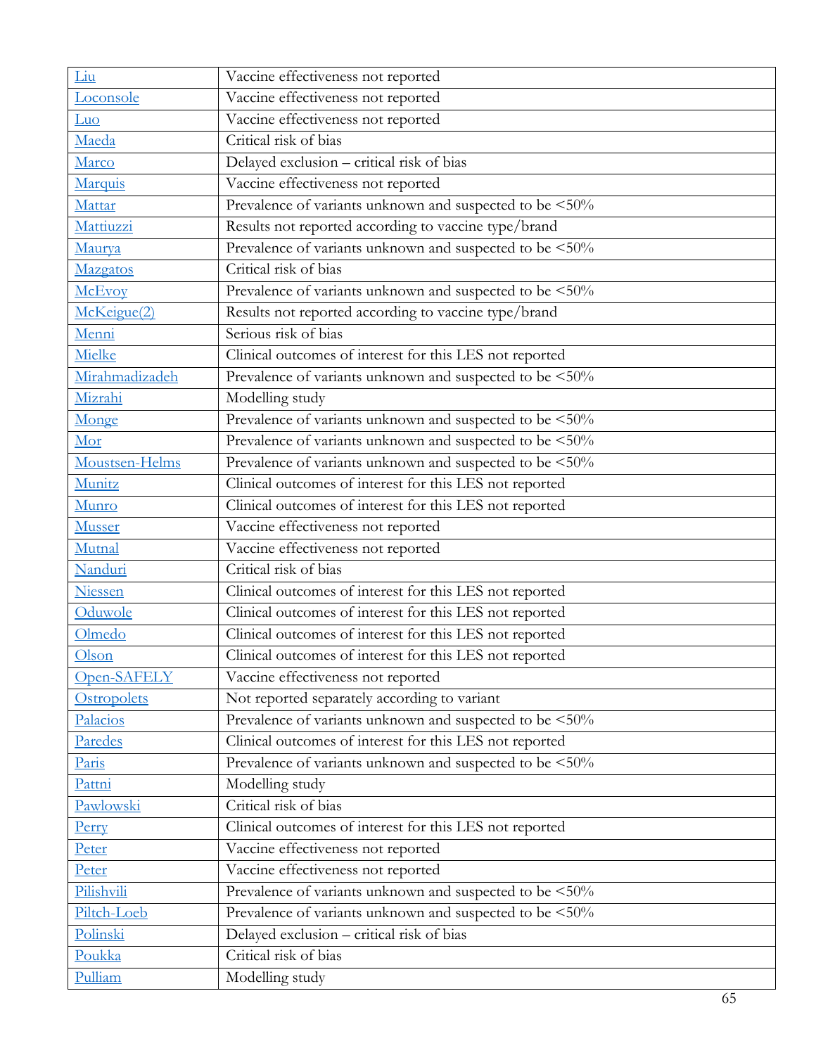| | |
|---|---|
| Liu | Vaccine effectiveness not reported |
| Loconsole | Vaccine effectiveness not reported |
| Luo | Vaccine effectiveness not reported |
| Maeda | Critical risk of bias |
| Marco | Delayed exclusion – critical risk of bias |
| Marquis | Vaccine effectiveness not reported |
| Mattar | Prevalence of variants unknown and suspected to be <50% |
| Mattiuzzi | Results not reported according to vaccine type/brand |
| Maurya | Prevalence of variants unknown and suspected to be <50% |
| Mazgatos | Critical risk of bias |
| McEvoy | Prevalence of variants unknown and suspected to be <50% |
| McKeigue(2) | Results not reported according to vaccine type/brand |
| Menni | Serious risk of bias |
| Mielke | Clinical outcomes of interest for this LES not reported |
| Mirahmadizadeh | Prevalence of variants unknown and suspected to be <50% |
| Mizrahi | Modelling study |
| Monge | Prevalence of variants unknown and suspected to be <50% |
| Mor | Prevalence of variants unknown and suspected to be <50% |
| Moustsen-Helms | Prevalence of variants unknown and suspected to be <50% |
| Munitz | Clinical outcomes of interest for this LES not reported |
| Munro | Clinical outcomes of interest for this LES not reported |
| Musser | Vaccine effectiveness not reported |
| Mutnal | Vaccine effectiveness not reported |
| Nanduri | Critical risk of bias |
| Niessen | Clinical outcomes of interest for this LES not reported |
| Oduwole | Clinical outcomes of interest for this LES not reported |
| Olmedo | Clinical outcomes of interest for this LES not reported |
| Olson | Clinical outcomes of interest for this LES not reported |
| Open-SAFELY | Vaccine effectiveness not reported |
| Ostropolets | Not reported separately according to variant |
| Palacios | Prevalence of variants unknown and suspected to be <50% |
| Paredes | Clinical outcomes of interest for this LES not reported |
| Paris | Prevalence of variants unknown and suspected to be <50% |
| Pattni | Modelling study |
| Pawlowski | Critical risk of bias |
| Perry | Clinical outcomes of interest for this LES not reported |
| Peter | Vaccine effectiveness not reported |
| Peter | Vaccine effectiveness not reported |
| Pilishvili | Prevalence of variants unknown and suspected to be <50% |
| Piltch-Loeb | Prevalence of variants unknown and suspected to be <50% |
| Polinski | Delayed exclusion – critical risk of bias |
| Poukka | Critical risk of bias |
| Pulliam | Modelling study |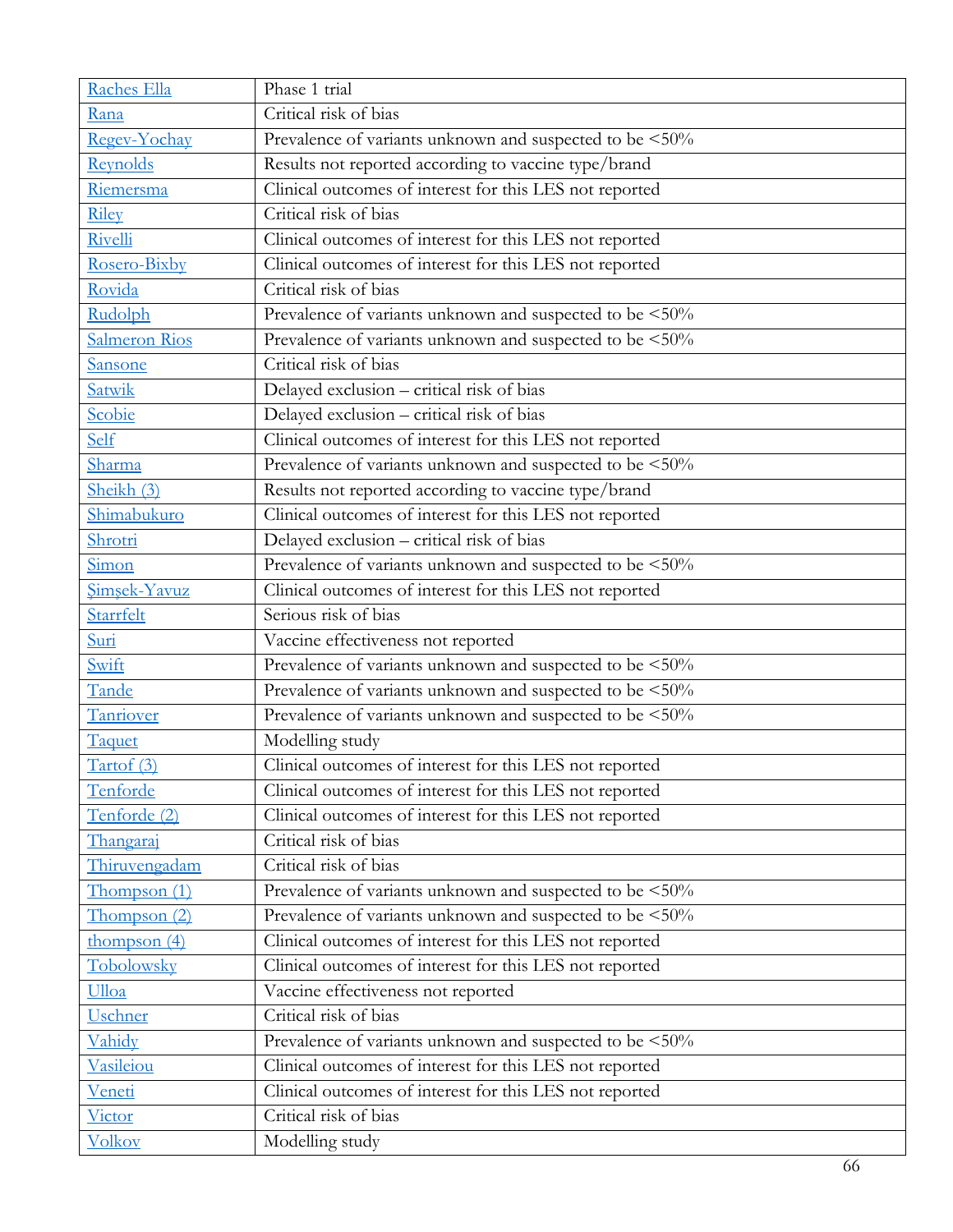| | |
|---|---|
| Raches Ella | Phase 1 trial |
| Rana | Critical risk of bias |
| Regev-Yochay | Prevalence of variants unknown and suspected to be <50% |
| Reynolds | Results not reported according to vaccine type/brand |
| Riemersma | Clinical outcomes of interest for this LES not reported |
| Riley | Critical risk of bias |
| Rivelli | Clinical outcomes of interest for this LES not reported |
| Rosero-Bixby | Clinical outcomes of interest for this LES not reported |
| Rovida | Critical risk of bias |
| Rudolph | Prevalence of variants unknown and suspected to be <50% |
| Salmeron Rios | Prevalence of variants unknown and suspected to be <50% |
| Sansone | Critical risk of bias |
| Satwik | Delayed exclusion – critical risk of bias |
| Scobie | Delayed exclusion – critical risk of bias |
| Self | Clinical outcomes of interest for this LES not reported |
| Sharma | Prevalence of variants unknown and suspected to be <50% |
| Sheikh (3) | Results not reported according to vaccine type/brand |
| Shimabukuro | Clinical outcomes of interest for this LES not reported |
| Shrotri | Delayed exclusion – critical risk of bias |
| Simon | Prevalence of variants unknown and suspected to be <50% |
| Şimşek-Yavuz | Clinical outcomes of interest for this LES not reported |
| Starrfelt | Serious risk of bias |
| Suri | Vaccine effectiveness not reported |
| Swift | Prevalence of variants unknown and suspected to be <50% |
| Tande | Prevalence of variants unknown and suspected to be <50% |
| Tanriover | Prevalence of variants unknown and suspected to be <50% |
| Taquet | Modelling study |
| Tartof (3) | Clinical outcomes of interest for this LES not reported |
| Tenforde | Clinical outcomes of interest for this LES not reported |
| Tenforde (2) | Clinical outcomes of interest for this LES not reported |
| Thangaraj | Critical risk of bias |
| Thiruvengadam | Critical risk of bias |
| Thompson (1) | Prevalence of variants unknown and suspected to be <50% |
| Thompson (2) | Prevalence of variants unknown and suspected to be <50% |
| thompson (4) | Clinical outcomes of interest for this LES not reported |
| Tobolowsky | Clinical outcomes of interest for this LES not reported |
| Ulloa | Vaccine effectiveness not reported |
| Uschner | Critical risk of bias |
| Vahidy | Prevalence of variants unknown and suspected to be <50% |
| Vasileiou | Clinical outcomes of interest for this LES not reported |
| Veneti | Clinical outcomes of interest for this LES not reported |
| Victor | Critical risk of bias |
| Volkov | Modelling study |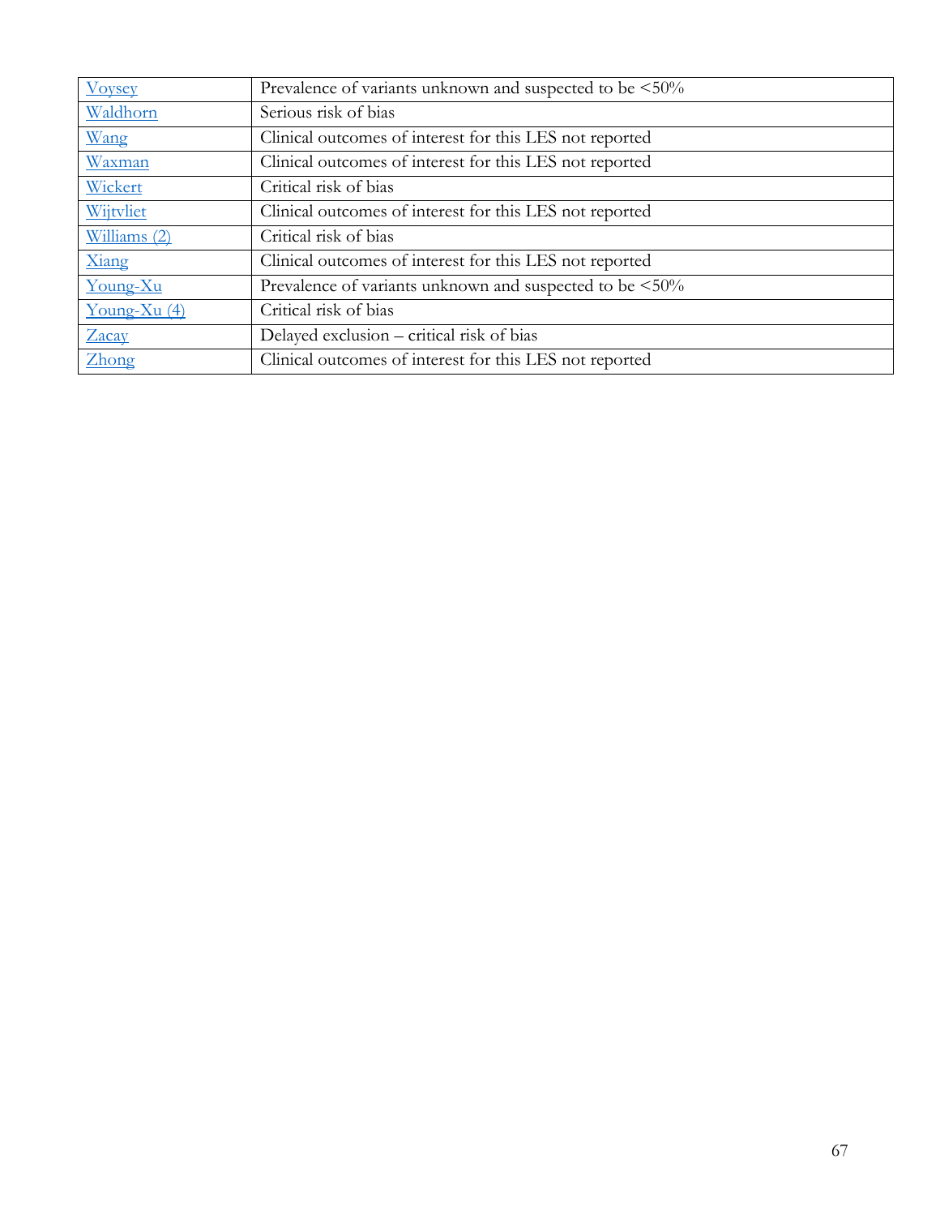| | |
|---|---|
| Voysey | Prevalence of variants unknown and suspected to be <50% |
| Waldhorn | Serious risk of bias |
| Wang | Clinical outcomes of interest for this LES not reported |
| Waxman | Clinical outcomes of interest for this LES not reported |
| Wickert | Critical risk of bias |
| Wijtvliet | Clinical outcomes of interest for this LES not reported |
| Williams (2) | Critical risk of bias |
| Xiang | Clinical outcomes of interest for this LES not reported |
| Young-Xu | Prevalence of variants unknown and suspected to be <50% |
| Young-Xu (4) | Critical risk of bias |
| Zacay | Delayed exclusion – critical risk of bias |
| Zhong | Clinical outcomes of interest for this LES not reported |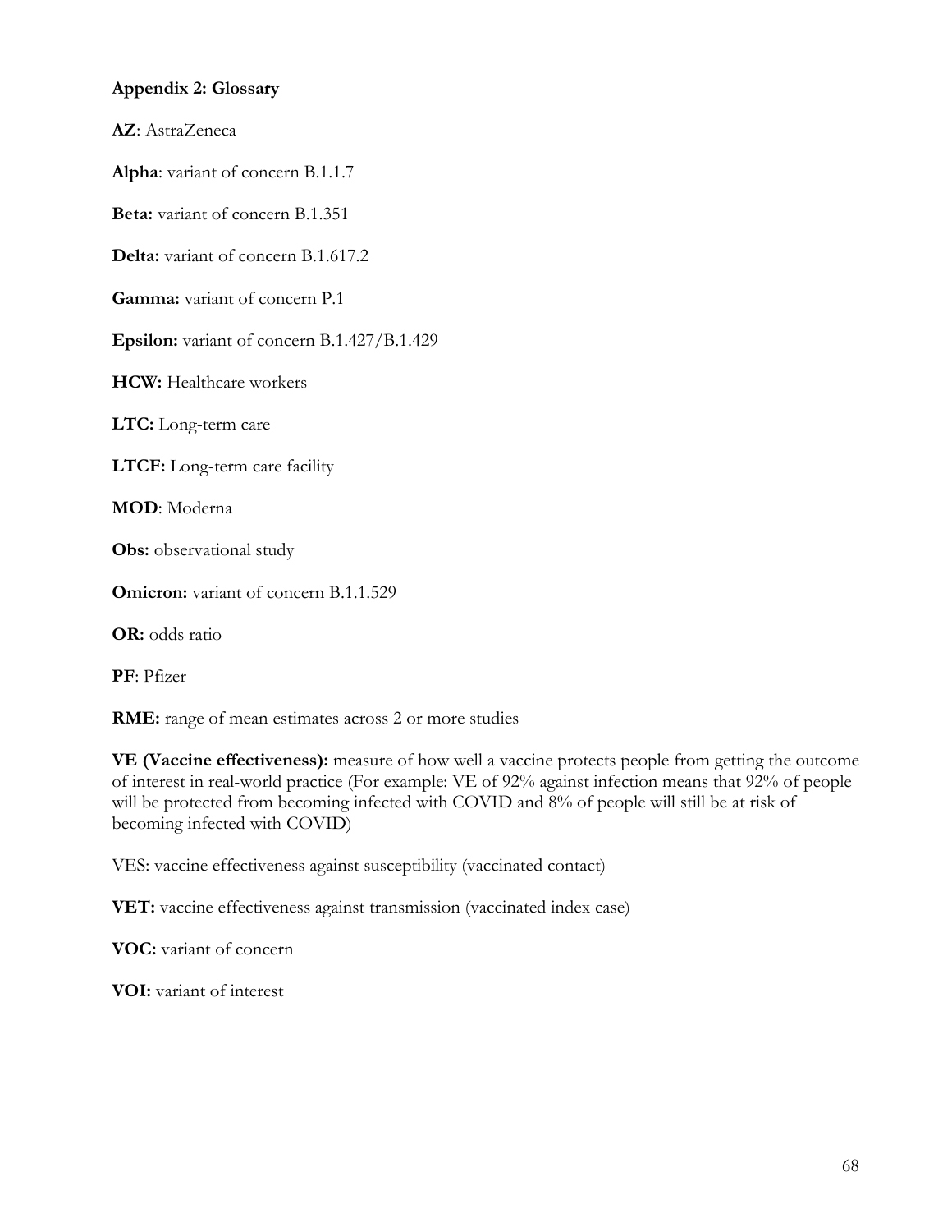**Appendix 2: Glossary**

**AZ**: AstraZeneca

**Alpha**: variant of concern B.1.1.7

**Beta:** variant of concern B.1.351

**Delta:** variant of concern B.1.617.2

**Gamma:** variant of concern P.1

**Epsilon:** variant of concern B.1.427/B.1.429

**HCW:** Healthcare workers

**LTC:** Long-term care

**LTCF:** Long-term care facility

**MOD**: Moderna

**Obs:** observational study

**Omicron:** variant of concern B.1.1.529

**OR:** odds ratio

**PF**: Pfizer

**RME:** range of mean estimates across 2 or more studies

**VE (Vaccine effectiveness):** measure of how well a vaccine protects people from getting the outcome of interest in real-world practice (For example: VE of 92% against infection means that 92% of people will be protected from becoming infected with COVID and 8% of people will still be at risk of becoming infected with COVID)

VES: vaccine effectiveness against susceptibility (vaccinated contact)

**VET:** vaccine effectiveness against transmission (vaccinated index case)

**VOC:** variant of concern

**VOI:** variant of interest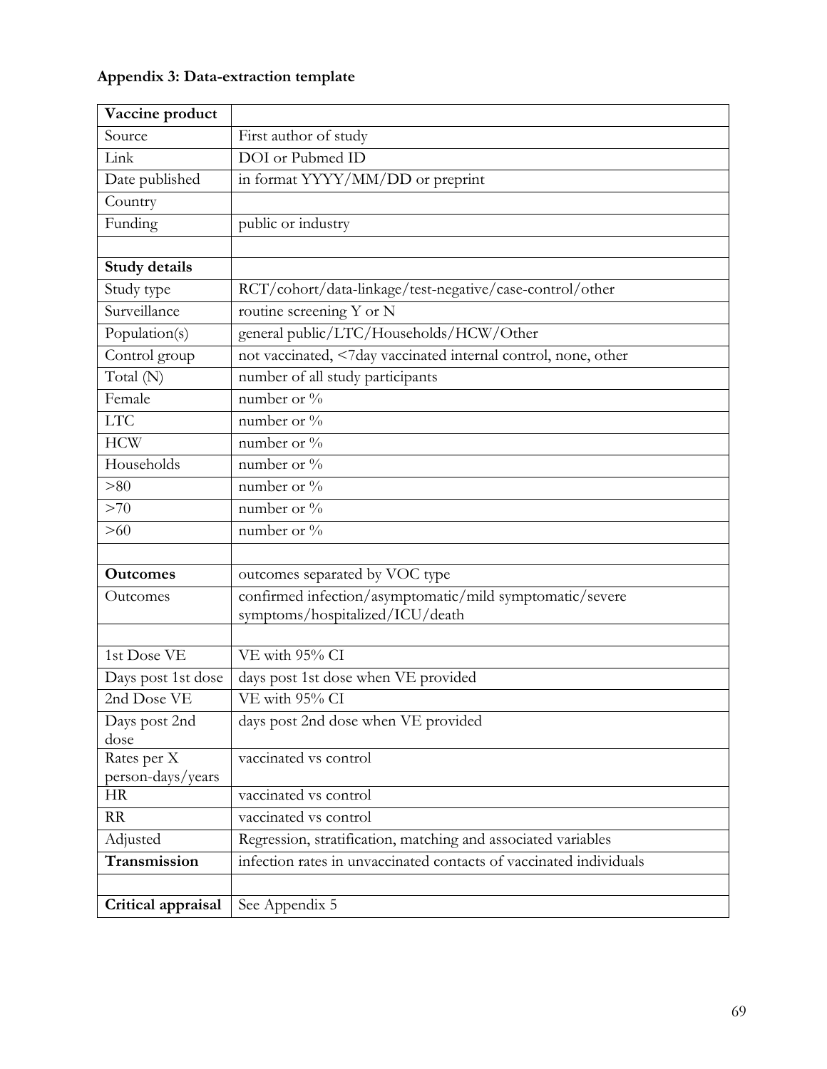**Appendix 3: Data-extraction template**

| **Vaccine product** | |
|---|---|
| Source | First author of study |
| Link | DOI or Pubmed ID |
| Date published | in format YYYY/MM/DD or preprint |
| Country | |
| Funding | public or industry |
| | |
| **Study details** | |
| Study type | RCT/cohort/data-linkage/test-negative/case-control/other |
| Surveillance | routine screening Y or N |
| Population(s) | general public/LTC/Households/HCW/Other |
| Control group | not vaccinated, <7day vaccinated internal control, none, other |
| Total (N) | number of all study participants |
| Female | number or % |
| LTC | number or % |
| HCW | number or % |
| Households | number or % |
| >80 | number or % |
| >70 | number or % |
| >60 | number or % |
| | |
| **Outcomes** | outcomes separated by VOC type |
| Outcomes | confirmed infection/asymptomatic/mild symptomatic/severe symptoms/hospitalized/ICU/death |
| | |
| 1st Dose VE | VE with 95% CI |
| Days post 1st dose | days post 1st dose when VE provided |
| 2nd Dose VE | VE with 95% CI |
| Days post 2nd dose | days post 2nd dose when VE provided |
| Rates per X person-days/years | vaccinated vs control |
| HR | vaccinated vs control |
| RR | vaccinated vs control |
| Adjusted | Regression, stratification, matching and associated variables |
| **Transmission** | infection rates in unvaccinated contacts of vaccinated individuals |
| | |
| **Critical appraisal** | See Appendix 5 |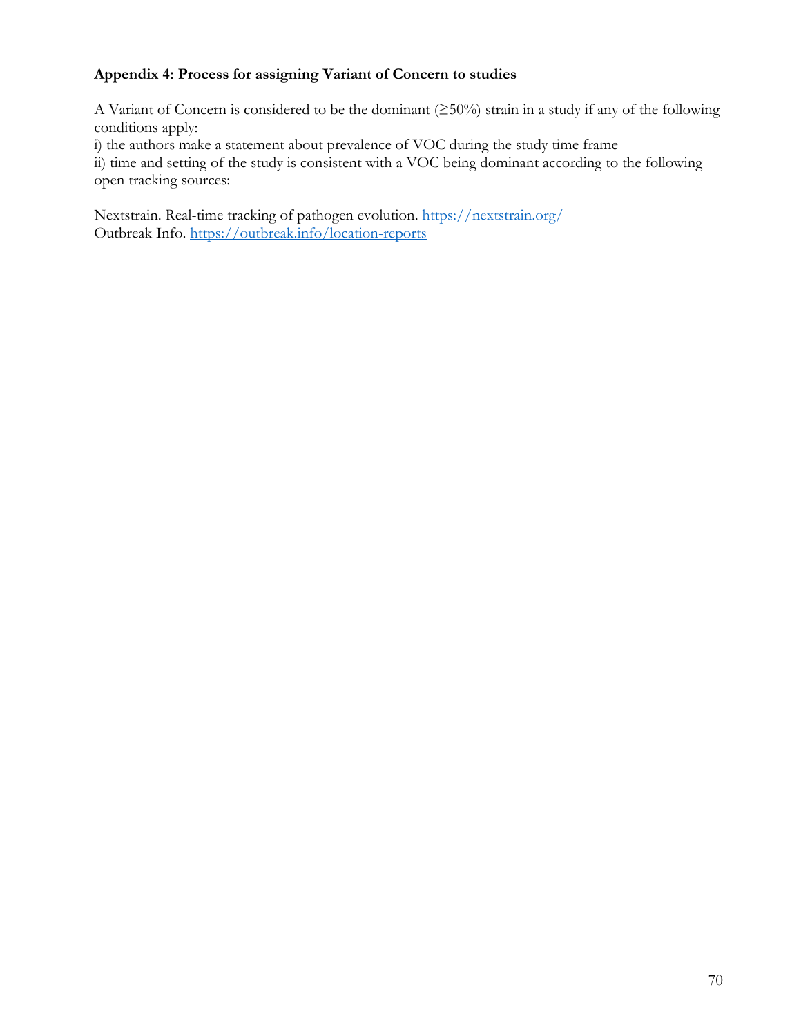**Appendix 4: Process for assigning Variant of Concern to studies**

A Variant of Concern is considered to be the dominant (≥50%) strain in a study if any of the following conditions apply:

i) the authors make a statement about prevalence of VOC during the study time frame

ii) time and setting of the study is consistent with a VOC being dominant according to the following open tracking sources:

Nextstrain. Real-time tracking of pathogen evolution. https://nextstrain.org/

Outbreak Info. https://outbreak.info/location-reports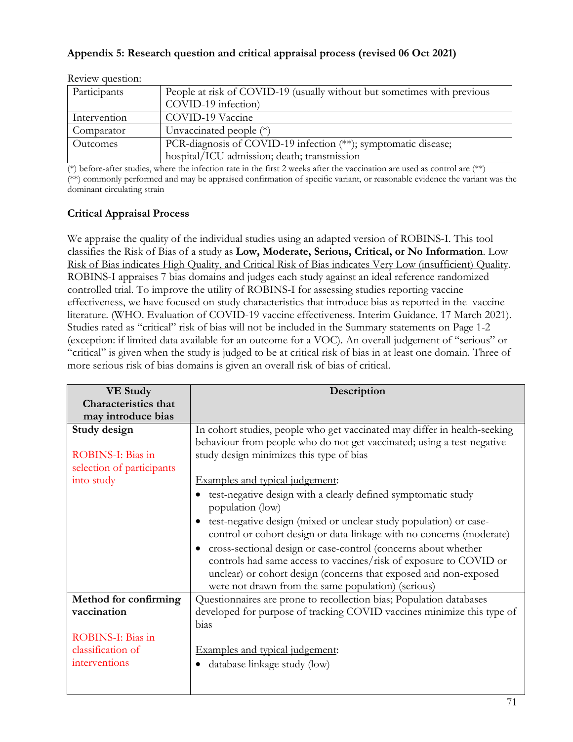**Appendix 5: Research question and critical appraisal process (revised 06 Oct 2021)**

Review question:

| Participants | People at risk of COVID-19 (usually without but sometimes with previous COVID-19 infection) |
|---|---|
| Intervention | COVID-19 Vaccine |
| Comparator | Unvaccinated people (*) |
| Outcomes | PCR-diagnosis of COVID-19 infection (**); symptomatic disease; hospital/ICU admission; death; transmission |

(*) before-after studies, where the infection rate in the first 2 weeks after the vaccination are used as control are (**)
(**) commonly performed and may be appraised confirmation of specific variant, or reasonable evidence the variant was the dominant circulating strain

**Critical Appraisal Process**

We appraise the quality of the individual studies using an adapted version of ROBINS-I. This tool classifies the Risk of Bias of a study as **Low, Moderate, Serious, Critical, or No Information**. Low Risk of Bias indicates High Quality, and Critical Risk of Bias indicates Very Low (insufficient) Quality. ROBINS-I appraises 7 bias domains and judges each study against an ideal reference randomized controlled trial. To improve the utility of ROBINS-I for assessing studies reporting vaccine effectiveness, we have focused on study characteristics that introduce bias as reported in the vaccine literature. (WHO. Evaluation of COVID-19 vaccine effectiveness. Interim Guidance. 17 March 2021). Studies rated as "critical" risk of bias will not be included in the Summary statements on Page 1-2 (exception: if limited data available for an outcome for a VOC). An overall judgement of "serious" or "critical" is given when the study is judged to be at critical risk of bias in at least one domain. Three of more serious risk of bias domains is given an overall risk of bias of critical.

| VE Study Characteristics that may introduce bias | Description |
|---|---|
| **Study design**<br><br>ROBINS-I: Bias in selection of participants into study | In cohort studies, people who get vaccinated may differ in health-seeking behaviour from people who do not get vaccinated; using a test-negative study design minimizes this type of bias<br><br>Examples and typical judgement:<br>• test-negative design with a clearly defined symptomatic study population (low)<br>• test-negative design (mixed or unclear study population) or case-control or cohort design or data-linkage with no concerns (moderate)<br>• cross-sectional design or case-control (concerns about whether controls had same access to vaccines/risk of exposure to COVID or unclear) or cohort design (concerns that exposed and non-exposed were not drawn from the same population) (serious) |
| **Method for confirming vaccination**<br><br>ROBINS-I: Bias in classification of interventions | Questionnaires are prone to recollection bias; Population databases developed for purpose of tracking COVID vaccines minimize this type of bias<br><br>Examples and typical judgement:<br>• database linkage study (low) |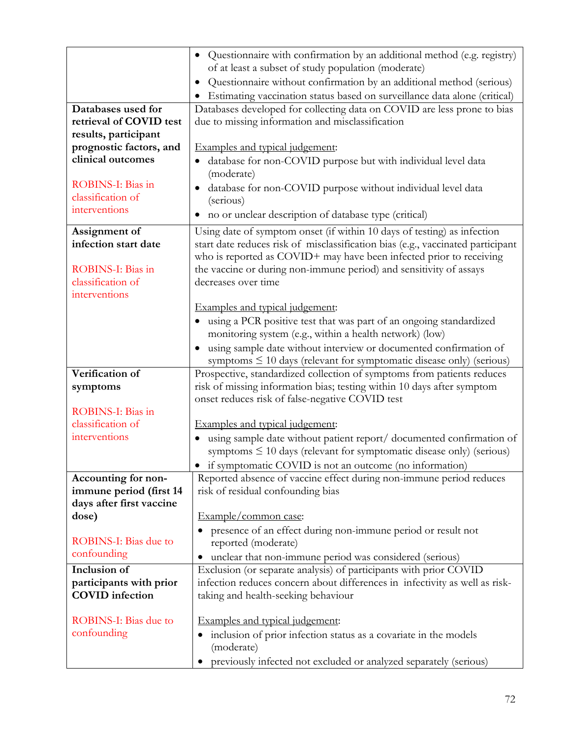| | |
|---|---|
| | • Questionnaire with confirmation by an additional method (e.g. registry) of at least a subset of study population (moderate)<br>• Questionnaire without confirmation by an additional method (serious)<br>• Estimating vaccination status based on surveillance data alone (critical) |
| **Databases used for retrieval of COVID test results, participant prognostic factors, and clinical outcomes**<br><br>ROBINS-I: Bias in classification of interventions | Databases developed for collecting data on COVID are less prone to bias due to missing information and misclassification<br><br>Examples and typical judgement:<br>• database for non-COVID purpose but with individual level data (moderate)<br>• database for non-COVID purpose without individual level data (serious)<br>• no or unclear description of database type (critical) |
| **Assignment of infection start date**<br><br>ROBINS-I: Bias in classification of interventions | Using date of symptom onset (if within 10 days of testing) as infection start date reduces risk of misclassification bias (e.g., vaccinated participant who is reported as COVID+ may have been infected prior to receiving the vaccine or during non-immune period) and sensitivity of assays decreases over time<br><br>Examples and typical judgement:<br>• using a PCR positive test that was part of an ongoing standardized monitoring system (e.g., within a health network) (low)<br>• using sample date without interview or documented confirmation of symptoms ≤ 10 days (relevant for symptomatic disease only) (serious) |
| **Verification of symptoms**<br><br>ROBINS-I: Bias in classification of interventions | Prospective, standardized collection of symptoms from patients reduces risk of missing information bias; testing within 10 days after symptom onset reduces risk of false-negative COVID test<br><br>Examples and typical judgement:<br>• using sample date without patient report/ documented confirmation of symptoms ≤ 10 days (relevant for symptomatic disease only) (serious)<br>• if symptomatic COVID is not an outcome (no information) |
| **Accounting for non-immune period (first 14 days after first vaccine dose)**<br><br>ROBINS-I: Bias due to confounding | Reported absence of vaccine effect during non-immune period reduces risk of residual confounding bias<br><br>Example/common case:<br>• presence of an effect during non-immune period or result not reported (moderate)<br>• unclear that non-immune period was considered (serious) |
| **Inclusion of participants with prior COVID infection**<br><br>ROBINS-I: Bias due to confounding | Exclusion (or separate analysis) of participants with prior COVID infection reduces concern about differences in infectivity as well as risk-taking and health-seeking behaviour<br><br>Examples and typical judgement:<br>• inclusion of prior infection status as a covariate in the models (moderate)<br>• previously infected not excluded or analyzed separately (serious) |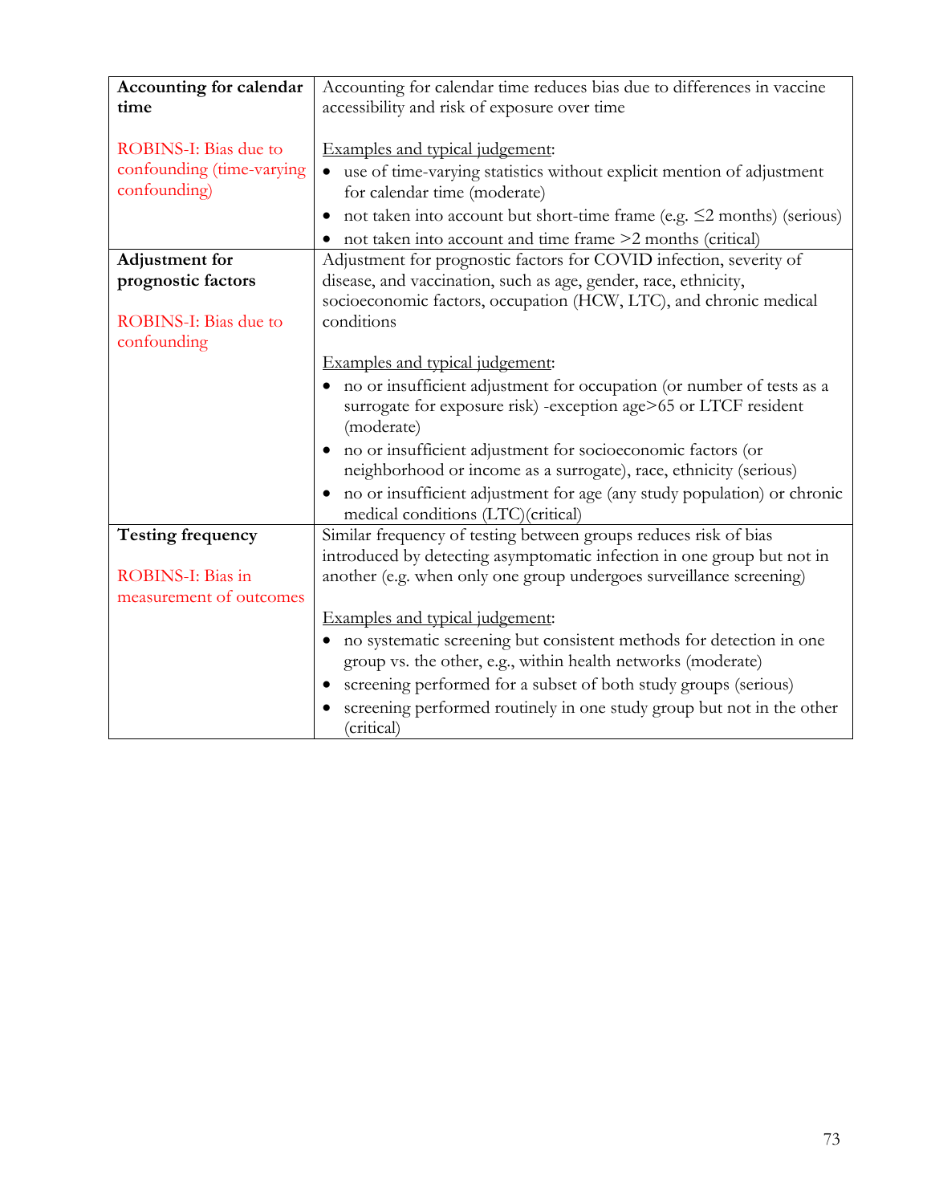| | |
|---|---|
| **Accounting for calendar time**<br><br>ROBINS-I: Bias due to confounding (time-varying confounding) | Accounting for calendar time reduces bias due to differences in vaccine accessibility and risk of exposure over time<br><br><u>Examples and typical judgement</u>:<br>• use of time-varying statistics without explicit mention of adjustment for calendar time (moderate)<br>• not taken into account but short-time frame (e.g. ≤2 months) (serious)<br>• not taken into account and time frame >2 months (critical) |
| **Adjustment for prognostic factors**<br><br>ROBINS-I: Bias due to confounding | Adjustment for prognostic factors for COVID infection, severity of disease, and vaccination, such as age, gender, race, ethnicity, socioeconomic factors, occupation (HCW, LTC), and chronic medical conditions<br><br><u>Examples and typical judgement</u>:<br>• no or insufficient adjustment for occupation (or number of tests as a surrogate for exposure risk) -exception age>65 or LTCF resident (moderate)<br>• no or insufficient adjustment for socioeconomic factors (or neighborhood or income as a surrogate), race, ethnicity (serious)<br>• no or insufficient adjustment for age (any study population) or chronic medical conditions (LTC)(critical) |
| **Testing frequency**<br><br>ROBINS-I: Bias in measurement of outcomes | Similar frequency of testing between groups reduces risk of bias introduced by detecting asymptomatic infection in one group but not in another (e.g. when only one group undergoes surveillance screening)<br><br><u>Examples and typical judgement</u>:<br>• no systematic screening but consistent methods for detection in one group vs. the other, e.g., within health networks (moderate)<br>• screening performed for a subset of both study groups (serious)<br>• screening performed routinely in one study group but not in the other (critical) |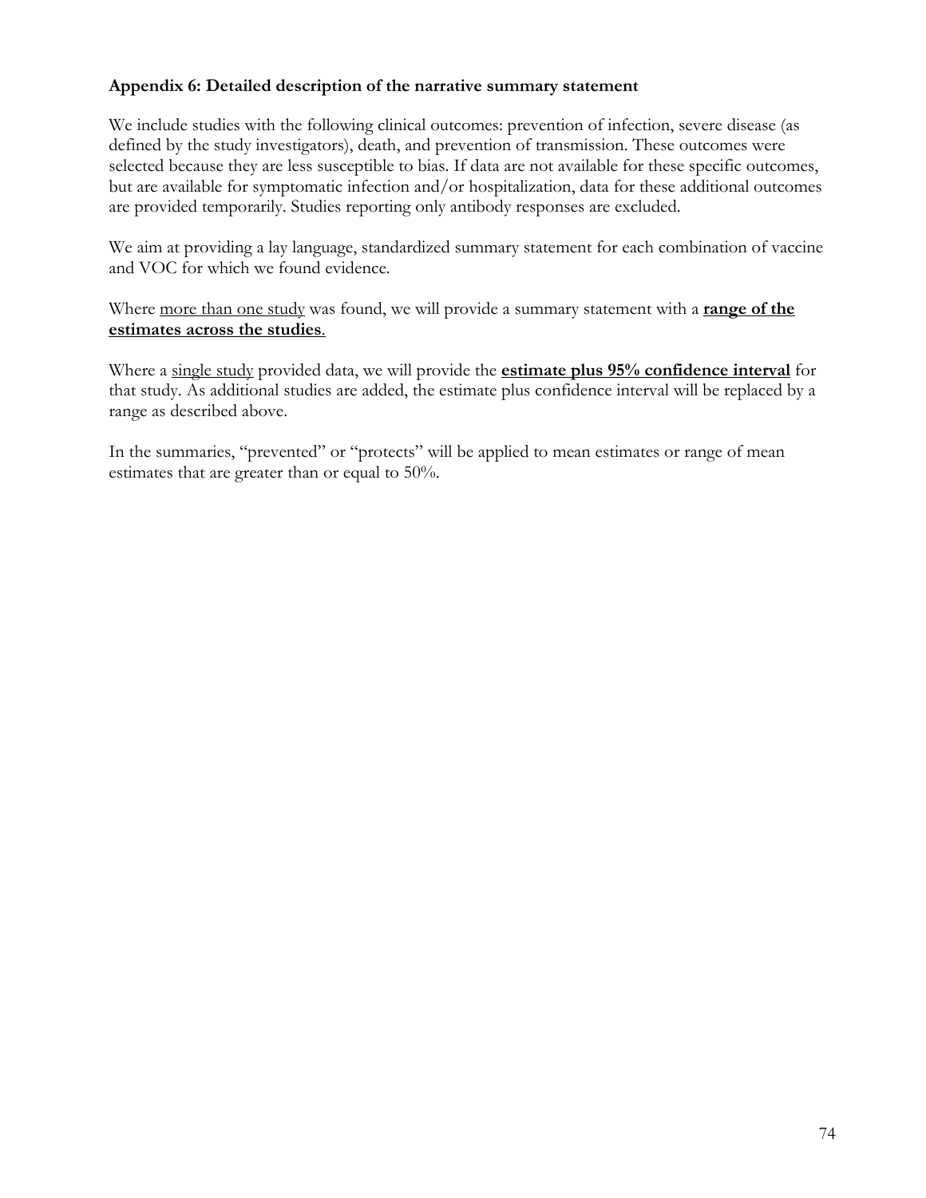## Appendix 6: Detailed description of the narrative summary statement

We include studies with the following clinical outcomes: prevention of infection, severe disease (as defined by the study investigators), death, and prevention of transmission. These outcomes were selected because they are less susceptible to bias. If data are not available for these specific outcomes, but are available for symptomatic infection and/or hospitalization, data for these additional outcomes are provided temporarily. Studies reporting only antibody responses are excluded.

We aim at providing a lay language, standardized summary statement for each combination of vaccine and VOC for which we found evidence.

Where more than one study was found, we will provide a summary statement with a **range of the estimates across the studies**.

Where a single study provided data, we will provide the **estimate plus 95% confidence interval** for that study. As additional studies are added, the estimate plus confidence interval will be replaced by a range as described above.

In the summaries, "prevented" or "protects" will be applied to mean estimates or range of mean estimates that are greater than or equal to 50%.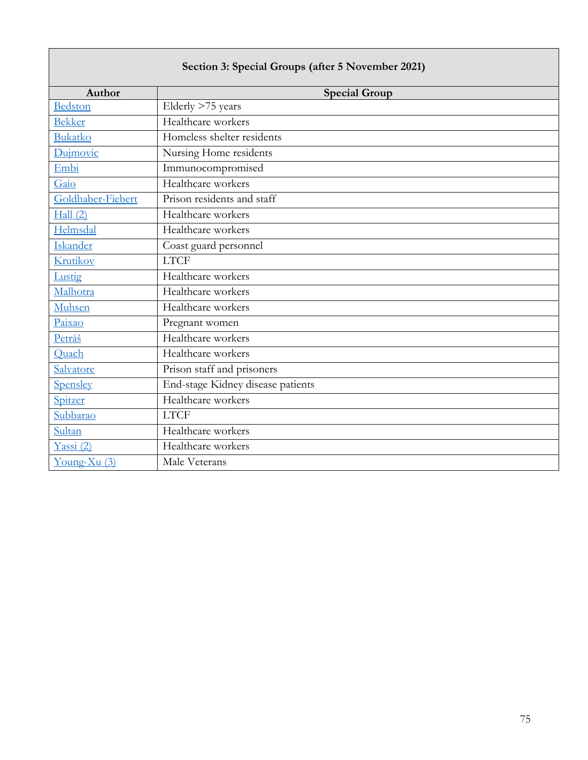| Section 3: Special Groups (after 5 November 2021) | |
|---|---|
| **Author** | **Special Group** |
| Bedston | Elderly >75 years |
| Bekker | Healthcare workers |
| Bukatko | Homeless shelter residents |
| Dujmovic | Nursing Home residents |
| Embi | Immunocompromised |
| Gaio | Healthcare workers |
| Goldhaber-Fiebert | Prison residents and staff |
| Hall (2) | Healthcare workers |
| Helmsdal | Healthcare workers |
| Iskander | Coast guard personnel |
| Krutikov | LTCF |
| Lustig | Healthcare workers |
| Malhotra | Healthcare workers |
| Muhsen | Healthcare workers |
| Paixao | Pregnant women |
| Petráš | Healthcare workers |
| Quach | Healthcare workers |
| Salvatore | Prison staff and prisoners |
| Spensley | End-stage Kidney disease patients |
| Spitzer | Healthcare workers |
| Subbarao | LTCF |
| Sultan | Healthcare workers |
| Yassi (2) | Healthcare workers |
| Young-Xu (3) | Male Veterans |